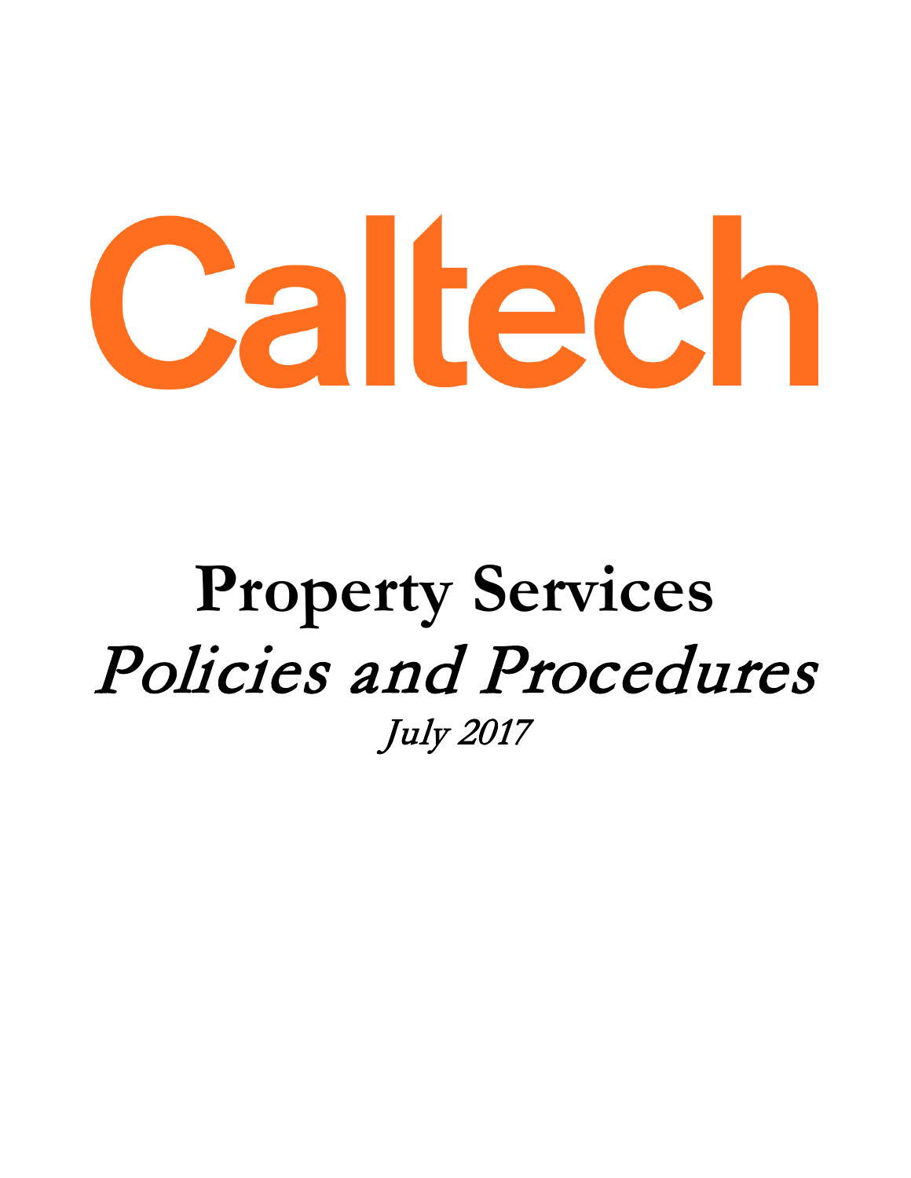# Caltech

# Property Services

## *Policies and Procedures*

*July 2017*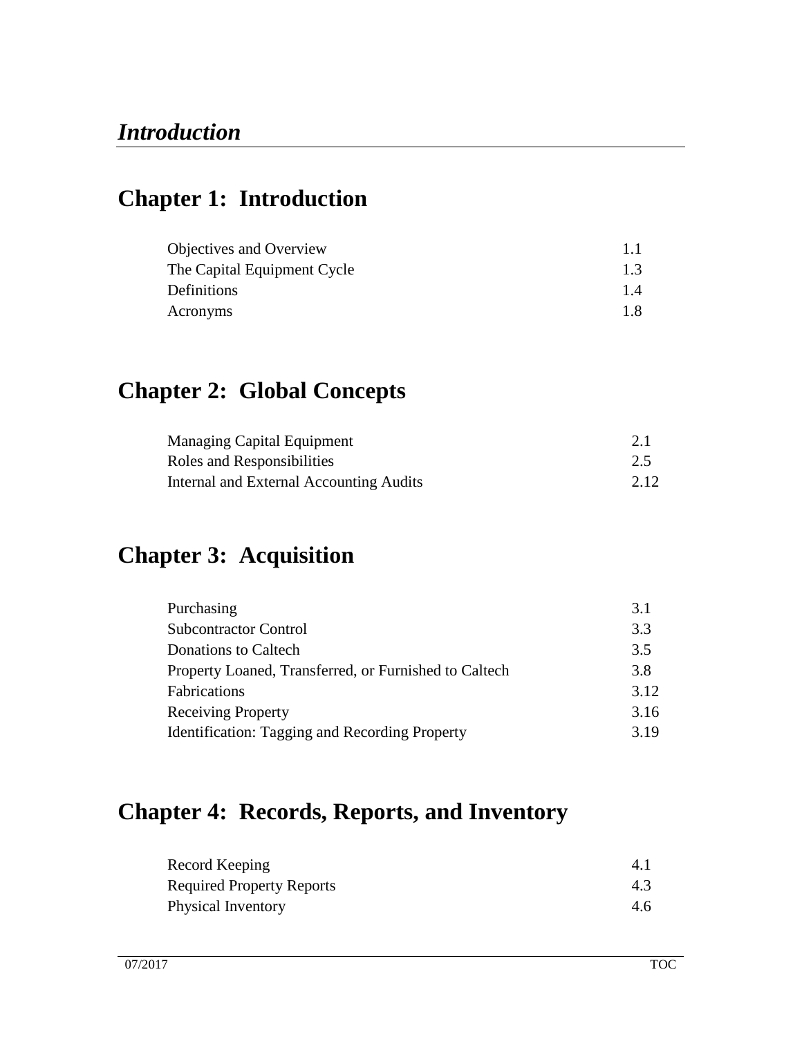# *Introduction*

## Chapter 1: Introduction

| | |
|---|---|
| Objectives and Overview | 1.1 |
| The Capital Equipment Cycle | 1.3 |
| Definitions | 1.4 |
| Acronyms | 1.8 |

## Chapter 2: Global Concepts

| | |
|---|---|
| Managing Capital Equipment | 2.1 |
| Roles and Responsibilities | 2.5 |
| Internal and External Accounting Audits | 2.12 |

## Chapter 3: Acquisition

| | |
|---|---|
| Purchasing | 3.1 |
| Subcontractor Control | 3.3 |
| Donations to Caltech | 3.5 |
| Property Loaned, Transferred, or Furnished to Caltech | 3.8 |
| Fabrications | 3.12 |
| Receiving Property | 3.16 |
| Identification: Tagging and Recording Property | 3.19 |

## Chapter 4: Records, Reports, and Inventory

| | |
|---|---|
| Record Keeping | 4.1 |
| Required Property Reports | 4.3 |
| Physical Inventory | 4.6 |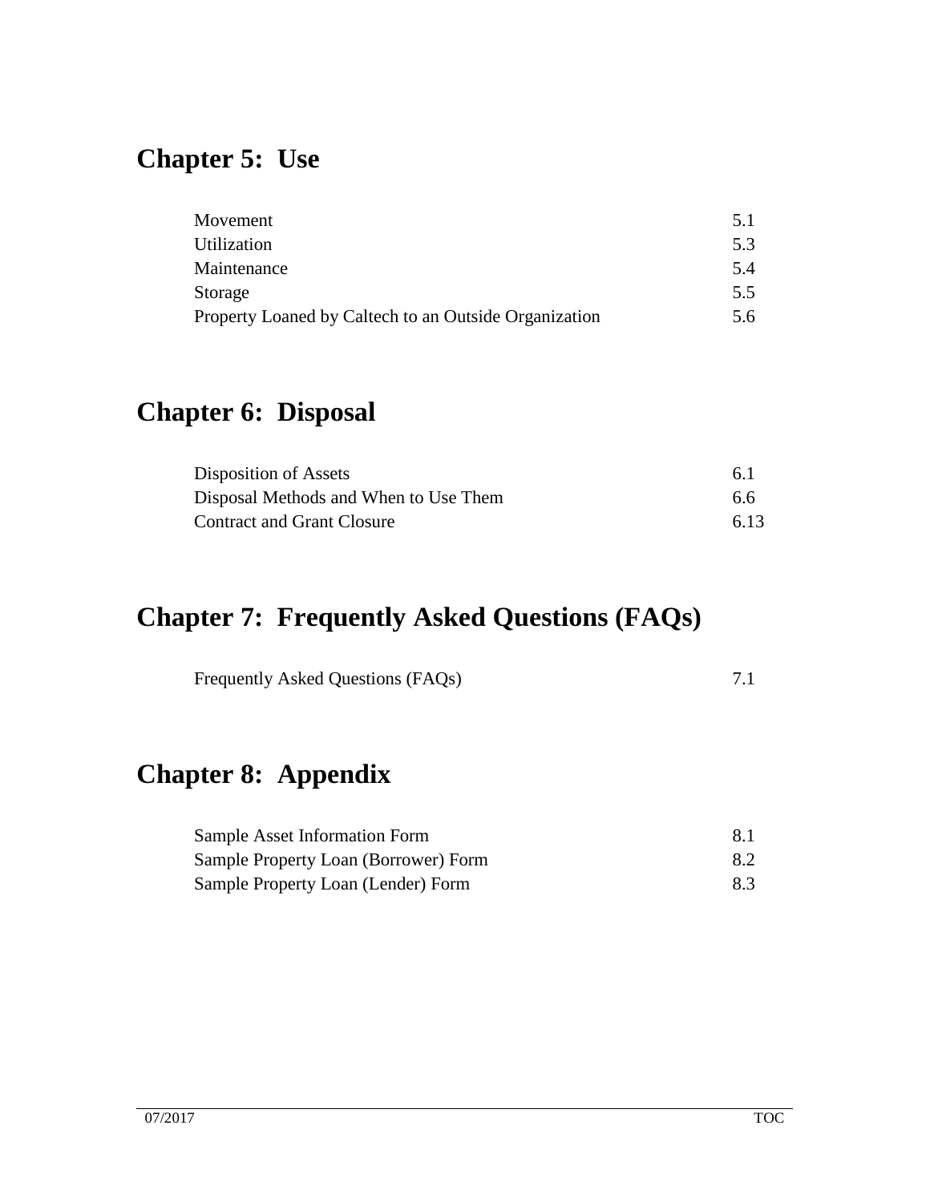## Chapter 5: Use

| | |
|---|---|
| Movement | 5.1 |
| Utilization | 5.3 |
| Maintenance | 5.4 |
| Storage | 5.5 |
| Property Loaned by Caltech to an Outside Organization | 5.6 |

## Chapter 6: Disposal

| | |
|---|---|
| Disposition of Assets | 6.1 |
| Disposal Methods and When to Use Them | 6.6 |
| Contract and Grant Closure | 6.13 |

## Chapter 7: Frequently Asked Questions (FAQs)

| | |
|---|---|
| Frequently Asked Questions (FAQs) | 7.1 |

## Chapter 8: Appendix

| | |
|---|---|
| Sample Asset Information Form | 8.1 |
| Sample Property Loan (Borrower) Form | 8.2 |
| Sample Property Loan (Lender) Form | 8.3 |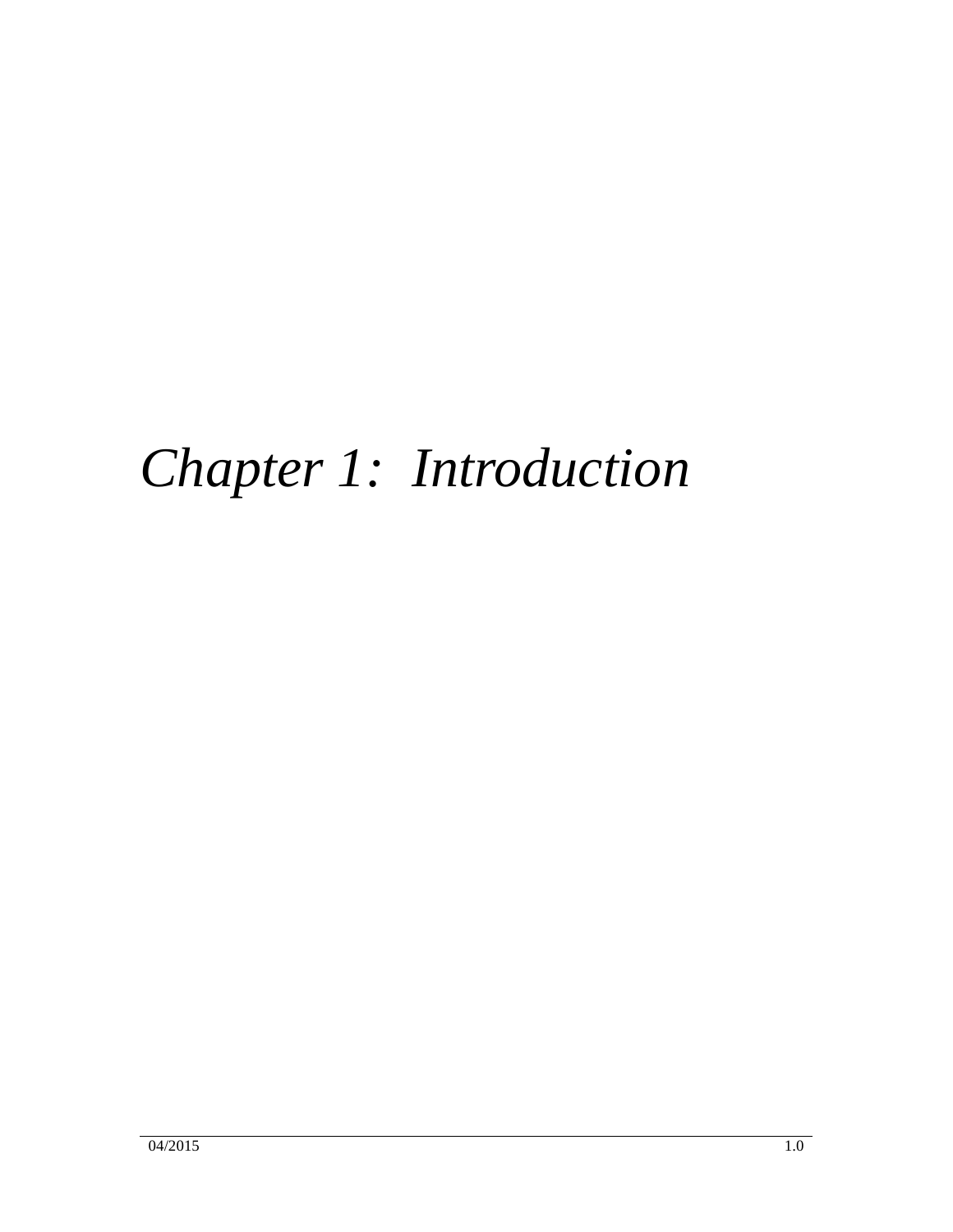# *Chapter 1: Introduction*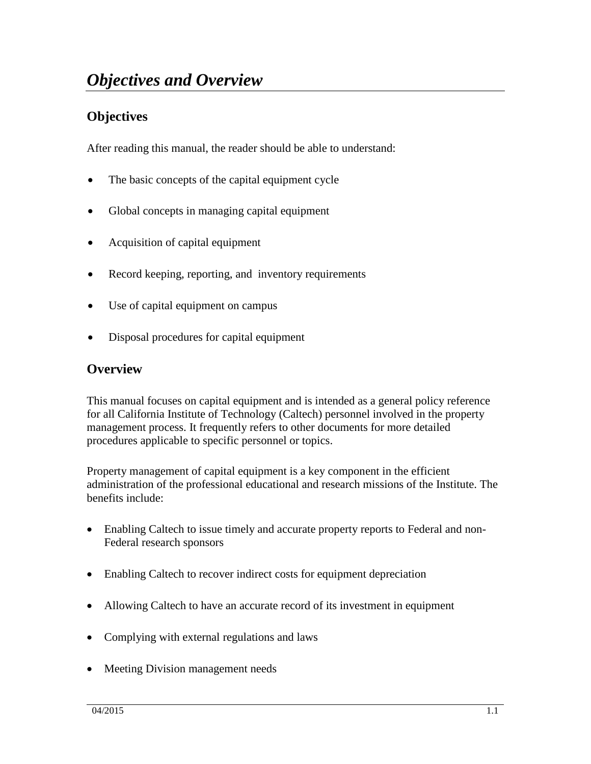# *Objectives and Overview*

## Objectives

After reading this manual, the reader should be able to understand:

- The basic concepts of the capital equipment cycle
- Global concepts in managing capital equipment
- Acquisition of capital equipment
- Record keeping, reporting, and inventory requirements
- Use of capital equipment on campus
- Disposal procedures for capital equipment

## Overview

This manual focuses on capital equipment and is intended as a general policy reference for all California Institute of Technology (Caltech) personnel involved in the property management process. It frequently refers to other documents for more detailed procedures applicable to specific personnel or topics.

Property management of capital equipment is a key component in the efficient administration of the professional educational and research missions of the Institute. The benefits include:

- Enabling Caltech to issue timely and accurate property reports to Federal and non-Federal research sponsors
- Enabling Caltech to recover indirect costs for equipment depreciation
- Allowing Caltech to have an accurate record of its investment in equipment
- Complying with external regulations and laws
- Meeting Division management needs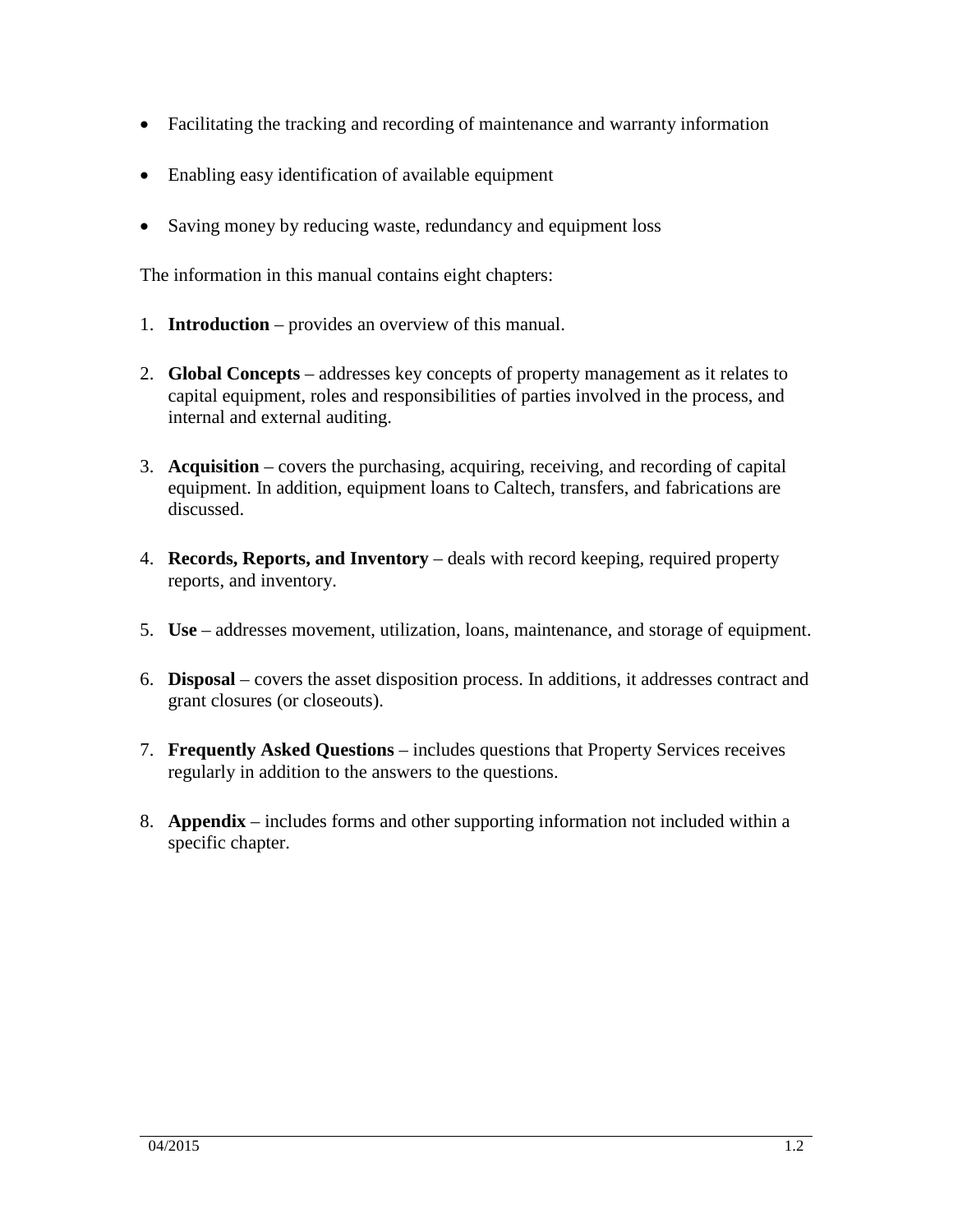- Facilitating the tracking and recording of maintenance and warranty information
- Enabling easy identification of available equipment
- Saving money by reducing waste, redundancy and equipment loss

The information in this manual contains eight chapters:

1. **Introduction** – provides an overview of this manual.
2. **Global Concepts** – addresses key concepts of property management as it relates to capital equipment, roles and responsibilities of parties involved in the process, and internal and external auditing.
3. **Acquisition** – covers the purchasing, acquiring, receiving, and recording of capital equipment. In addition, equipment loans to Caltech, transfers, and fabrications are discussed.
4. **Records, Reports, and Inventory** – deals with record keeping, required property reports, and inventory.
5. **Use** – addresses movement, utilization, loans, maintenance, and storage of equipment.
6. **Disposal** – covers the asset disposition process. In additions, it addresses contract and grant closures (or closeouts).
7. **Frequently Asked Questions** – includes questions that Property Services receives regularly in addition to the answers to the questions.
8. **Appendix** – includes forms and other supporting information not included within a specific chapter.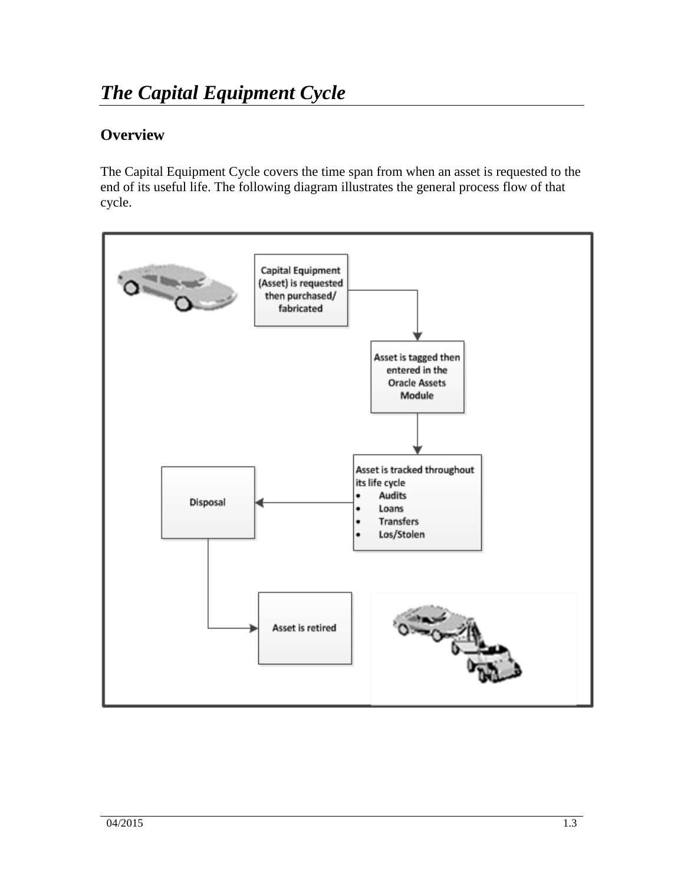# *The Capital Equipment Cycle*

## Overview

The Capital Equipment Cycle covers the time span from when an asset is requested to the end of its useful life. The following diagram illustrates the general process flow of that cycle.

Capital Equipment (Asset) is requested then purchased/ fabricated

Asset is tagged then entered in the Oracle Assets Module

Asset is tracked throughout its life cycle
- Audits
- Loans
- Transfers
- Los/Stolen

Disposal

Asset is retired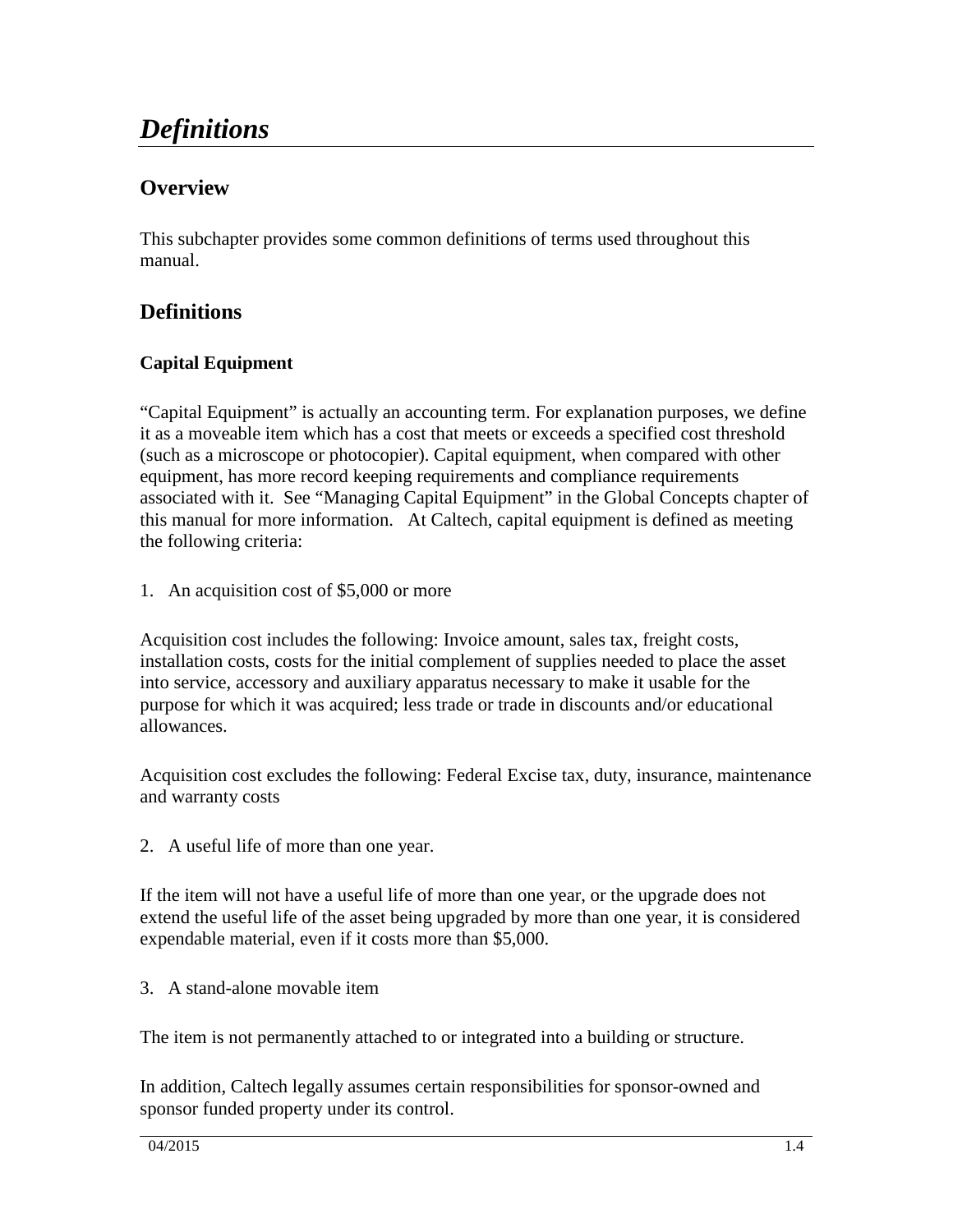# *Definitions*

## Overview

This subchapter provides some common definitions of terms used throughout this manual.

## Definitions

### Capital Equipment

"Capital Equipment" is actually an accounting term. For explanation purposes, we define it as a moveable item which has a cost that meets or exceeds a specified cost threshold (such as a microscope or photocopier). Capital equipment, when compared with other equipment, has more record keeping requirements and compliance requirements associated with it. See "Managing Capital Equipment" in the Global Concepts chapter of this manual for more information. At Caltech, capital equipment is defined as meeting the following criteria:

1. An acquisition cost of $5,000 or more

Acquisition cost includes the following: Invoice amount, sales tax, freight costs, installation costs, costs for the initial complement of supplies needed to place the asset into service, accessory and auxiliary apparatus necessary to make it usable for the purpose for which it was acquired; less trade or trade in discounts and/or educational allowances.

Acquisition cost excludes the following: Federal Excise tax, duty, insurance, maintenance and warranty costs

2. A useful life of more than one year.

If the item will not have a useful life of more than one year, or the upgrade does not extend the useful life of the asset being upgraded by more than one year, it is considered expendable material, even if it costs more than $5,000.

3. A stand-alone movable item

The item is not permanently attached to or integrated into a building or structure.

In addition, Caltech legally assumes certain responsibilities for sponsor-owned and sponsor funded property under its control.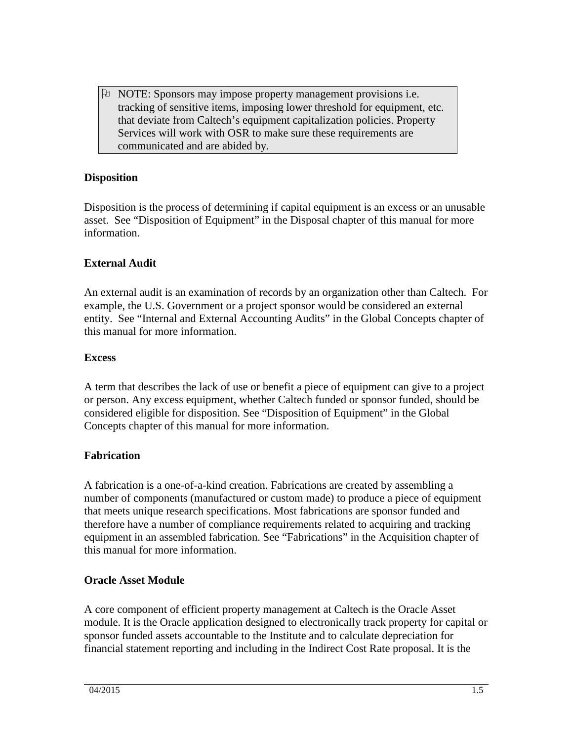> NOTE: Sponsors may impose property management provisions i.e. tracking of sensitive items, imposing lower threshold for equipment, etc. that deviate from Caltech's equipment capitalization policies. Property Services will work with OSR to make sure these requirements are communicated and are abided by.

**Disposition**

Disposition is the process of determining if capital equipment is an excess or an unusable asset. See "Disposition of Equipment" in the Disposal chapter of this manual for more information.

**External Audit**

An external audit is an examination of records by an organization other than Caltech. For example, the U.S. Government or a project sponsor would be considered an external entity. See "Internal and External Accounting Audits" in the Global Concepts chapter of this manual for more information.

**Excess**

A term that describes the lack of use or benefit a piece of equipment can give to a project or person. Any excess equipment, whether Caltech funded or sponsor funded, should be considered eligible for disposition. See "Disposition of Equipment" in the Global Concepts chapter of this manual for more information.

**Fabrication**

A fabrication is a one-of-a-kind creation. Fabrications are created by assembling a number of components (manufactured or custom made) to produce a piece of equipment that meets unique research specifications. Most fabrications are sponsor funded and therefore have a number of compliance requirements related to acquiring and tracking equipment in an assembled fabrication. See "Fabrications" in the Acquisition chapter of this manual for more information.

**Oracle Asset Module**

A core component of efficient property management at Caltech is the Oracle Asset module. It is the Oracle application designed to electronically track property for capital or sponsor funded assets accountable to the Institute and to calculate depreciation for financial statement reporting and including in the Indirect Cost Rate proposal. It is the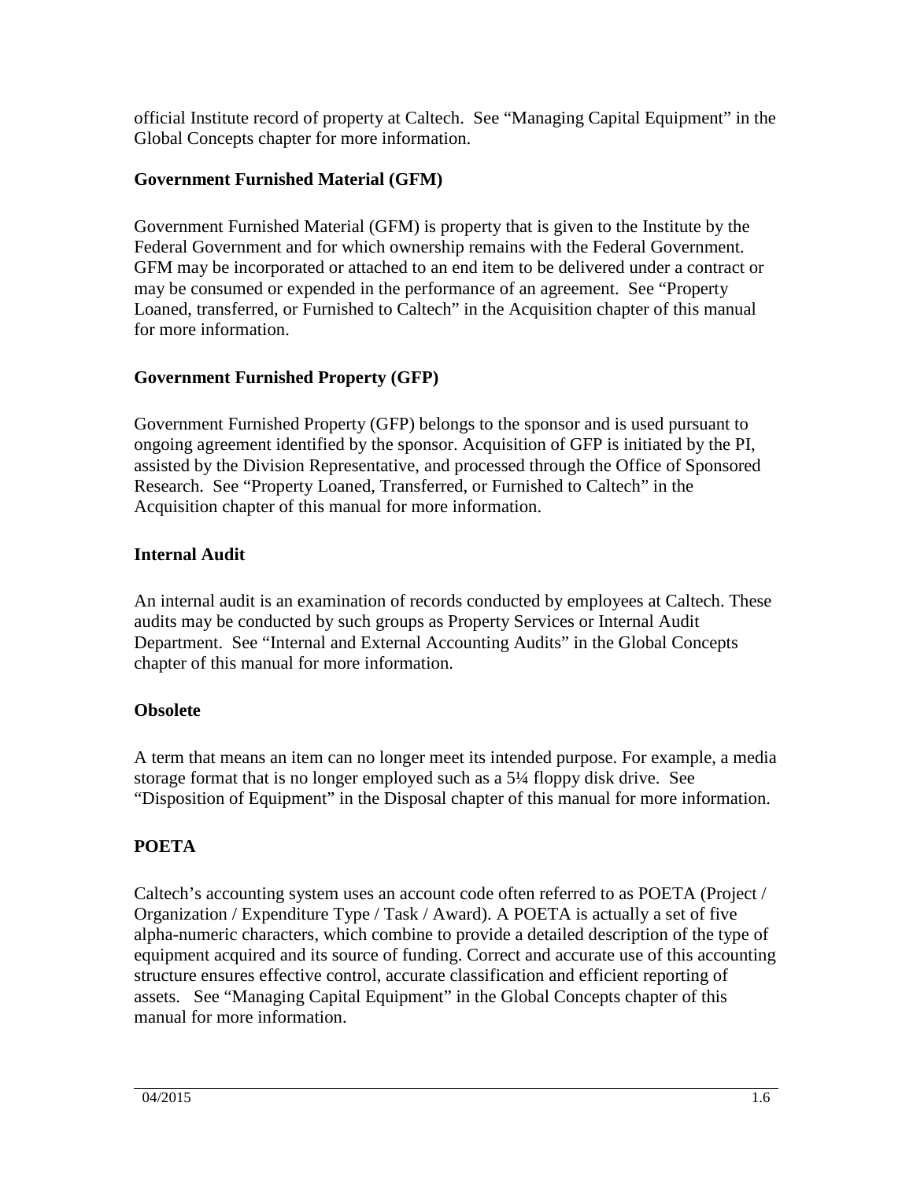official Institute record of property at Caltech. See “Managing Capital Equipment” in the Global Concepts chapter for more information.

**Government Furnished Material (GFM)**

Government Furnished Material (GFM) is property that is given to the Institute by the Federal Government and for which ownership remains with the Federal Government. GFM may be incorporated or attached to an end item to be delivered under a contract or may be consumed or expended in the performance of an agreement. See “Property Loaned, transferred, or Furnished to Caltech” in the Acquisition chapter of this manual for more information.

**Government Furnished Property (GFP)**

Government Furnished Property (GFP) belongs to the sponsor and is used pursuant to ongoing agreement identified by the sponsor. Acquisition of GFP is initiated by the PI, assisted by the Division Representative, and processed through the Office of Sponsored Research. See “Property Loaned, Transferred, or Furnished to Caltech” in the Acquisition chapter of this manual for more information.

**Internal Audit**

An internal audit is an examination of records conducted by employees at Caltech. These audits may be conducted by such groups as Property Services or Internal Audit Department. See “Internal and External Accounting Audits” in the Global Concepts chapter of this manual for more information.

**Obsolete**

A term that means an item can no longer meet its intended purpose. For example, a media storage format that is no longer employed such as a 5¼ floppy disk drive. See “Disposition of Equipment” in the Disposal chapter of this manual for more information.

**POETA**

Caltech’s accounting system uses an account code often referred to as POETA (Project / Organization / Expenditure Type / Task / Award). A POETA is actually a set of five alpha-numeric characters, which combine to provide a detailed description of the type of equipment acquired and its source of funding. Correct and accurate use of this accounting structure ensures effective control, accurate classification and efficient reporting of assets. See “Managing Capital Equipment” in the Global Concepts chapter of this manual for more information.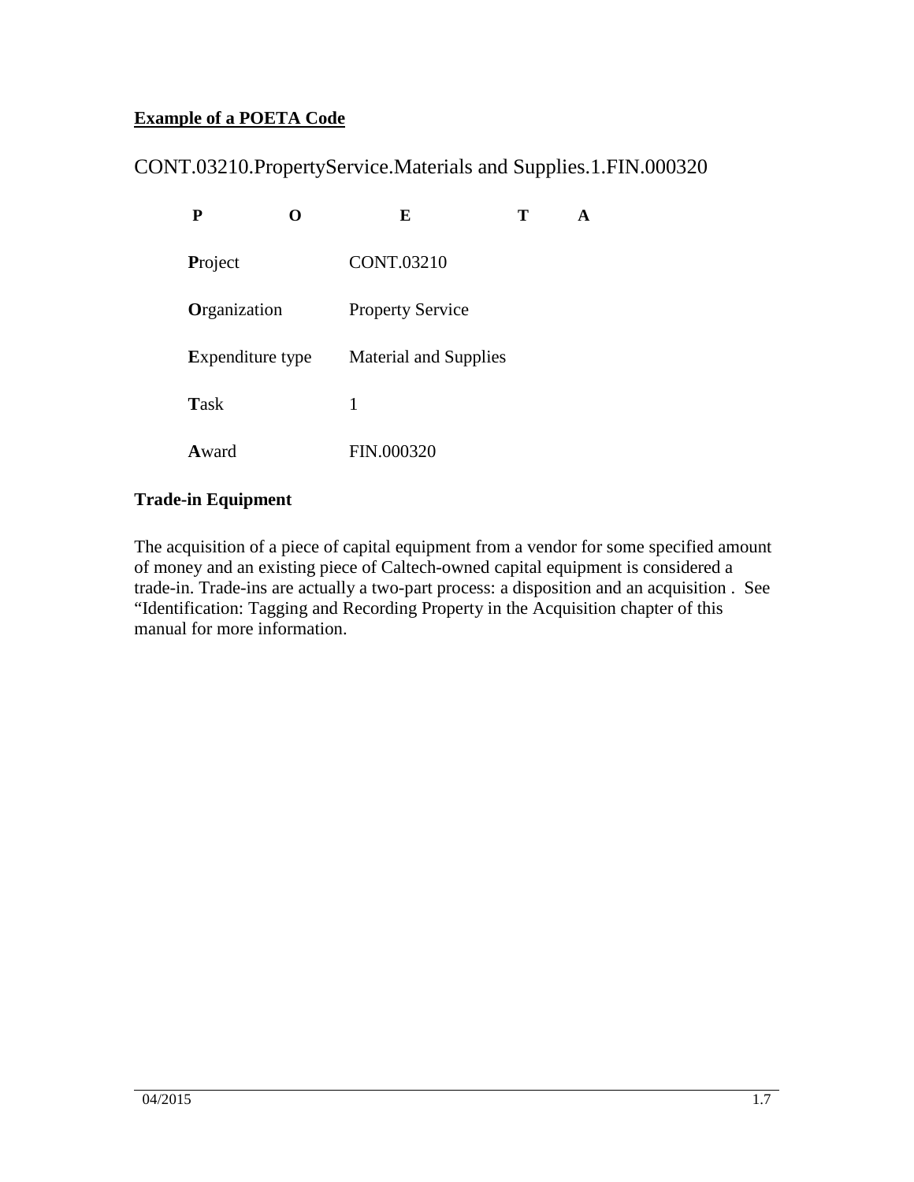**Example of a POETA Code**

CONT.03210.PropertyService.Materials and Supplies.1.FIN.000320

**P** **O** **E** **T** **A**

| | |
|---|---|
| **P**roject | CONT.03210 |
| **O**rganization | Property Service |
| **E**xpenditure type | Material and Supplies |
| **T**ask | 1 |
| **A**ward | FIN.000320 |

**Trade-in Equipment**

The acquisition of a piece of capital equipment from a vendor for some specified amount of money and an existing piece of Caltech-owned capital equipment is considered a trade-in. Trade-ins are actually a two-part process: a disposition and an acquisition . See "Identification: Tagging and Recording Property in the Acquisition chapter of this manual for more information.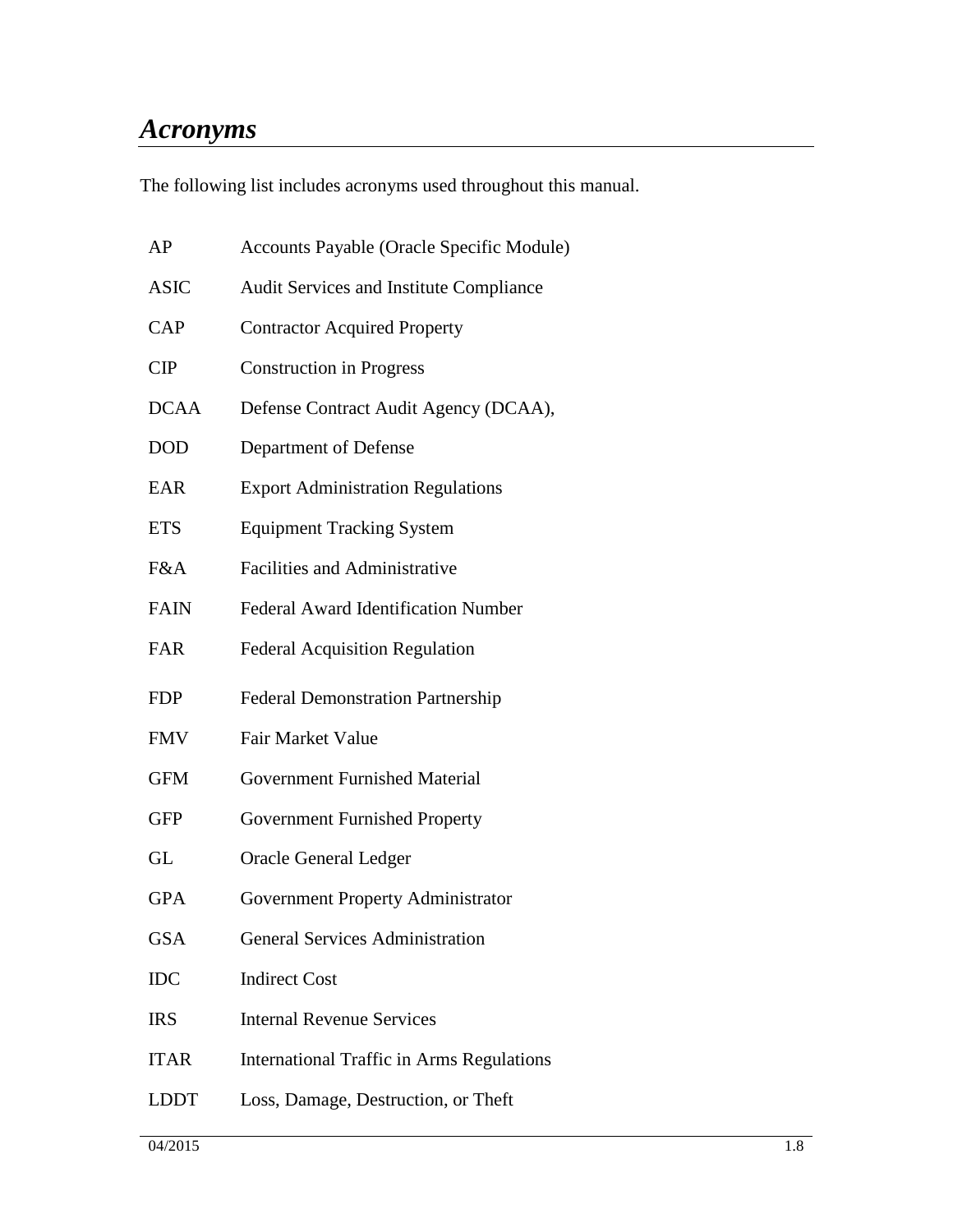# *Acronyms*

The following list includes acronyms used throughout this manual.

| | |
|---|---|
| AP | Accounts Payable (Oracle Specific Module) |
| ASIC | Audit Services and Institute Compliance |
| CAP | Contractor Acquired Property |
| CIP | Construction in Progress |
| DCAA | Defense Contract Audit Agency (DCAA), |
| DOD | Department of Defense |
| EAR | Export Administration Regulations |
| ETS | Equipment Tracking System |
| F&A | Facilities and Administrative |
| FAIN | Federal Award Identification Number |
| FAR | Federal Acquisition Regulation |
| FDP | Federal Demonstration Partnership |
| FMV | Fair Market Value |
| GFM | Government Furnished Material |
| GFP | Government Furnished Property |
| GL | Oracle General Ledger |
| GPA | Government Property Administrator |
| GSA | General Services Administration |
| IDC | Indirect Cost |
| IRS | Internal Revenue Services |
| ITAR | International Traffic in Arms Regulations |
| LDDT | Loss, Damage, Destruction, or Theft |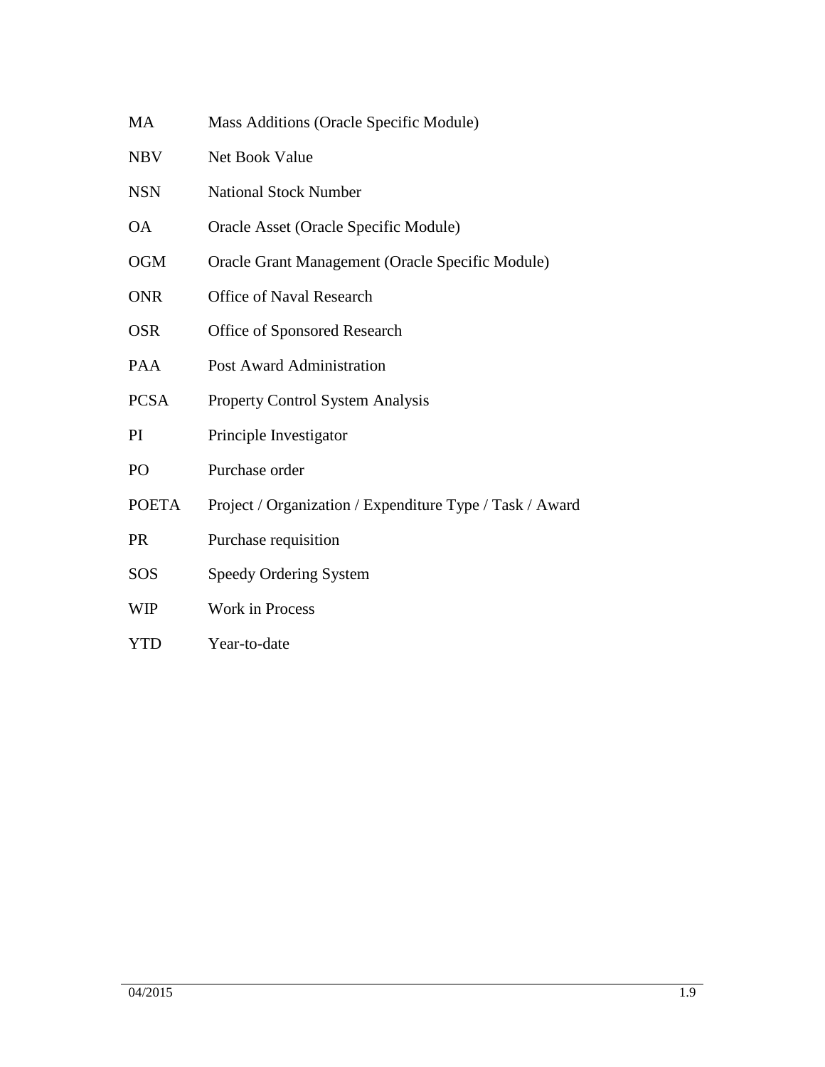| | |
|---|---|
| MA | Mass Additions (Oracle Specific Module) |
| NBV | Net Book Value |
| NSN | National Stock Number |
| OA | Oracle Asset (Oracle Specific Module) |
| OGM | Oracle Grant Management (Oracle Specific Module) |
| ONR | Office of Naval Research |
| OSR | Office of Sponsored Research |
| PAA | Post Award Administration |
| PCSA | Property Control System Analysis |
| PI | Principle Investigator |
| PO | Purchase order |
| POETA | Project / Organization / Expenditure Type / Task / Award |
| PR | Purchase requisition |
| SOS | Speedy Ordering System |
| WIP | Work in Process |
| YTD | Year-to-date |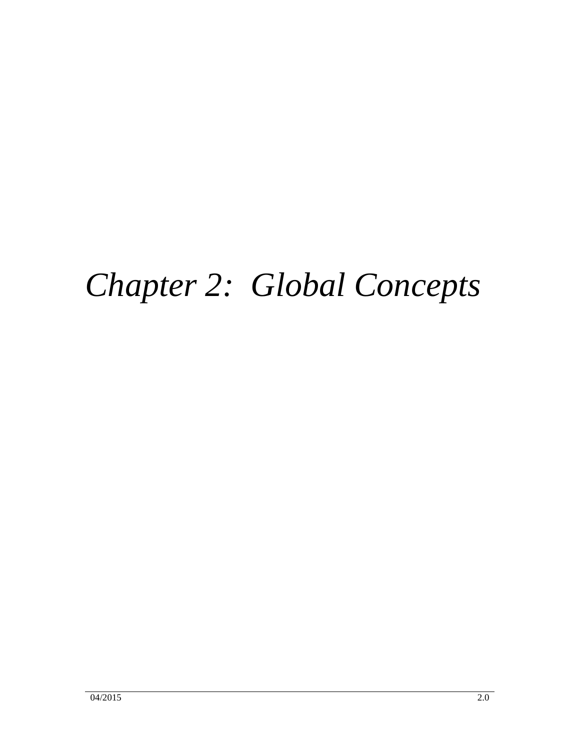# *Chapter 2: Global Concepts*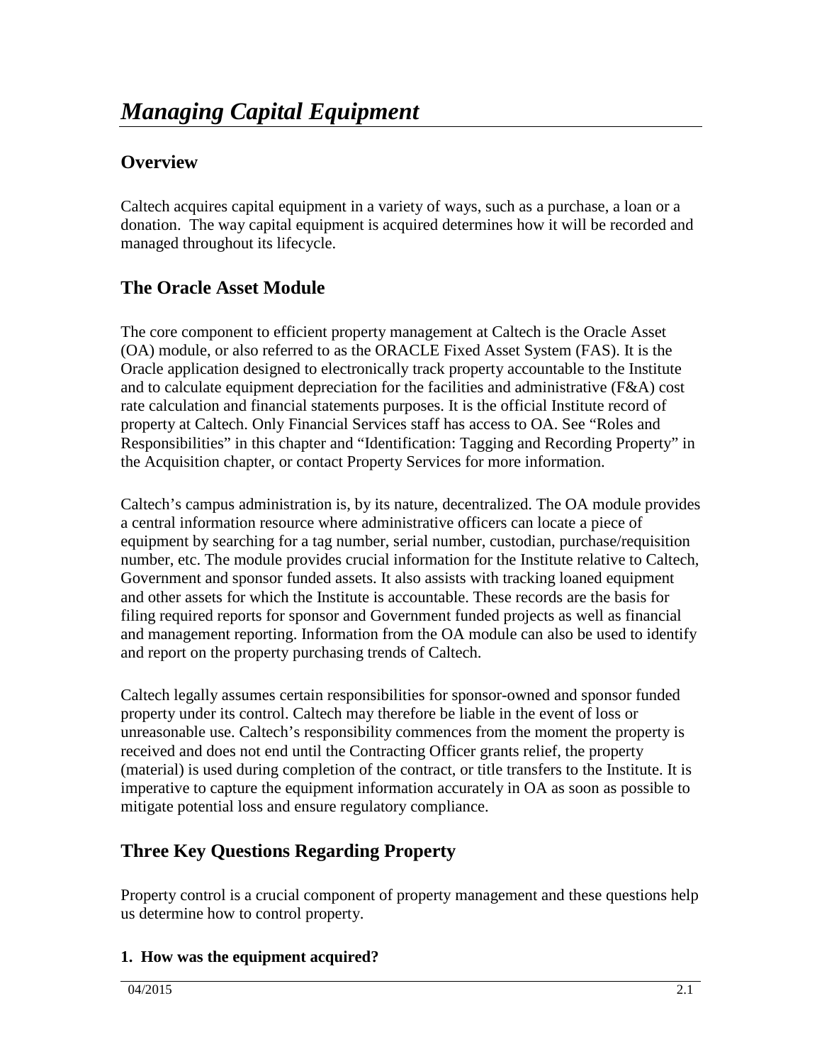# *Managing Capital Equipment*

## Overview

Caltech acquires capital equipment in a variety of ways, such as a purchase, a loan or a donation. The way capital equipment is acquired determines how it will be recorded and managed throughout its lifecycle.

## The Oracle Asset Module

The core component to efficient property management at Caltech is the Oracle Asset (OA) module, or also referred to as the ORACLE Fixed Asset System (FAS). It is the Oracle application designed to electronically track property accountable to the Institute and to calculate equipment depreciation for the facilities and administrative (F&A) cost rate calculation and financial statements purposes. It is the official Institute record of property at Caltech. Only Financial Services staff has access to OA. See "Roles and Responsibilities" in this chapter and "Identification: Tagging and Recording Property" in the Acquisition chapter, or contact Property Services for more information.

Caltech's campus administration is, by its nature, decentralized. The OA module provides a central information resource where administrative officers can locate a piece of equipment by searching for a tag number, serial number, custodian, purchase/requisition number, etc. The module provides crucial information for the Institute relative to Caltech, Government and sponsor funded assets. It also assists with tracking loaned equipment and other assets for which the Institute is accountable. These records are the basis for filing required reports for sponsor and Government funded projects as well as financial and management reporting. Information from the OA module can also be used to identify and report on the property purchasing trends of Caltech.

Caltech legally assumes certain responsibilities for sponsor-owned and sponsor funded property under its control. Caltech may therefore be liable in the event of loss or unreasonable use. Caltech's responsibility commences from the moment the property is received and does not end until the Contracting Officer grants relief, the property (material) is used during completion of the contract, or title transfers to the Institute. It is imperative to capture the equipment information accurately in OA as soon as possible to mitigate potential loss and ensure regulatory compliance.

## Three Key Questions Regarding Property

Property control is a crucial component of property management and these questions help us determine how to control property.

### 1. How was the equipment acquired?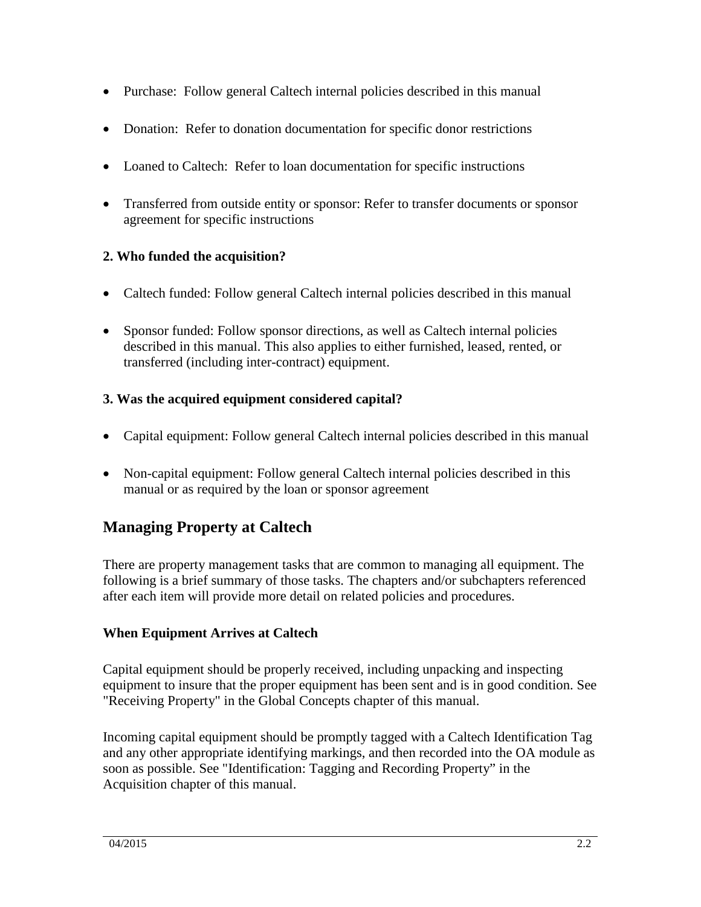- Purchase: Follow general Caltech internal policies described in this manual
- Donation: Refer to donation documentation for specific donor restrictions
- Loaned to Caltech: Refer to loan documentation for specific instructions
- Transferred from outside entity or sponsor: Refer to transfer documents or sponsor agreement for specific instructions

**2. Who funded the acquisition?**

- Caltech funded: Follow general Caltech internal policies described in this manual
- Sponsor funded: Follow sponsor directions, as well as Caltech internal policies described in this manual. This also applies to either furnished, leased, rented, or transferred (including inter-contract) equipment.

**3. Was the acquired equipment considered capital?**

- Capital equipment: Follow general Caltech internal policies described in this manual
- Non-capital equipment: Follow general Caltech internal policies described in this manual or as required by the loan or sponsor agreement

## Managing Property at Caltech

There are property management tasks that are common to managing all equipment. The following is a brief summary of those tasks. The chapters and/or subchapters referenced after each item will provide more detail on related policies and procedures.

**When Equipment Arrives at Caltech**

Capital equipment should be properly received, including unpacking and inspecting equipment to insure that the proper equipment has been sent and is in good condition. See "Receiving Property" in the Global Concepts chapter of this manual.

Incoming capital equipment should be promptly tagged with a Caltech Identification Tag and any other appropriate identifying markings, and then recorded into the OA module as soon as possible. See "Identification: Tagging and Recording Property" in the Acquisition chapter of this manual.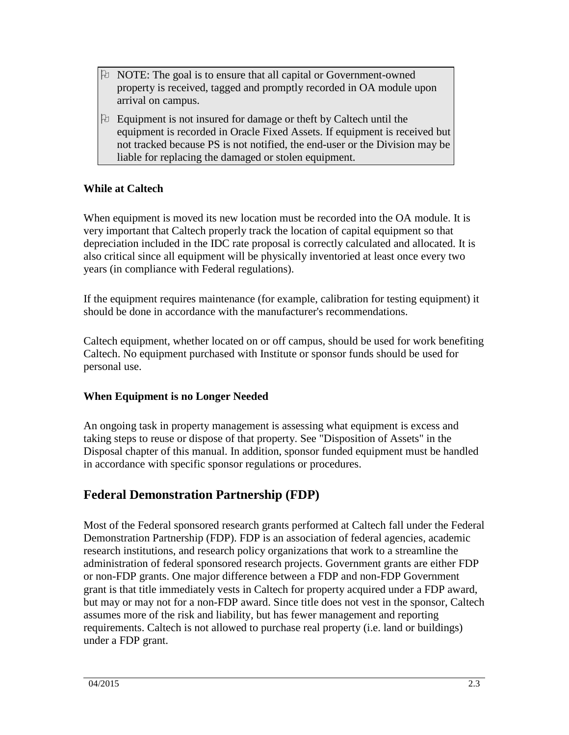> - NOTE: The goal is to ensure that all capital or Government-owned property is received, tagged and promptly recorded in OA module upon arrival on campus.
> - Equipment is not insured for damage or theft by Caltech until the equipment is recorded in Oracle Fixed Assets. If equipment is received but not tracked because PS is not notified, the end-user or the Division may be liable for replacing the damaged or stolen equipment.

**While at Caltech**

When equipment is moved its new location must be recorded into the OA module. It is very important that Caltech properly track the location of capital equipment so that depreciation included in the IDC rate proposal is correctly calculated and allocated. It is also critical since all equipment will be physically inventoried at least once every two years (in compliance with Federal regulations).

If the equipment requires maintenance (for example, calibration for testing equipment) it should be done in accordance with the manufacturer's recommendations.

Caltech equipment, whether located on or off campus, should be used for work benefiting Caltech. No equipment purchased with Institute or sponsor funds should be used for personal use.

**When Equipment is no Longer Needed**

An ongoing task in property management is assessing what equipment is excess and taking steps to reuse or dispose of that property. See "Disposition of Assets" in the Disposal chapter of this manual. In addition, sponsor funded equipment must be handled in accordance with specific sponsor regulations or procedures.

## Federal Demonstration Partnership (FDP)

Most of the Federal sponsored research grants performed at Caltech fall under the Federal Demonstration Partnership (FDP). FDP is an association of federal agencies, academic research institutions, and research policy organizations that work to a streamline the administration of federal sponsored research projects. Government grants are either FDP or non-FDP grants. One major difference between a FDP and non-FDP Government grant is that title immediately vests in Caltech for property acquired under a FDP award, but may or may not for a non-FDP award. Since title does not vest in the sponsor, Caltech assumes more of the risk and liability, but has fewer management and reporting requirements. Caltech is not allowed to purchase real property (i.e. land or buildings) under a FDP grant.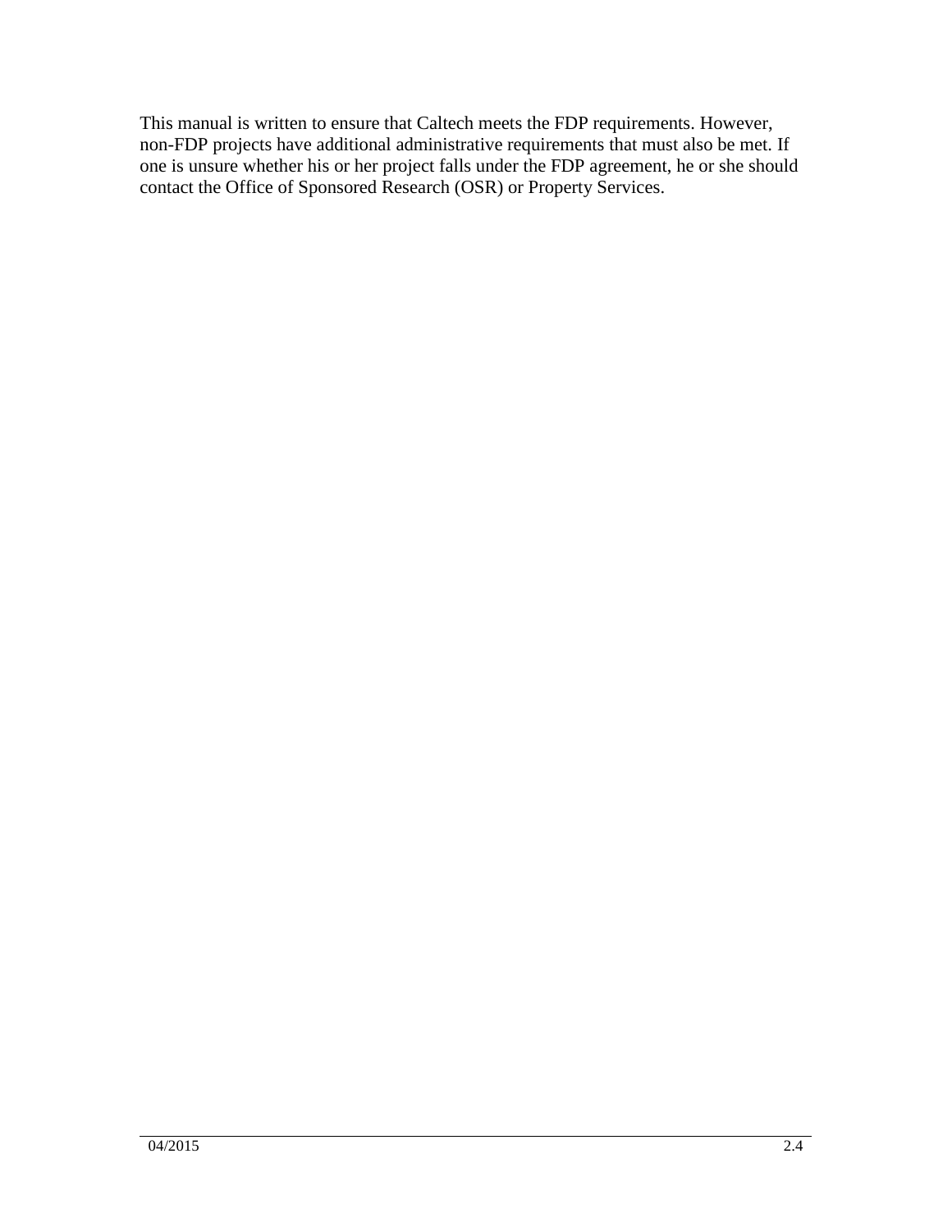This manual is written to ensure that Caltech meets the FDP requirements. However, non-FDP projects have additional administrative requirements that must also be met. If one is unsure whether his or her project falls under the FDP agreement, he or she should contact the Office of Sponsored Research (OSR) or Property Services.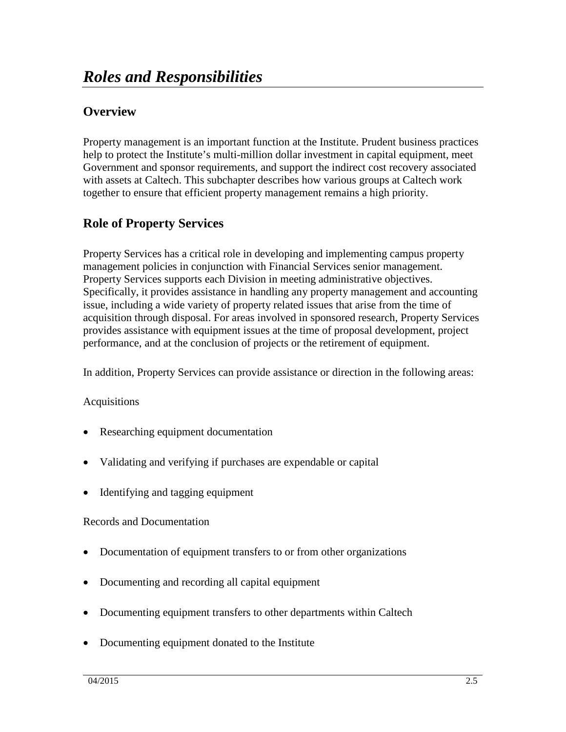# *Roles and Responsibilities*

## Overview

Property management is an important function at the Institute. Prudent business practices help to protect the Institute's multi-million dollar investment in capital equipment, meet Government and sponsor requirements, and support the indirect cost recovery associated with assets at Caltech. This subchapter describes how various groups at Caltech work together to ensure that efficient property management remains a high priority.

## Role of Property Services

Property Services has a critical role in developing and implementing campus property management policies in conjunction with Financial Services senior management. Property Services supports each Division in meeting administrative objectives. Specifically, it provides assistance in handling any property management and accounting issue, including a wide variety of property related issues that arise from the time of acquisition through disposal. For areas involved in sponsored research, Property Services provides assistance with equipment issues at the time of proposal development, project performance, and at the conclusion of projects or the retirement of equipment.

In addition, Property Services can provide assistance or direction in the following areas:

Acquisitions

- Researching equipment documentation
- Validating and verifying if purchases are expendable or capital
- Identifying and tagging equipment

Records and Documentation

- Documentation of equipment transfers to or from other organizations
- Documenting and recording all capital equipment
- Documenting equipment transfers to other departments within Caltech
- Documenting equipment donated to the Institute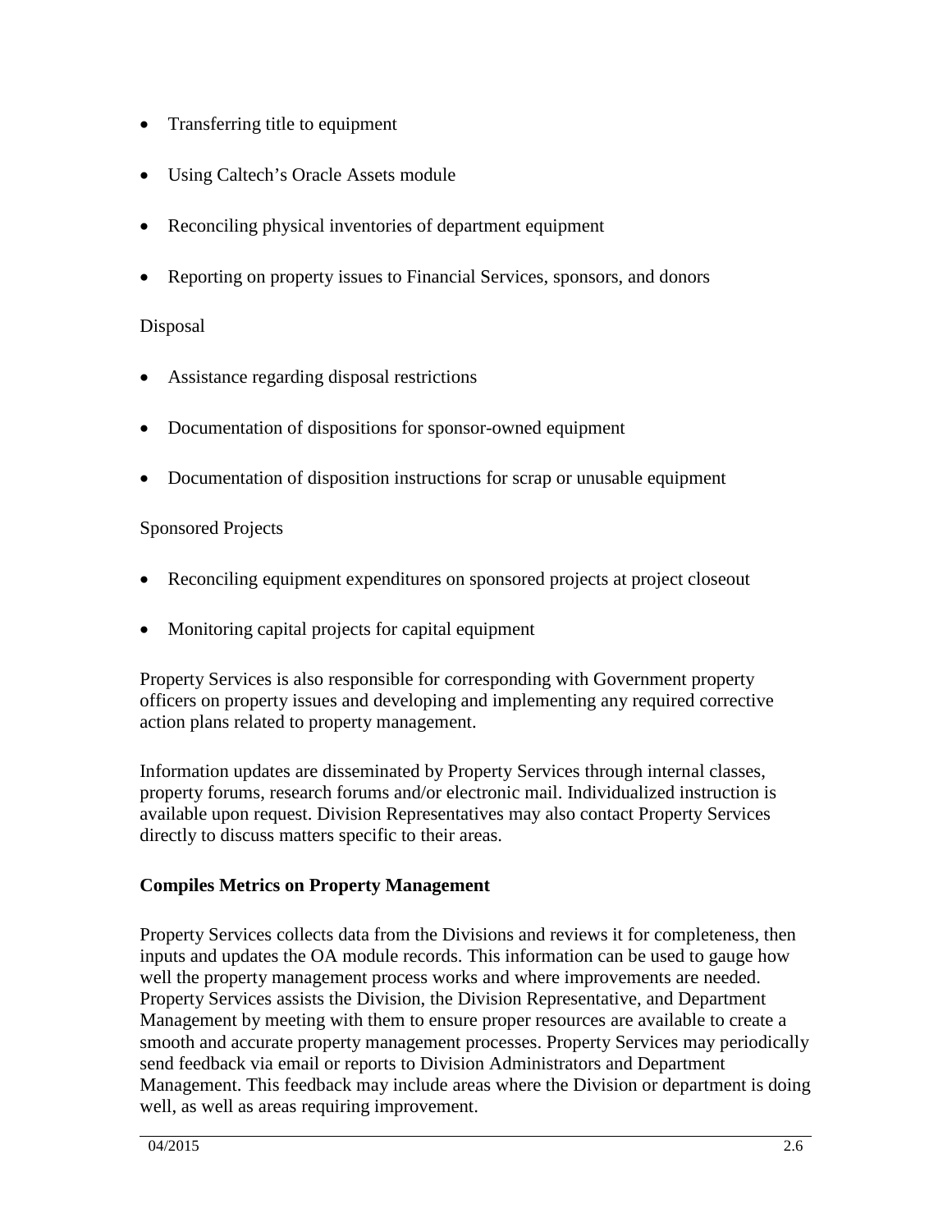- Transferring title to equipment
- Using Caltech's Oracle Assets module
- Reconciling physical inventories of department equipment
- Reporting on property issues to Financial Services, sponsors, and donors

Disposal

- Assistance regarding disposal restrictions
- Documentation of dispositions for sponsor-owned equipment
- Documentation of disposition instructions for scrap or unusable equipment

Sponsored Projects

- Reconciling equipment expenditures on sponsored projects at project closeout
- Monitoring capital projects for capital equipment

Property Services is also responsible for corresponding with Government property officers on property issues and developing and implementing any required corrective action plans related to property management.

Information updates are disseminated by Property Services through internal classes, property forums, research forums and/or electronic mail. Individualized instruction is available upon request. Division Representatives may also contact Property Services directly to discuss matters specific to their areas.

**Compiles Metrics on Property Management**

Property Services collects data from the Divisions and reviews it for completeness, then inputs and updates the OA module records. This information can be used to gauge how well the property management process works and where improvements are needed. Property Services assists the Division, the Division Representative, and Department Management by meeting with them to ensure proper resources are available to create a smooth and accurate property management processes. Property Services may periodically send feedback via email or reports to Division Administrators and Department Management. This feedback may include areas where the Division or department is doing well, as well as areas requiring improvement.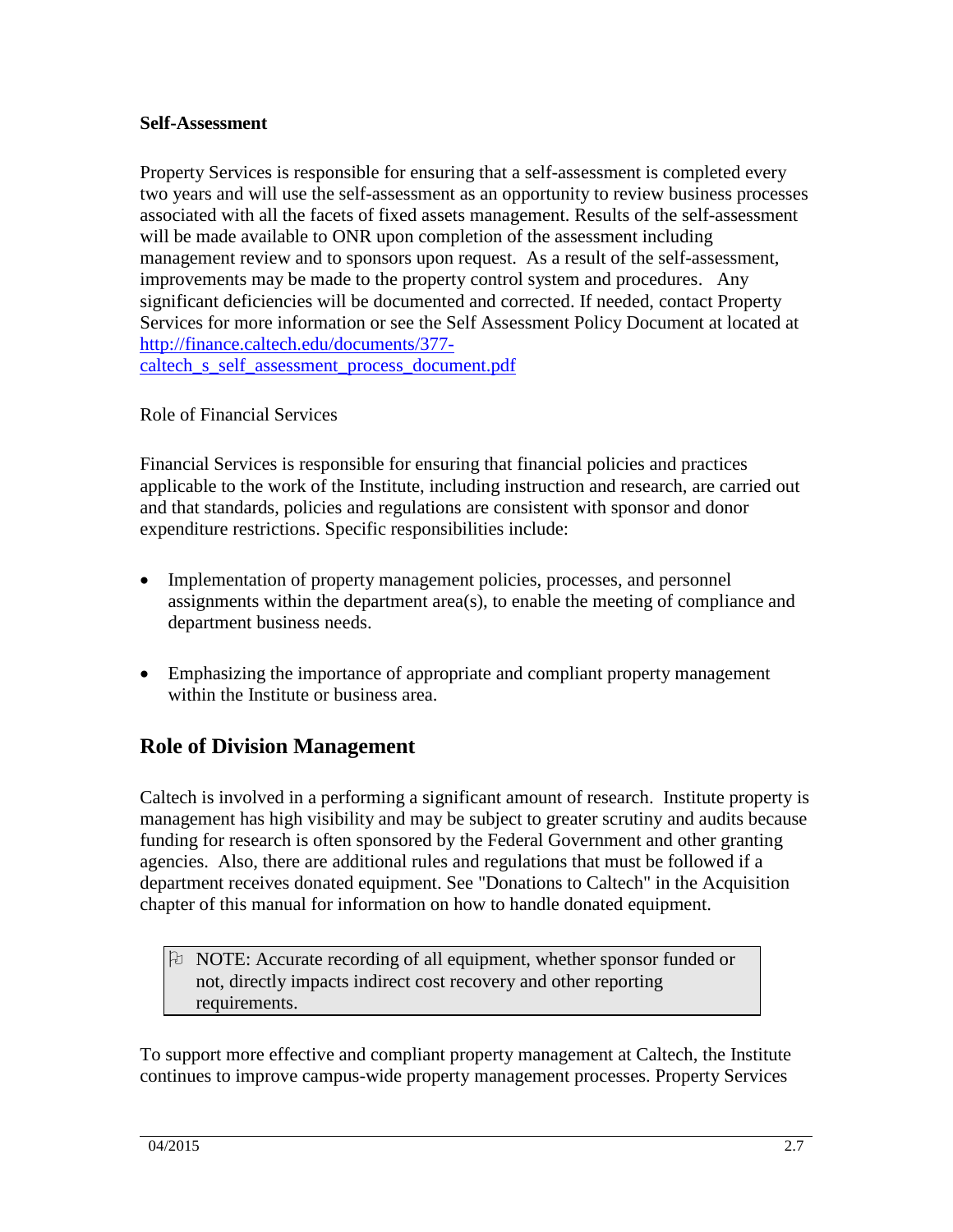**Self-Assessment**

Property Services is responsible for ensuring that a self-assessment is completed every two years and will use the self-assessment as an opportunity to review business processes associated with all the facets of fixed assets management. Results of the self-assessment will be made available to ONR upon completion of the assessment including management review and to sponsors upon request. As a result of the self-assessment, improvements may be made to the property control system and procedures. Any significant deficiencies will be documented and corrected. If needed, contact Property Services for more information or see the Self Assessment Policy Document at located at [http://finance.caltech.edu/documents/377-caltech_s_self_assessment_process_document.pdf](http://finance.caltech.edu/documents/377-caltech_s_self_assessment_process_document.pdf)

Role of Financial Services

Financial Services is responsible for ensuring that financial policies and practices applicable to the work of the Institute, including instruction and research, are carried out and that standards, policies and regulations are consistent with sponsor and donor expenditure restrictions. Specific responsibilities include:

- Implementation of property management policies, processes, and personnel assignments within the department area(s), to enable the meeting of compliance and department business needs.
- Emphasizing the importance of appropriate and compliant property management within the Institute or business area.

## Role of Division Management

Caltech is involved in a performing a significant amount of research. Institute property is management has high visibility and may be subject to greater scrutiny and audits because funding for research is often sponsored by the Federal Government and other granting agencies. Also, there are additional rules and regulations that must be followed if a department receives donated equipment. See "Donations to Caltech" in the Acquisition chapter of this manual for information on how to handle donated equipment.

> NOTE: Accurate recording of all equipment, whether sponsor funded or not, directly impacts indirect cost recovery and other reporting requirements.

To support more effective and compliant property management at Caltech, the Institute continues to improve campus-wide property management processes. Property Services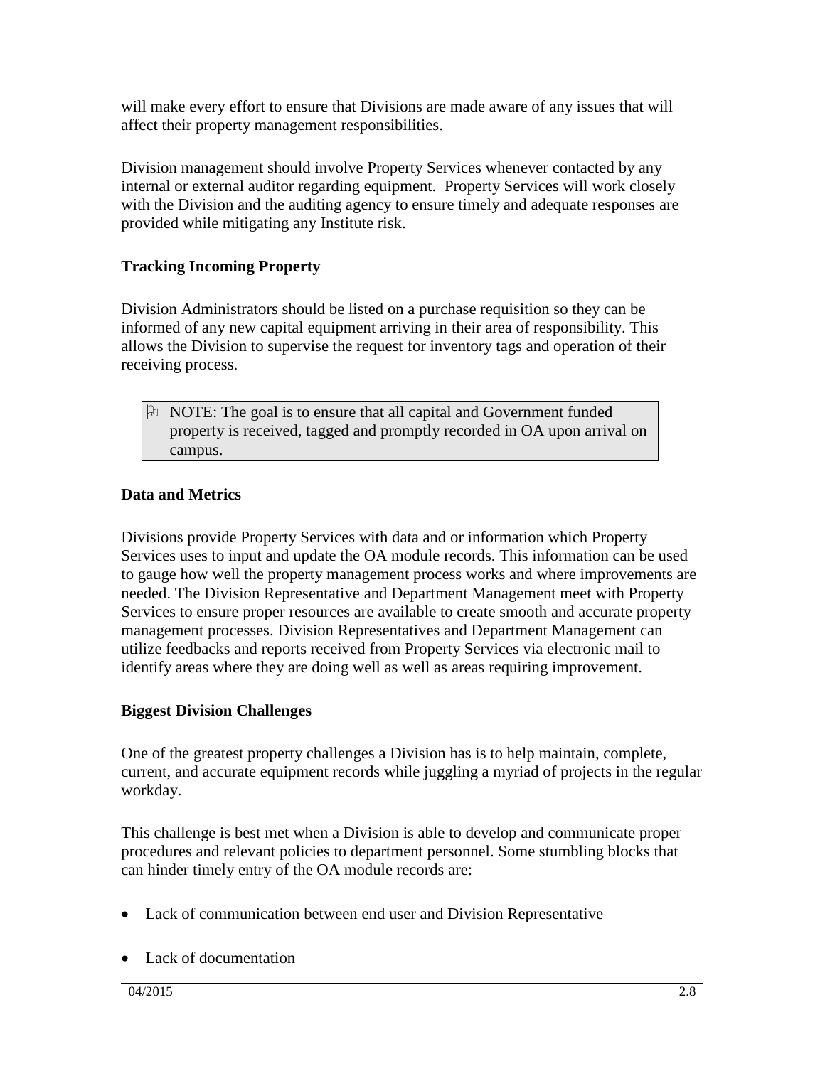will make every effort to ensure that Divisions are made aware of any issues that will affect their property management responsibilities.

Division management should involve Property Services whenever contacted by any internal or external auditor regarding equipment. Property Services will work closely with the Division and the auditing agency to ensure timely and adequate responses are provided while mitigating any Institute risk.

### Tracking Incoming Property

Division Administrators should be listed on a purchase requisition so they can be informed of any new capital equipment arriving in their area of responsibility. This allows the Division to supervise the request for inventory tags and operation of their receiving process.

> NOTE: The goal is to ensure that all capital and Government funded property is received, tagged and promptly recorded in OA upon arrival on campus.

### Data and Metrics

Divisions provide Property Services with data and or information which Property Services uses to input and update the OA module records. This information can be used to gauge how well the property management process works and where improvements are needed. The Division Representative and Department Management meet with Property Services to ensure proper resources are available to create smooth and accurate property management processes. Division Representatives and Department Management can utilize feedbacks and reports received from Property Services via electronic mail to identify areas where they are doing well as well as areas requiring improvement.

### Biggest Division Challenges

One of the greatest property challenges a Division has is to help maintain, complete, current, and accurate equipment records while juggling a myriad of projects in the regular workday.

This challenge is best met when a Division is able to develop and communicate proper procedures and relevant policies to department personnel. Some stumbling blocks that can hinder timely entry of the OA module records are:

- Lack of communication between end user and Division Representative
- Lack of documentation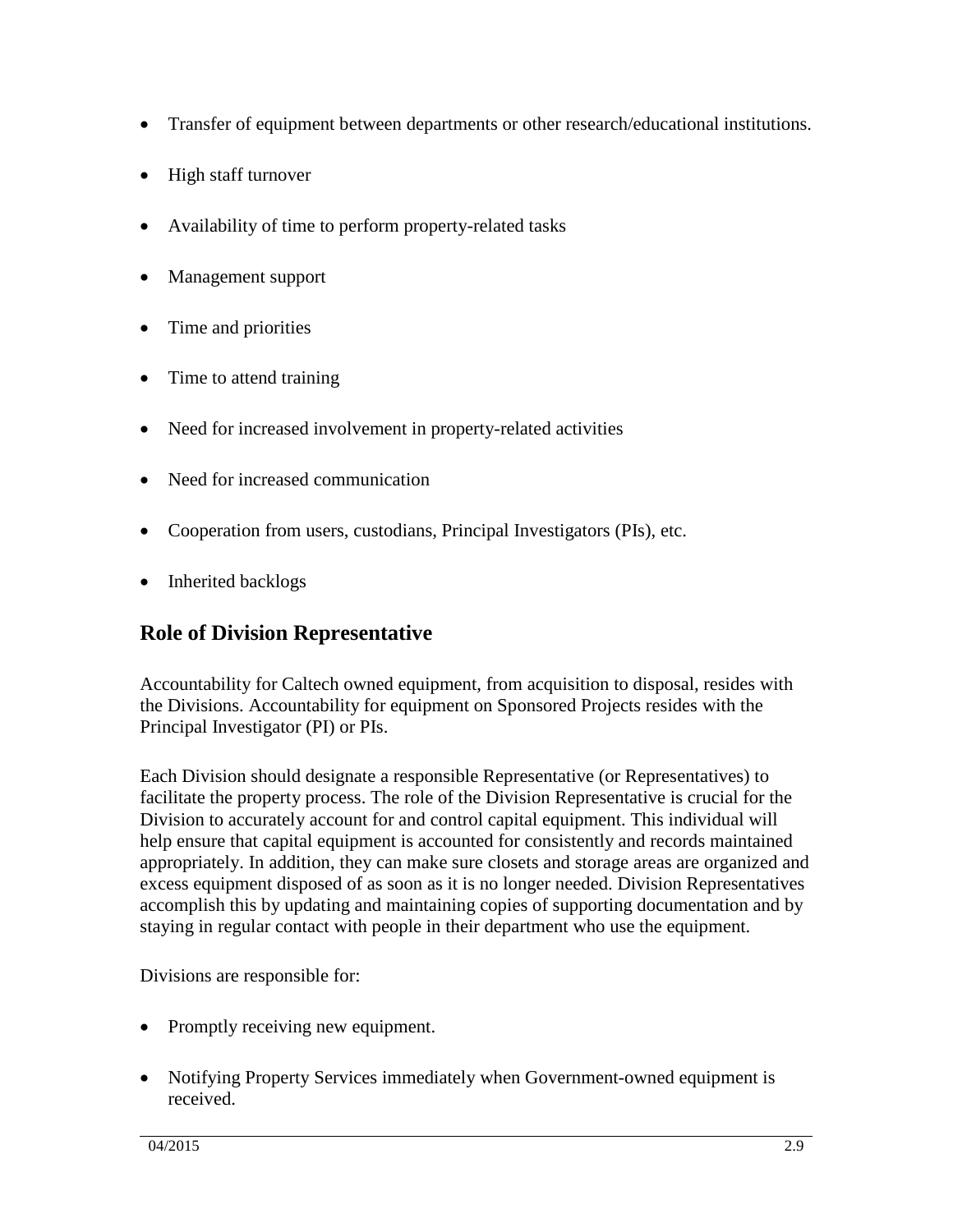- Transfer of equipment between departments or other research/educational institutions.
- High staff turnover
- Availability of time to perform property-related tasks
- Management support
- Time and priorities
- Time to attend training
- Need for increased involvement in property-related activities
- Need for increased communication
- Cooperation from users, custodians, Principal Investigators (PIs), etc.
- Inherited backlogs

## Role of Division Representative

Accountability for Caltech owned equipment, from acquisition to disposal, resides with the Divisions. Accountability for equipment on Sponsored Projects resides with the Principal Investigator (PI) or PIs.

Each Division should designate a responsible Representative (or Representatives) to facilitate the property process. The role of the Division Representative is crucial for the Division to accurately account for and control capital equipment. This individual will help ensure that capital equipment is accounted for consistently and records maintained appropriately. In addition, they can make sure closets and storage areas are organized and excess equipment disposed of as soon as it is no longer needed. Division Representatives accomplish this by updating and maintaining copies of supporting documentation and by staying in regular contact with people in their department who use the equipment.

Divisions are responsible for:

- Promptly receiving new equipment.
- Notifying Property Services immediately when Government-owned equipment is received.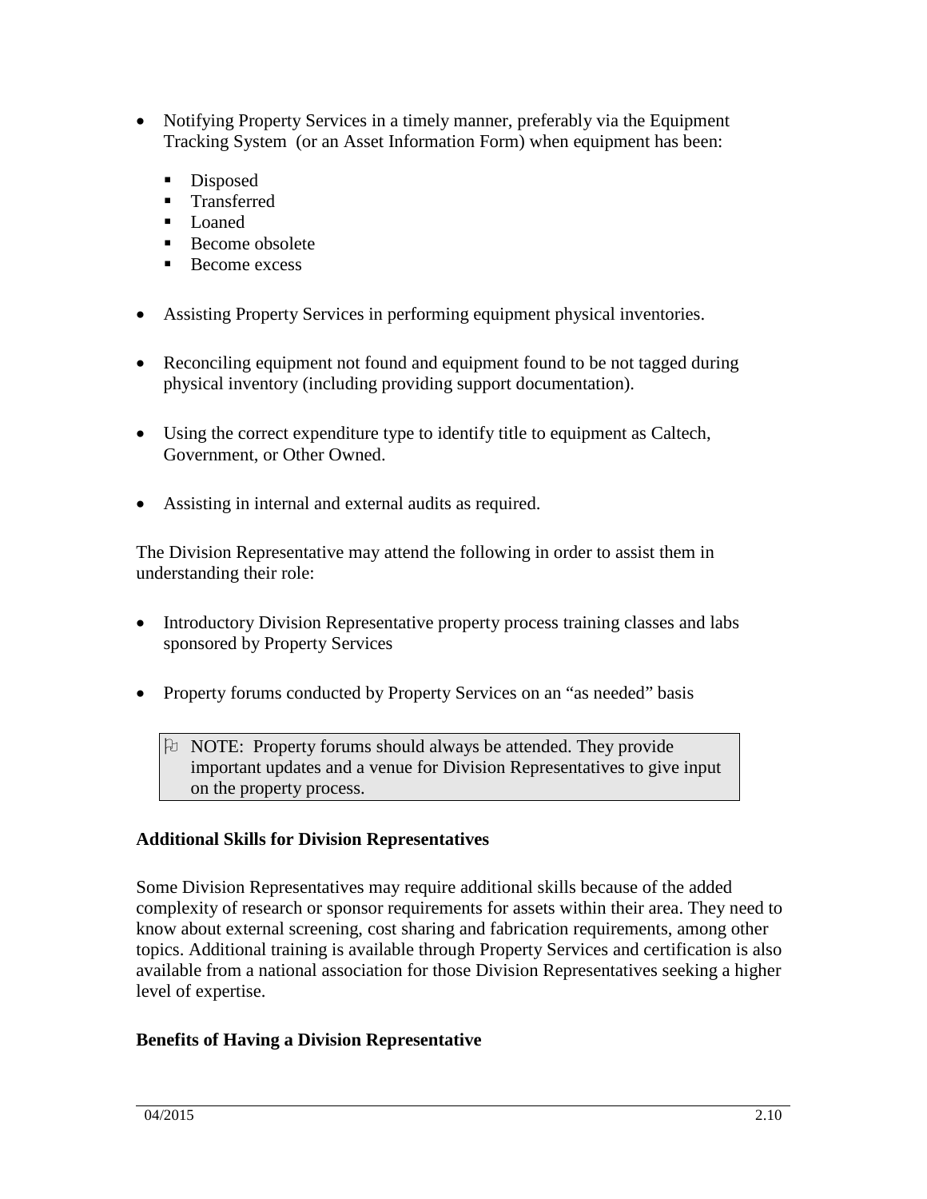- Notifying Property Services in a timely manner, preferably via the Equipment Tracking System (or an Asset Information Form) when equipment has been:
  - Disposed
  - Transferred
  - Loaned
  - Become obsolete
  - Become excess

- Assisting Property Services in performing equipment physical inventories.

- Reconciling equipment not found and equipment found to be not tagged during physical inventory (including providing support documentation).

- Using the correct expenditure type to identify title to equipment as Caltech, Government, or Other Owned.

- Assisting in internal and external audits as required.

The Division Representative may attend the following in order to assist them in understanding their role:

- Introductory Division Representative property process training classes and labs sponsored by Property Services

- Property forums conducted by Property Services on an "as needed" basis

> NOTE: Property forums should always be attended. They provide important updates and a venue for Division Representatives to give input on the property process.

**Additional Skills for Division Representatives**

Some Division Representatives may require additional skills because of the added complexity of research or sponsor requirements for assets within their area. They need to know about external screening, cost sharing and fabrication requirements, among other topics. Additional training is available through Property Services and certification is also available from a national association for those Division Representatives seeking a higher level of expertise.

**Benefits of Having a Division Representative**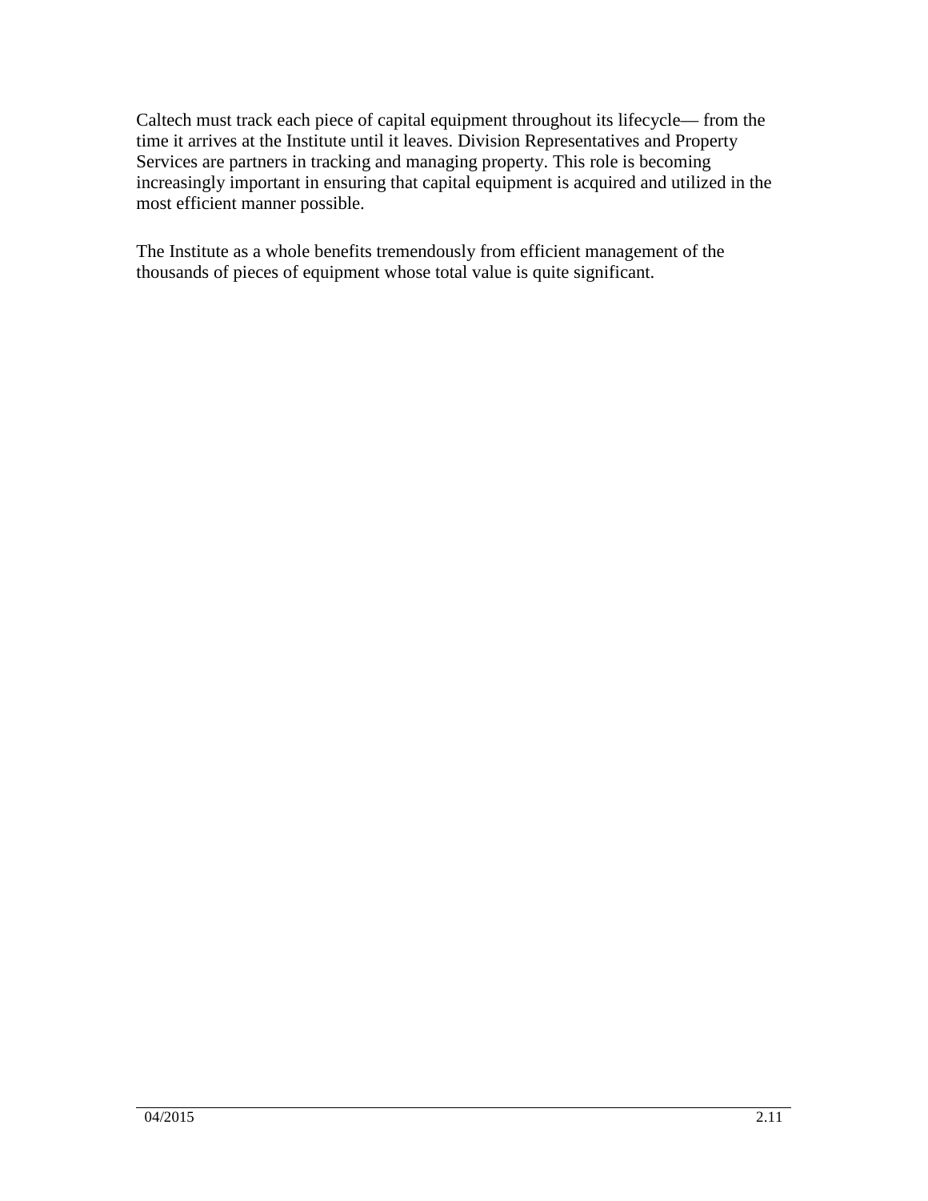Caltech must track each piece of capital equipment throughout its lifecycle— from the time it arrives at the Institute until it leaves. Division Representatives and Property Services are partners in tracking and managing property. This role is becoming increasingly important in ensuring that capital equipment is acquired and utilized in the most efficient manner possible.

The Institute as a whole benefits tremendously from efficient management of the thousands of pieces of equipment whose total value is quite significant.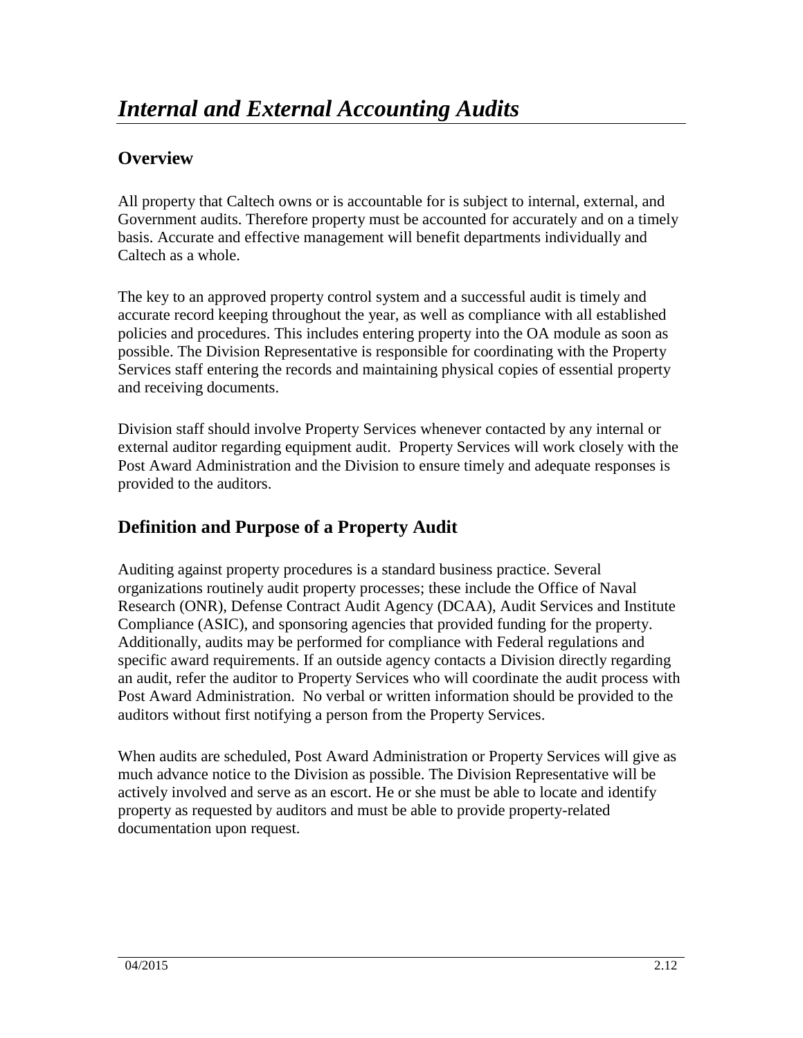# *Internal and External Accounting Audits*

## Overview

All property that Caltech owns or is accountable for is subject to internal, external, and Government audits. Therefore property must be accounted for accurately and on a timely basis. Accurate and effective management will benefit departments individually and Caltech as a whole.

The key to an approved property control system and a successful audit is timely and accurate record keeping throughout the year, as well as compliance with all established policies and procedures. This includes entering property into the OA module as soon as possible. The Division Representative is responsible for coordinating with the Property Services staff entering the records and maintaining physical copies of essential property and receiving documents.

Division staff should involve Property Services whenever contacted by any internal or external auditor regarding equipment audit. Property Services will work closely with the Post Award Administration and the Division to ensure timely and adequate responses is provided to the auditors.

## Definition and Purpose of a Property Audit

Auditing against property procedures is a standard business practice. Several organizations routinely audit property processes; these include the Office of Naval Research (ONR), Defense Contract Audit Agency (DCAA), Audit Services and Institute Compliance (ASIC), and sponsoring agencies that provided funding for the property. Additionally, audits may be performed for compliance with Federal regulations and specific award requirements. If an outside agency contacts a Division directly regarding an audit, refer the auditor to Property Services who will coordinate the audit process with Post Award Administration. No verbal or written information should be provided to the auditors without first notifying a person from the Property Services.

When audits are scheduled, Post Award Administration or Property Services will give as much advance notice to the Division as possible. The Division Representative will be actively involved and serve as an escort. He or she must be able to locate and identify property as requested by auditors and must be able to provide property-related documentation upon request.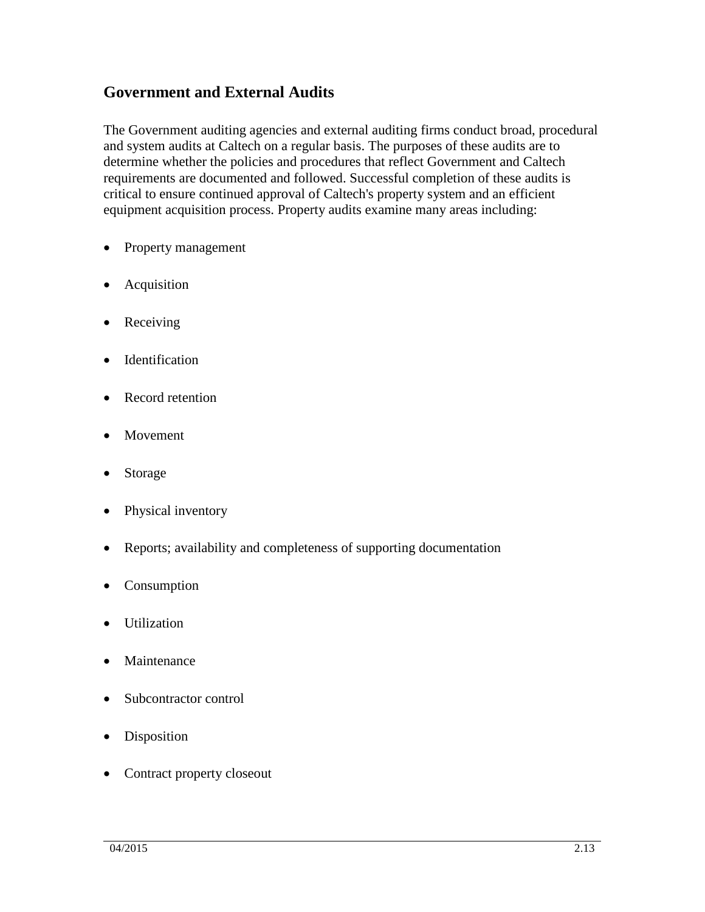## Government and External Audits

The Government auditing agencies and external auditing firms conduct broad, procedural and system audits at Caltech on a regular basis. The purposes of these audits are to determine whether the policies and procedures that reflect Government and Caltech requirements are documented and followed. Successful completion of these audits is critical to ensure continued approval of Caltech's property system and an efficient equipment acquisition process. Property audits examine many areas including:

- Property management
- Acquisition
- Receiving
- Identification
- Record retention
- Movement
- Storage
- Physical inventory
- Reports; availability and completeness of supporting documentation
- Consumption
- Utilization
- Maintenance
- Subcontractor control
- Disposition
- Contract property closeout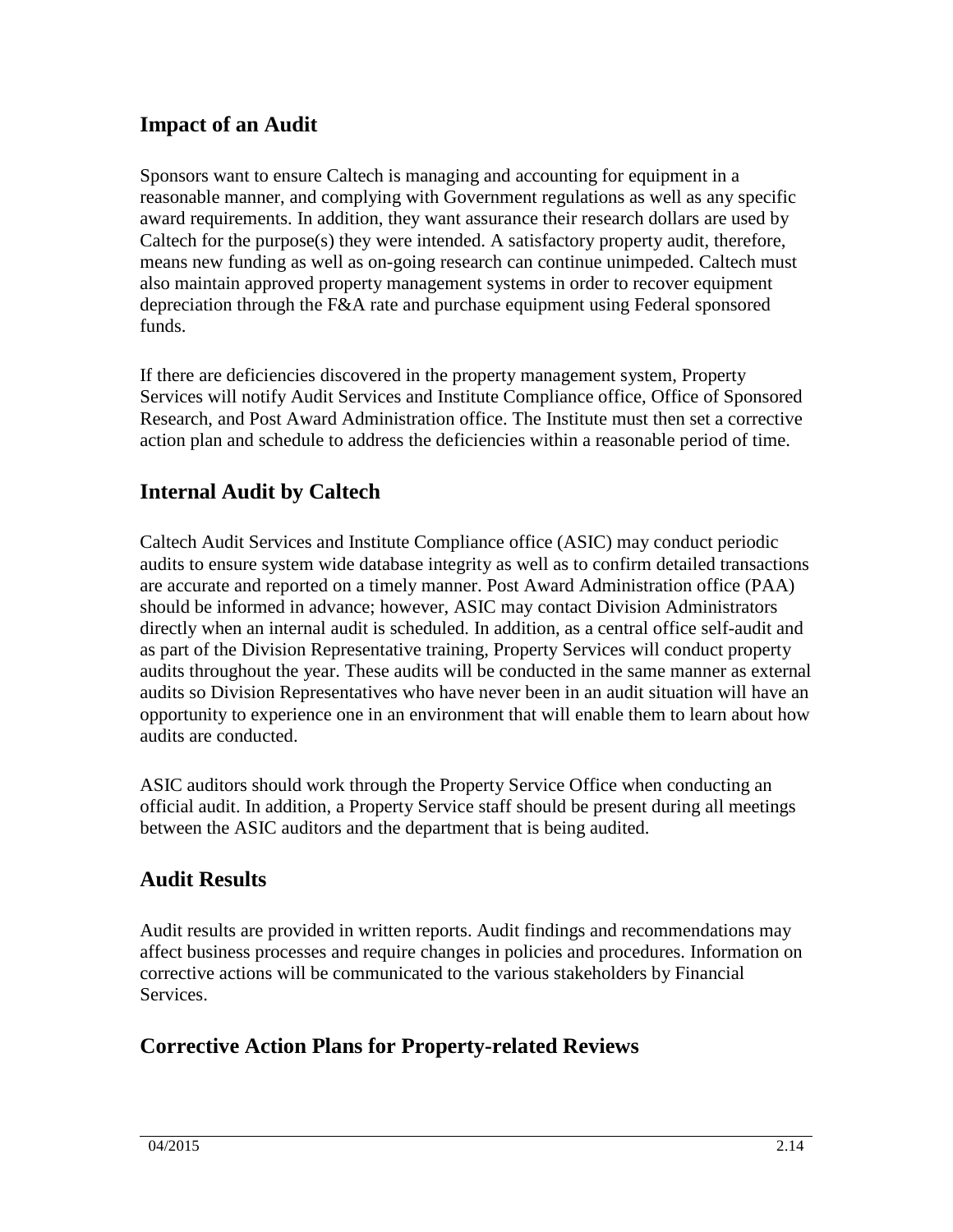## Impact of an Audit

Sponsors want to ensure Caltech is managing and accounting for equipment in a reasonable manner, and complying with Government regulations as well as any specific award requirements. In addition, they want assurance their research dollars are used by Caltech for the purpose(s) they were intended. A satisfactory property audit, therefore, means new funding as well as on-going research can continue unimpeded. Caltech must also maintain approved property management systems in order to recover equipment depreciation through the F&A rate and purchase equipment using Federal sponsored funds.

If there are deficiencies discovered in the property management system, Property Services will notify Audit Services and Institute Compliance office, Office of Sponsored Research, and Post Award Administration office. The Institute must then set a corrective action plan and schedule to address the deficiencies within a reasonable period of time.

## Internal Audit by Caltech

Caltech Audit Services and Institute Compliance office (ASIC) may conduct periodic audits to ensure system wide database integrity as well as to confirm detailed transactions are accurate and reported on a timely manner. Post Award Administration office (PAA) should be informed in advance; however, ASIC may contact Division Administrators directly when an internal audit is scheduled. In addition, as a central office self-audit and as part of the Division Representative training, Property Services will conduct property audits throughout the year. These audits will be conducted in the same manner as external audits so Division Representatives who have never been in an audit situation will have an opportunity to experience one in an environment that will enable them to learn about how audits are conducted.

ASIC auditors should work through the Property Service Office when conducting an official audit. In addition, a Property Service staff should be present during all meetings between the ASIC auditors and the department that is being audited.

## Audit Results

Audit results are provided in written reports. Audit findings and recommendations may affect business processes and require changes in policies and procedures. Information on corrective actions will be communicated to the various stakeholders by Financial Services.

## Corrective Action Plans for Property-related Reviews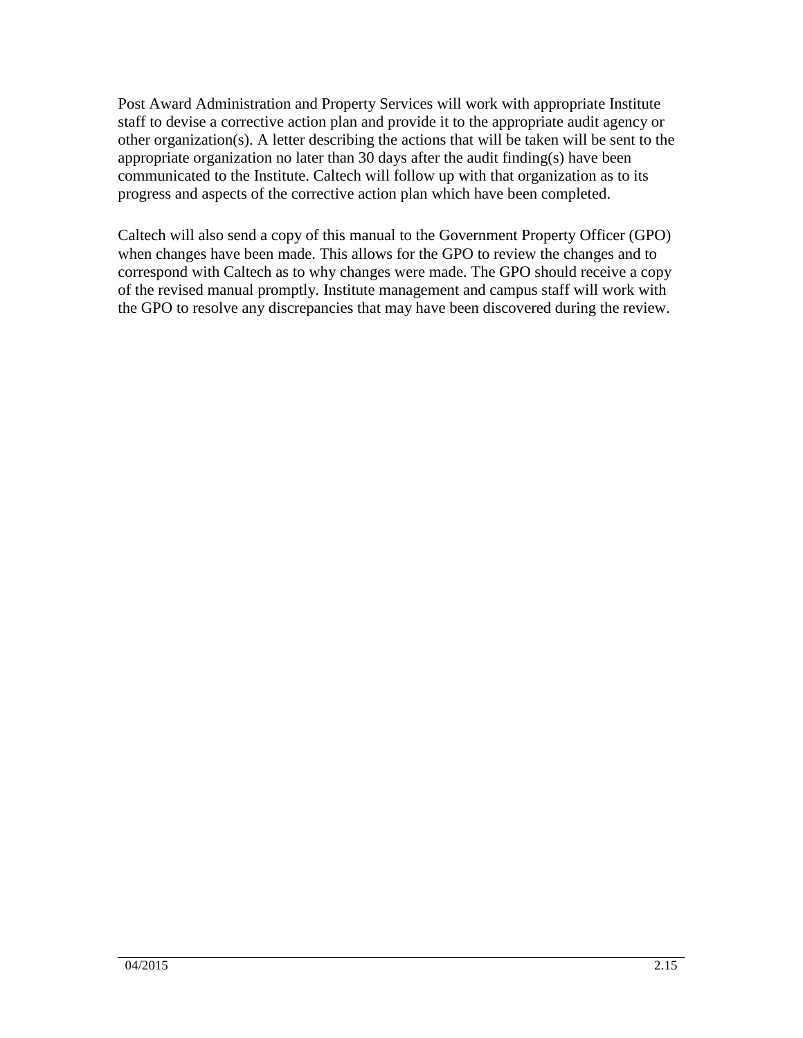Post Award Administration and Property Services will work with appropriate Institute staff to devise a corrective action plan and provide it to the appropriate audit agency or other organization(s). A letter describing the actions that will be taken will be sent to the appropriate organization no later than 30 days after the audit finding(s) have been communicated to the Institute. Caltech will follow up with that organization as to its progress and aspects of the corrective action plan which have been completed.

Caltech will also send a copy of this manual to the Government Property Officer (GPO) when changes have been made. This allows for the GPO to review the changes and to correspond with Caltech as to why changes were made. The GPO should receive a copy of the revised manual promptly. Institute management and campus staff will work with the GPO to resolve any discrepancies that may have been discovered during the review.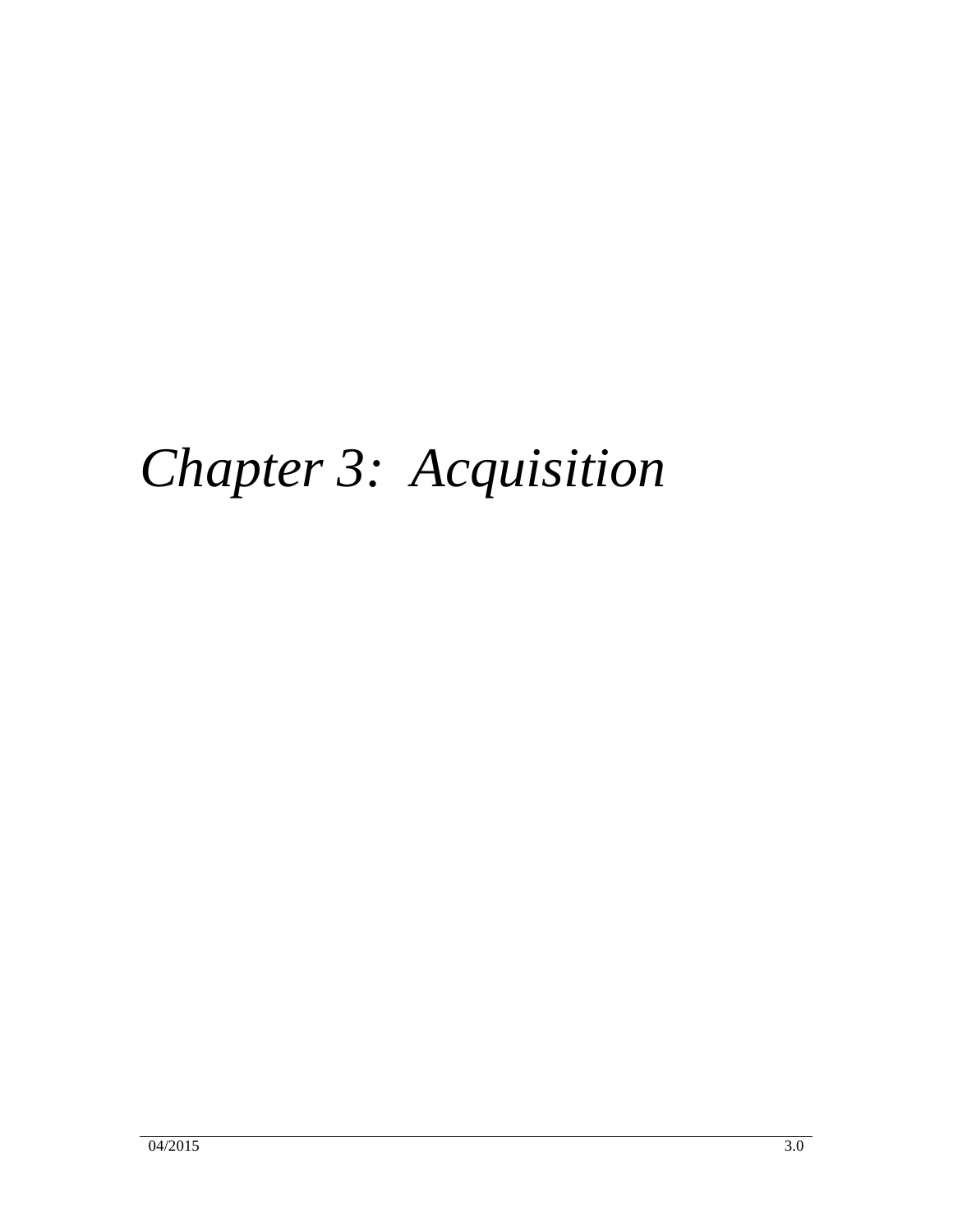# *Chapter 3: Acquisition*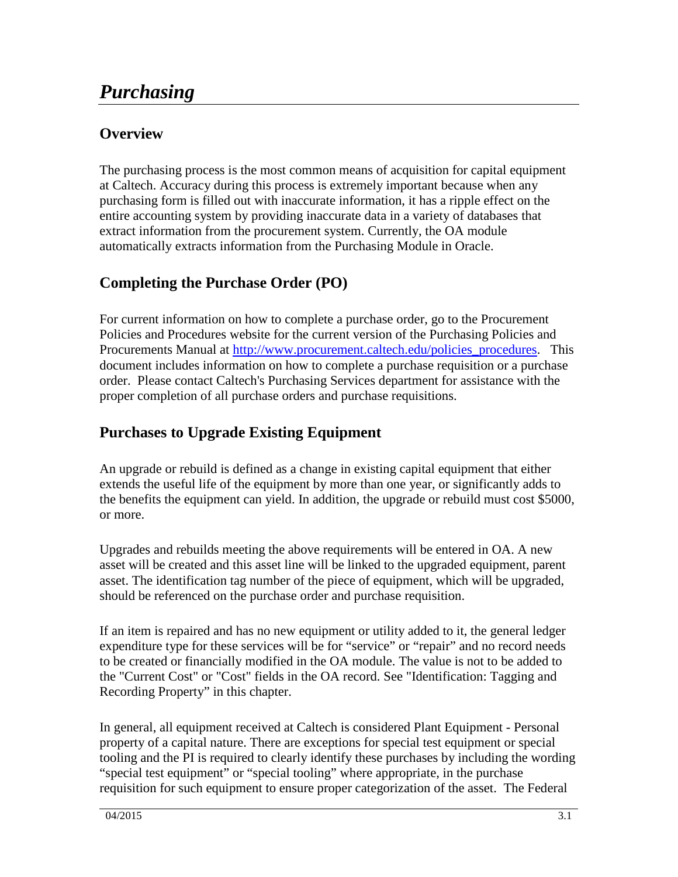# *Purchasing*

## Overview

The purchasing process is the most common means of acquisition for capital equipment at Caltech. Accuracy during this process is extremely important because when any purchasing form is filled out with inaccurate information, it has a ripple effect on the entire accounting system by providing inaccurate data in a variety of databases that extract information from the procurement system. Currently, the OA module automatically extracts information from the Purchasing Module in Oracle.

## Completing the Purchase Order (PO)

For current information on how to complete a purchase order, go to the Procurement Policies and Procedures website for the current version of the Purchasing Policies and Procurements Manual at [http://www.procurement.caltech.edu/policies_procedures](http://www.procurement.caltech.edu/policies_procedures). This document includes information on how to complete a purchase requisition or a purchase order. Please contact Caltech's Purchasing Services department for assistance with the proper completion of all purchase orders and purchase requisitions.

## Purchases to Upgrade Existing Equipment

An upgrade or rebuild is defined as a change in existing capital equipment that either extends the useful life of the equipment by more than one year, or significantly adds to the benefits the equipment can yield. In addition, the upgrade or rebuild must cost $5000, or more.

Upgrades and rebuilds meeting the above requirements will be entered in OA. A new asset will be created and this asset line will be linked to the upgraded equipment, parent asset. The identification tag number of the piece of equipment, which will be upgraded, should be referenced on the purchase order and purchase requisition.

If an item is repaired and has no new equipment or utility added to it, the general ledger expenditure type for these services will be for "service" or "repair" and no record needs to be created or financially modified in the OA module. The value is not to be added to the "Current Cost" or "Cost" fields in the OA record. See "Identification: Tagging and Recording Property" in this chapter.

In general, all equipment received at Caltech is considered Plant Equipment - Personal property of a capital nature. There are exceptions for special test equipment or special tooling and the PI is required to clearly identify these purchases by including the wording "special test equipment" or "special tooling" where appropriate, in the purchase requisition for such equipment to ensure proper categorization of the asset. The Federal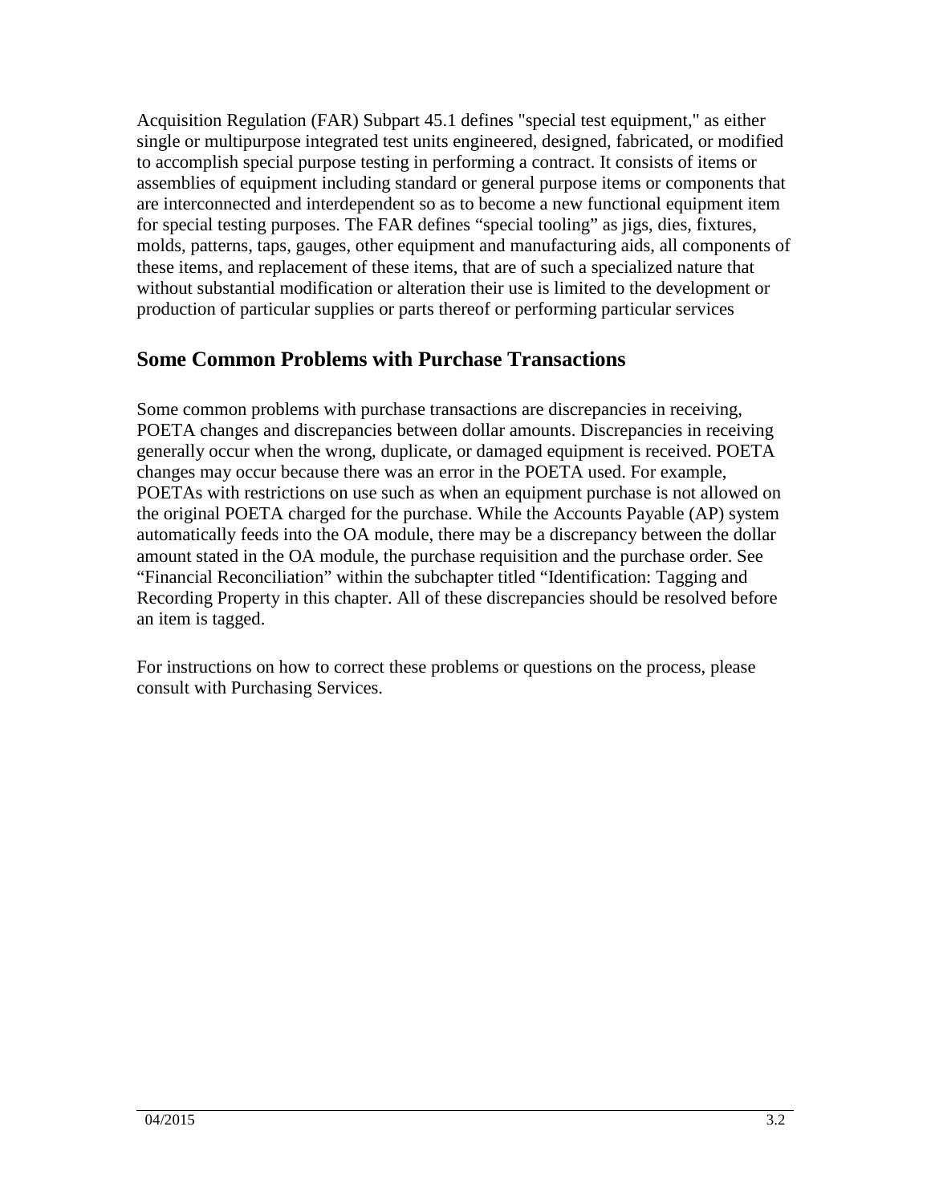Acquisition Regulation (FAR) Subpart 45.1 defines "special test equipment," as either single or multipurpose integrated test units engineered, designed, fabricated, or modified to accomplish special purpose testing in performing a contract. It consists of items or assemblies of equipment including standard or general purpose items or components that are interconnected and interdependent so as to become a new functional equipment item for special testing purposes. The FAR defines “special tooling” as jigs, dies, fixtures, molds, patterns, taps, gauges, other equipment and manufacturing aids, all components of these items, and replacement of these items, that are of such a specialized nature that without substantial modification or alteration their use is limited to the development or production of particular supplies or parts thereof or performing particular services

## Some Common Problems with Purchase Transactions

Some common problems with purchase transactions are discrepancies in receiving, POETA changes and discrepancies between dollar amounts. Discrepancies in receiving generally occur when the wrong, duplicate, or damaged equipment is received. POETA changes may occur because there was an error in the POETA used. For example, POETAs with restrictions on use such as when an equipment purchase is not allowed on the original POETA charged for the purchase. While the Accounts Payable (AP) system automatically feeds into the OA module, there may be a discrepancy between the dollar amount stated in the OA module, the purchase requisition and the purchase order. See “Financial Reconciliation” within the subchapter titled “Identification: Tagging and Recording Property in this chapter. All of these discrepancies should be resolved before an item is tagged.

For instructions on how to correct these problems or questions on the process, please consult with Purchasing Services.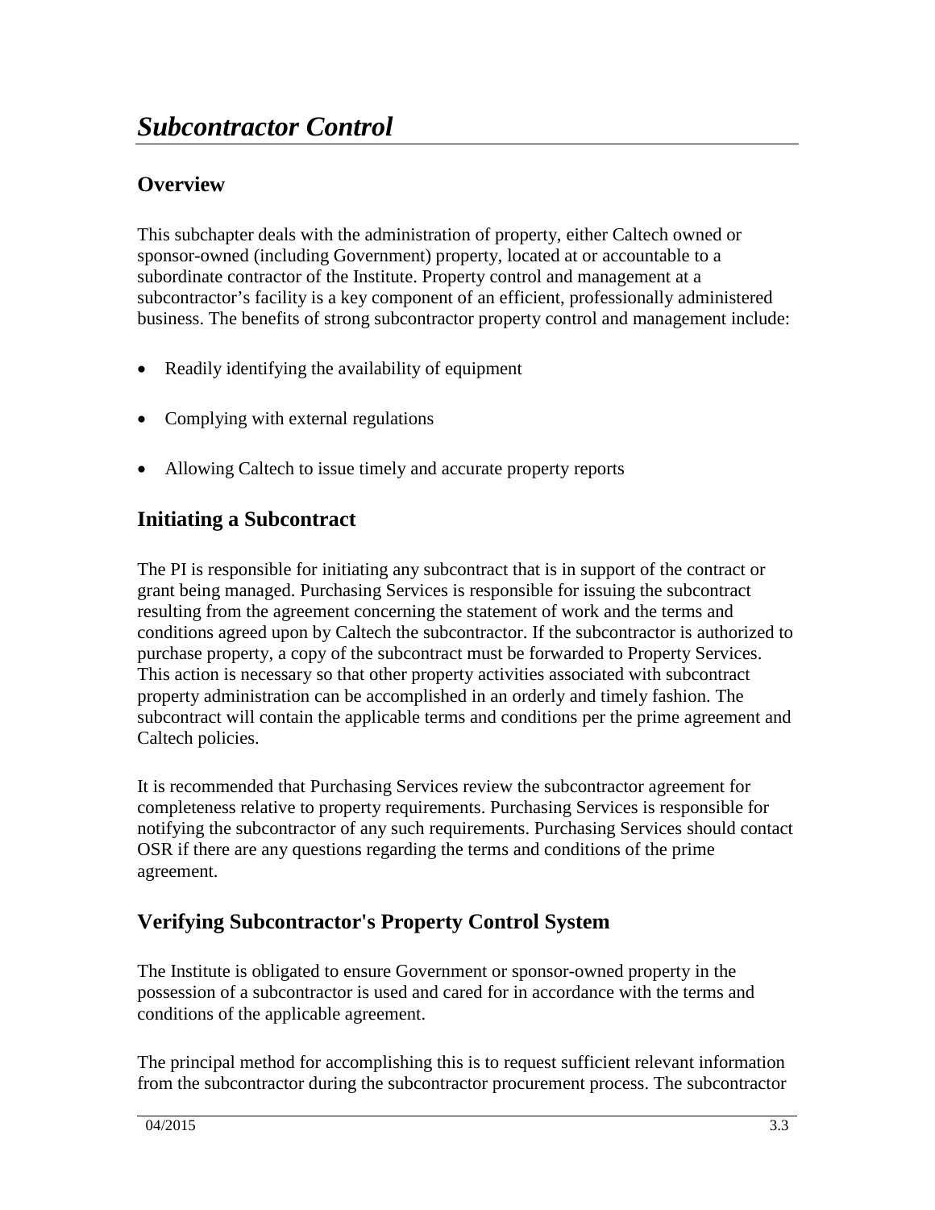# *Subcontractor Control*

## Overview

This subchapter deals with the administration of property, either Caltech owned or sponsor-owned (including Government) property, located at or accountable to a subordinate contractor of the Institute. Property control and management at a subcontractor's facility is a key component of an efficient, professionally administered business. The benefits of strong subcontractor property control and management include:

- Readily identifying the availability of equipment
- Complying with external regulations
- Allowing Caltech to issue timely and accurate property reports

## Initiating a Subcontract

The PI is responsible for initiating any subcontract that is in support of the contract or grant being managed. Purchasing Services is responsible for issuing the subcontract resulting from the agreement concerning the statement of work and the terms and conditions agreed upon by Caltech the subcontractor. If the subcontractor is authorized to purchase property, a copy of the subcontract must be forwarded to Property Services. This action is necessary so that other property activities associated with subcontract property administration can be accomplished in an orderly and timely fashion. The subcontract will contain the applicable terms and conditions per the prime agreement and Caltech policies.

It is recommended that Purchasing Services review the subcontractor agreement for completeness relative to property requirements. Purchasing Services is responsible for notifying the subcontractor of any such requirements. Purchasing Services should contact OSR if there are any questions regarding the terms and conditions of the prime agreement.

## Verifying Subcontractor's Property Control System

The Institute is obligated to ensure Government or sponsor-owned property in the possession of a subcontractor is used and cared for in accordance with the terms and conditions of the applicable agreement.

The principal method for accomplishing this is to request sufficient relevant information from the subcontractor during the subcontractor procurement process. The subcontractor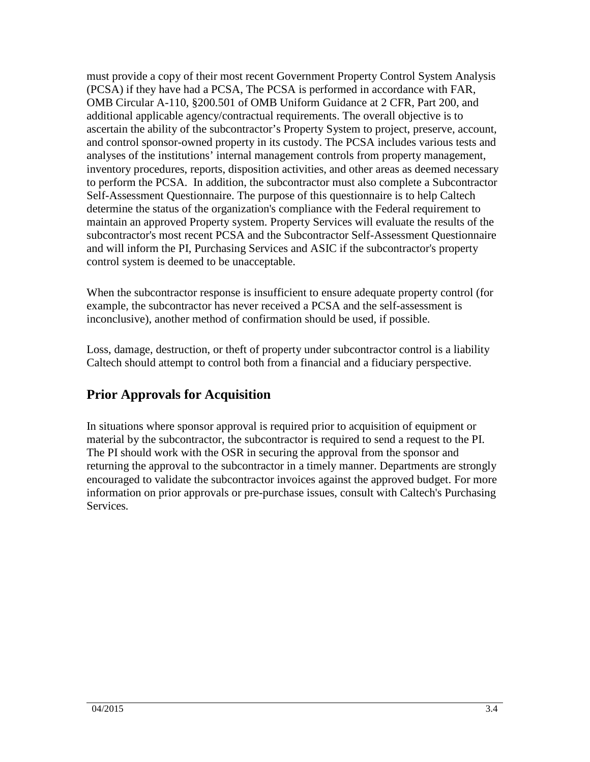must provide a copy of their most recent Government Property Control System Analysis (PCSA) if they have had a PCSA, The PCSA is performed in accordance with FAR, OMB Circular A-110, §200.501 of OMB Uniform Guidance at 2 CFR, Part 200, and additional applicable agency/contractual requirements. The overall objective is to ascertain the ability of the subcontractor's Property System to project, preserve, account, and control sponsor-owned property in its custody. The PCSA includes various tests and analyses of the institutions' internal management controls from property management, inventory procedures, reports, disposition activities, and other areas as deemed necessary to perform the PCSA. In addition, the subcontractor must also complete a Subcontractor Self-Assessment Questionnaire. The purpose of this questionnaire is to help Caltech determine the status of the organization's compliance with the Federal requirement to maintain an approved Property system. Property Services will evaluate the results of the subcontractor's most recent PCSA and the Subcontractor Self-Assessment Questionnaire and will inform the PI, Purchasing Services and ASIC if the subcontractor's property control system is deemed to be unacceptable.

When the subcontractor response is insufficient to ensure adequate property control (for example, the subcontractor has never received a PCSA and the self-assessment is inconclusive), another method of confirmation should be used, if possible.

Loss, damage, destruction, or theft of property under subcontractor control is a liability Caltech should attempt to control both from a financial and a fiduciary perspective.

## Prior Approvals for Acquisition

In situations where sponsor approval is required prior to acquisition of equipment or material by the subcontractor, the subcontractor is required to send a request to the PI. The PI should work with the OSR in securing the approval from the sponsor and returning the approval to the subcontractor in a timely manner. Departments are strongly encouraged to validate the subcontractor invoices against the approved budget. For more information on prior approvals or pre-purchase issues, consult with Caltech's Purchasing Services.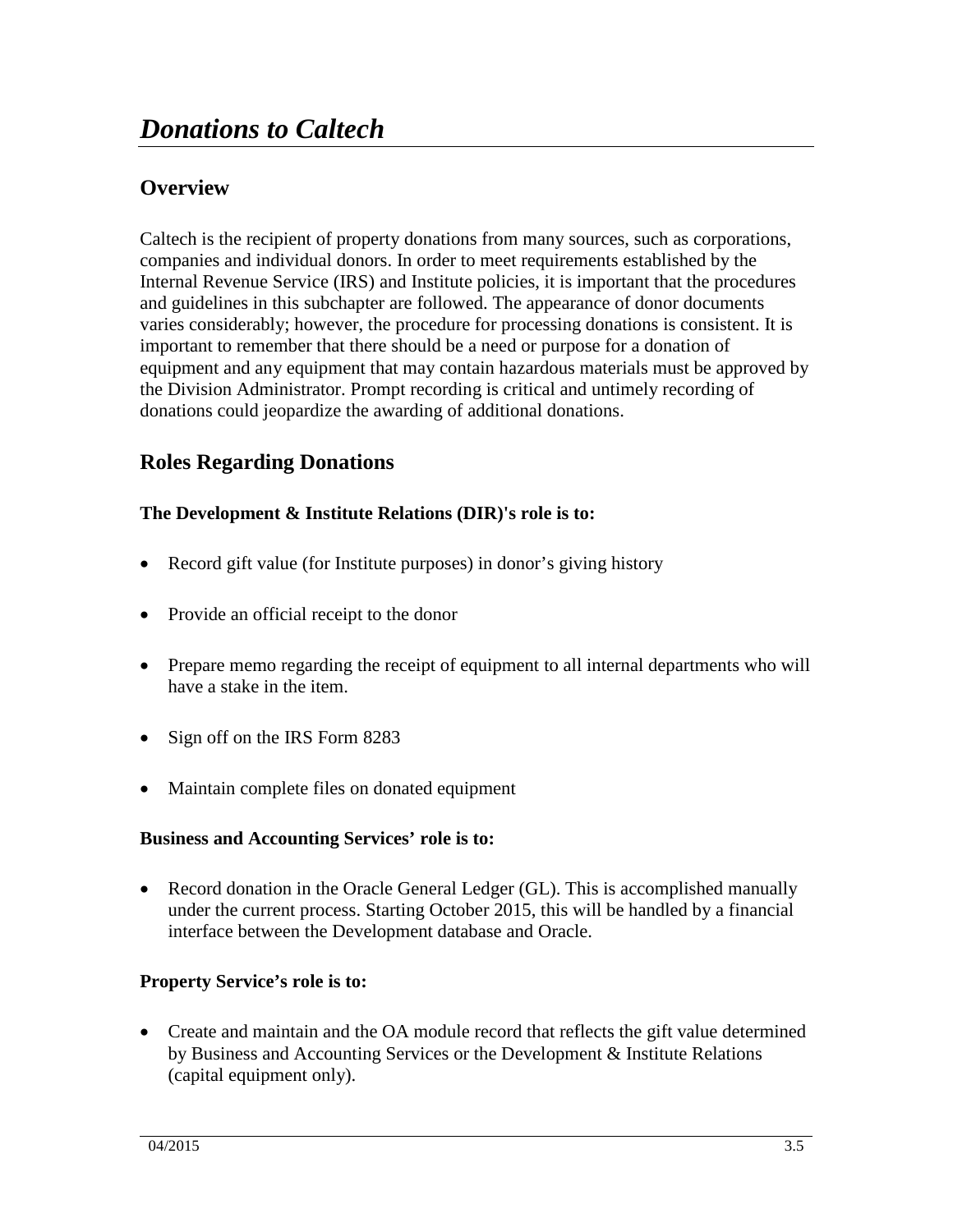# *Donations to Caltech*

## Overview

Caltech is the recipient of property donations from many sources, such as corporations, companies and individual donors. In order to meet requirements established by the Internal Revenue Service (IRS) and Institute policies, it is important that the procedures and guidelines in this subchapter are followed. The appearance of donor documents varies considerably; however, the procedure for processing donations is consistent. It is important to remember that there should be a need or purpose for a donation of equipment and any equipment that may contain hazardous materials must be approved by the Division Administrator. Prompt recording is critical and untimely recording of donations could jeopardize the awarding of additional donations.

## Roles Regarding Donations

**The Development & Institute Relations (DIR)'s role is to:**

- Record gift value (for Institute purposes) in donor's giving history
- Provide an official receipt to the donor
- Prepare memo regarding the receipt of equipment to all internal departments who will have a stake in the item.
- Sign off on the IRS Form 8283
- Maintain complete files on donated equipment

**Business and Accounting Services' role is to:**

- Record donation in the Oracle General Ledger (GL). This is accomplished manually under the current process. Starting October 2015, this will be handled by a financial interface between the Development database and Oracle.

**Property Service's role is to:**

- Create and maintain and the OA module record that reflects the gift value determined by Business and Accounting Services or the Development & Institute Relations (capital equipment only).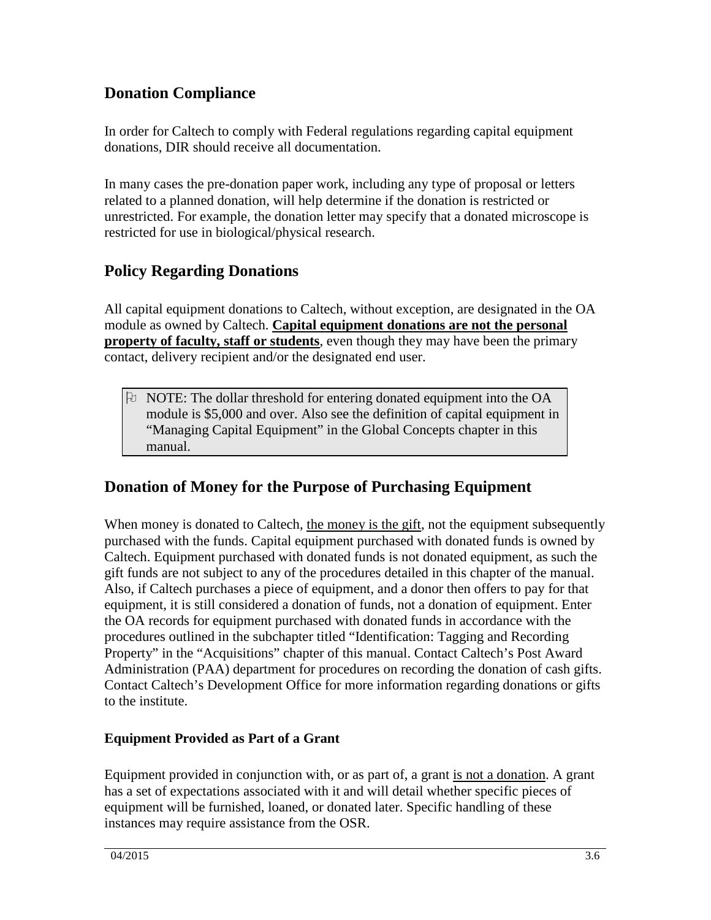## Donation Compliance

In order for Caltech to comply with Federal regulations regarding capital equipment donations, DIR should receive all documentation.

In many cases the pre-donation paper work, including any type of proposal or letters related to a planned donation, will help determine if the donation is restricted or unrestricted. For example, the donation letter may specify that a donated microscope is restricted for use in biological/physical research.

## Policy Regarding Donations

All capital equipment donations to Caltech, without exception, are designated in the OA module as owned by Caltech. **<u>Capital equipment donations are not the personal property of faculty, staff or students</u>**, even though they may have been the primary contact, delivery recipient and/or the designated end user.

> NOTE: The dollar threshold for entering donated equipment into the OA module is $5,000 and over. Also see the definition of capital equipment in "Managing Capital Equipment" in the Global Concepts chapter in this manual.

## Donation of Money for the Purpose of Purchasing Equipment

When money is donated to Caltech, <u>the money is the gift</u>, not the equipment subsequently purchased with the funds. Capital equipment purchased with donated funds is owned by Caltech. Equipment purchased with donated funds is not donated equipment, as such the gift funds are not subject to any of the procedures detailed in this chapter of the manual. Also, if Caltech purchases a piece of equipment, and a donor then offers to pay for that equipment, it is still considered a donation of funds, not a donation of equipment. Enter the OA records for equipment purchased with donated funds in accordance with the procedures outlined in the subchapter titled "Identification: Tagging and Recording Property" in the "Acquisitions" chapter of this manual. Contact Caltech's Post Award Administration (PAA) department for procedures on recording the donation of cash gifts. Contact Caltech's Development Office for more information regarding donations or gifts to the institute.

### Equipment Provided as Part of a Grant

Equipment provided in conjunction with, or as part of, a grant <u>is not a donation</u>. A grant has a set of expectations associated with it and will detail whether specific pieces of equipment will be furnished, loaned, or donated later. Specific handling of these instances may require assistance from the OSR.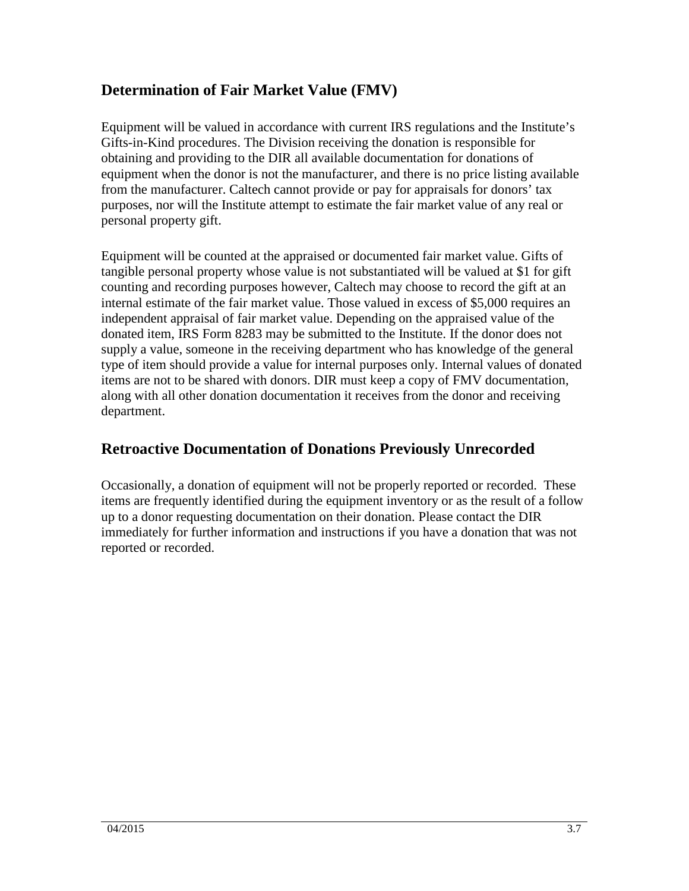## Determination of Fair Market Value (FMV)

Equipment will be valued in accordance with current IRS regulations and the Institute's Gifts-in-Kind procedures. The Division receiving the donation is responsible for obtaining and providing to the DIR all available documentation for donations of equipment when the donor is not the manufacturer, and there is no price listing available from the manufacturer. Caltech cannot provide or pay for appraisals for donors' tax purposes, nor will the Institute attempt to estimate the fair market value of any real or personal property gift.

Equipment will be counted at the appraised or documented fair market value. Gifts of tangible personal property whose value is not substantiated will be valued at $1 for gift counting and recording purposes however, Caltech may choose to record the gift at an internal estimate of the fair market value. Those valued in excess of $5,000 requires an independent appraisal of fair market value. Depending on the appraised value of the donated item, IRS Form 8283 may be submitted to the Institute. If the donor does not supply a value, someone in the receiving department who has knowledge of the general type of item should provide a value for internal purposes only. Internal values of donated items are not to be shared with donors. DIR must keep a copy of FMV documentation, along with all other donation documentation it receives from the donor and receiving department.

## Retroactive Documentation of Donations Previously Unrecorded

Occasionally, a donation of equipment will not be properly reported or recorded. These items are frequently identified during the equipment inventory or as the result of a follow up to a donor requesting documentation on their donation. Please contact the DIR immediately for further information and instructions if you have a donation that was not reported or recorded.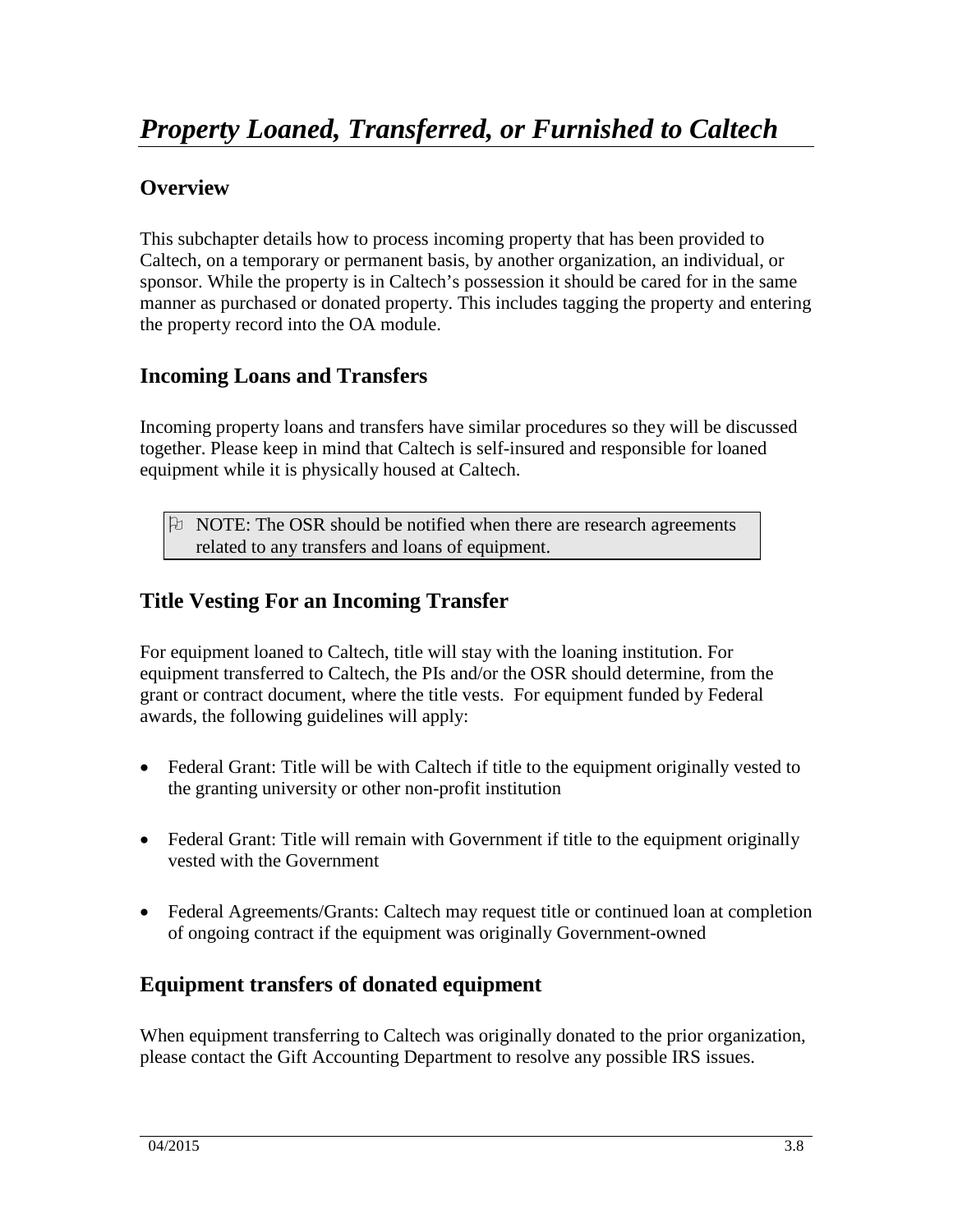# *Property Loaned, Transferred, or Furnished to Caltech*

## Overview

This subchapter details how to process incoming property that has been provided to Caltech, on a temporary or permanent basis, by another organization, an individual, or sponsor. While the property is in Caltech's possession it should be cared for in the same manner as purchased or donated property. This includes tagging the property and entering the property record into the OA module.

## Incoming Loans and Transfers

Incoming property loans and transfers have similar procedures so they will be discussed together. Please keep in mind that Caltech is self-insured and responsible for loaned equipment while it is physically housed at Caltech.

> NOTE: The OSR should be notified when there are research agreements related to any transfers and loans of equipment.

## Title Vesting For an Incoming Transfer

For equipment loaned to Caltech, title will stay with the loaning institution. For equipment transferred to Caltech, the PIs and/or the OSR should determine, from the grant or contract document, where the title vests. For equipment funded by Federal awards, the following guidelines will apply:

- Federal Grant: Title will be with Caltech if title to the equipment originally vested to the granting university or other non-profit institution
- Federal Grant: Title will remain with Government if title to the equipment originally vested with the Government
- Federal Agreements/Grants: Caltech may request title or continued loan at completion of ongoing contract if the equipment was originally Government-owned

## Equipment transfers of donated equipment

When equipment transferring to Caltech was originally donated to the prior organization, please contact the Gift Accounting Department to resolve any possible IRS issues.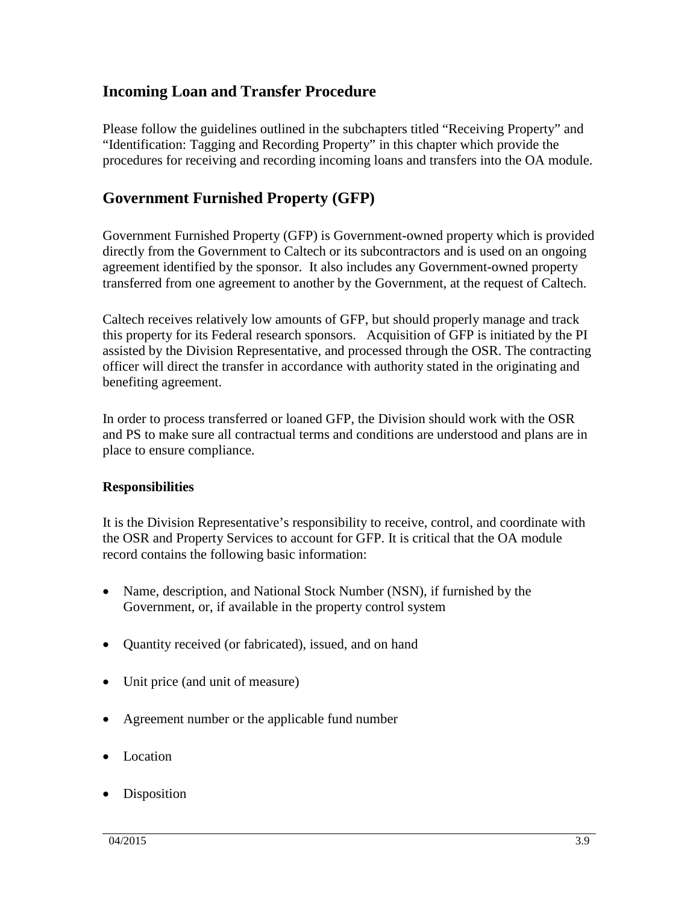## Incoming Loan and Transfer Procedure

Please follow the guidelines outlined in the subchapters titled "Receiving Property" and "Identification: Tagging and Recording Property" in this chapter which provide the procedures for receiving and recording incoming loans and transfers into the OA module.

## Government Furnished Property (GFP)

Government Furnished Property (GFP) is Government-owned property which is provided directly from the Government to Caltech or its subcontractors and is used on an ongoing agreement identified by the sponsor. It also includes any Government-owned property transferred from one agreement to another by the Government, at the request of Caltech.

Caltech receives relatively low amounts of GFP, but should properly manage and track this property for its Federal research sponsors. Acquisition of GFP is initiated by the PI assisted by the Division Representative, and processed through the OSR. The contracting officer will direct the transfer in accordance with authority stated in the originating and benefiting agreement.

In order to process transferred or loaned GFP, the Division should work with the OSR and PS to make sure all contractual terms and conditions are understood and plans are in place to ensure compliance.

**Responsibilities**

It is the Division Representative's responsibility to receive, control, and coordinate with the OSR and Property Services to account for GFP. It is critical that the OA module record contains the following basic information:

- Name, description, and National Stock Number (NSN), if furnished by the Government, or, if available in the property control system
- Quantity received (or fabricated), issued, and on hand
- Unit price (and unit of measure)
- Agreement number or the applicable fund number
- Location
- Disposition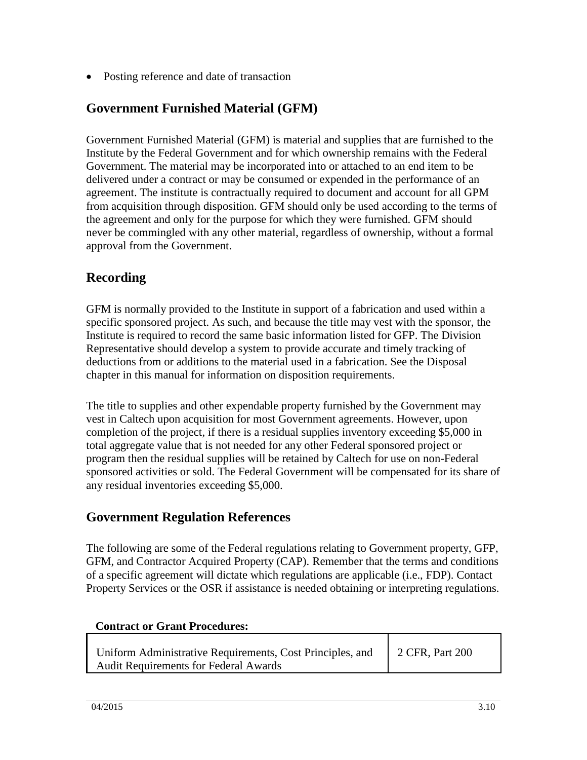- Posting reference and date of transaction

## Government Furnished Material (GFM)

Government Furnished Material (GFM) is material and supplies that are furnished to the Institute by the Federal Government and for which ownership remains with the Federal Government. The material may be incorporated into or attached to an end item to be delivered under a contract or may be consumed or expended in the performance of an agreement. The institute is contractually required to document and account for all GPM from acquisition through disposition. GFM should only be used according to the terms of the agreement and only for the purpose for which they were furnished. GFM should never be commingled with any other material, regardless of ownership, without a formal approval from the Government.

## Recording

GFM is normally provided to the Institute in support of a fabrication and used within a specific sponsored project. As such, and because the title may vest with the sponsor, the Institute is required to record the same basic information listed for GFP. The Division Representative should develop a system to provide accurate and timely tracking of deductions from or additions to the material used in a fabrication. See the Disposal chapter in this manual for information on disposition requirements.

The title to supplies and other expendable property furnished by the Government may vest in Caltech upon acquisition for most Government agreements. However, upon completion of the project, if there is a residual supplies inventory exceeding $5,000 in total aggregate value that is not needed for any other Federal sponsored project or program then the residual supplies will be retained by Caltech for use on non-Federal sponsored activities or sold. The Federal Government will be compensated for its share of any residual inventories exceeding $5,000.

## Government Regulation References

The following are some of the Federal regulations relating to Government property, GFP, GFM, and Contractor Acquired Property (CAP). Remember that the terms and conditions of a specific agreement will dictate which regulations are applicable (i.e., FDP). Contact Property Services or the OSR if assistance is needed obtaining or interpreting regulations.

**Contract or Grant Procedures:**

| | |
|---|---|
| Uniform Administrative Requirements, Cost Principles, and Audit Requirements for Federal Awards | 2 CFR, Part 200 |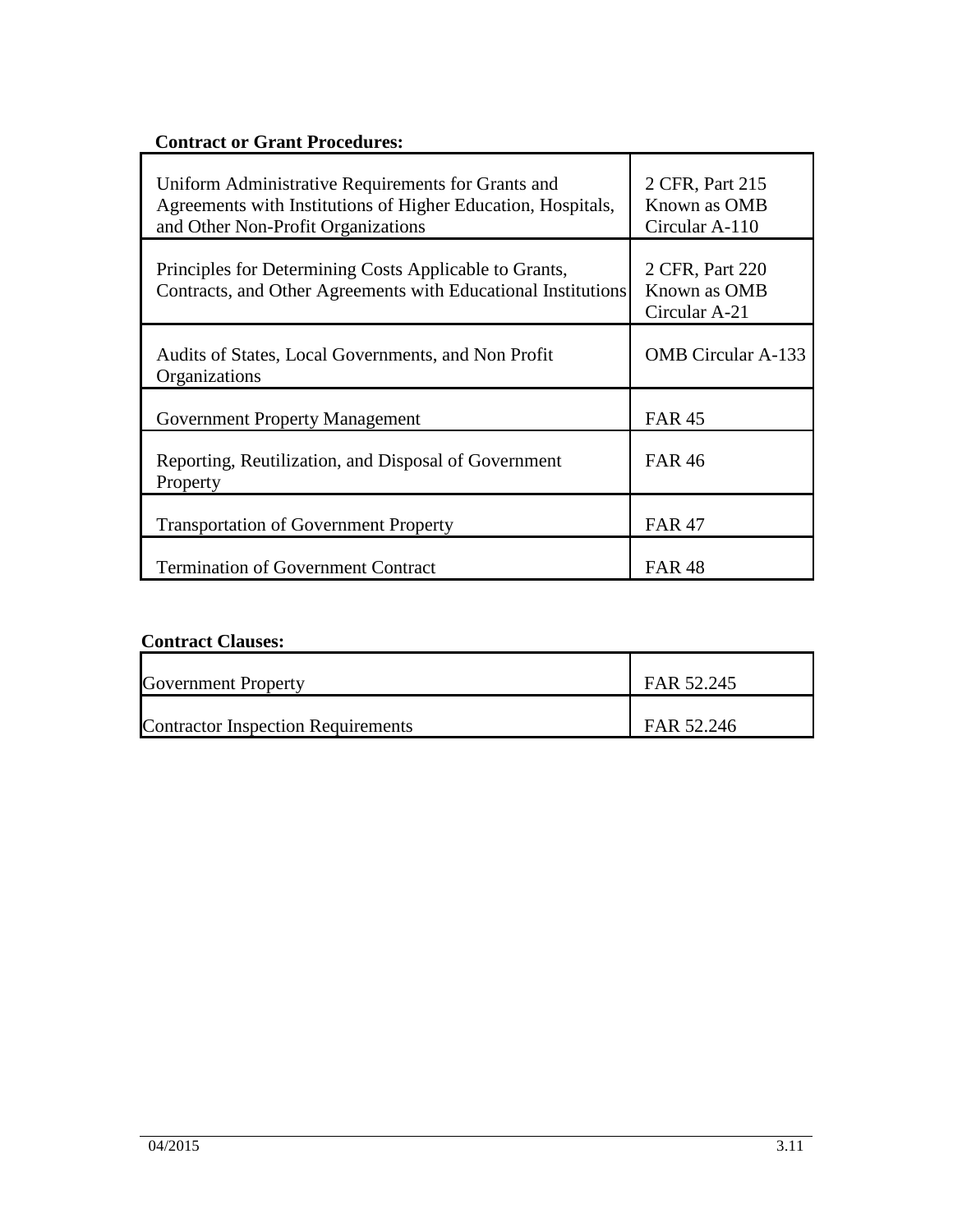**Contract or Grant Procedures:**

| | |
|---|---|
| Uniform Administrative Requirements for Grants and Agreements with Institutions of Higher Education, Hospitals, and Other Non-Profit Organizations | 2 CFR, Part 215 Known as OMB Circular A-110 |
| Principles for Determining Costs Applicable to Grants, Contracts, and Other Agreements with Educational Institutions | 2 CFR, Part 220 Known as OMB Circular A-21 |
| Audits of States, Local Governments, and Non Profit Organizations | OMB Circular A-133 |
| Government Property Management | FAR 45 |
| Reporting, Reutilization, and Disposal of Government Property | FAR 46 |
| Transportation of Government Property | FAR 47 |
| Termination of Government Contract | FAR 48 |

**Contract Clauses:**

| | |
|---|---|
| Government Property | FAR 52.245 |
| Contractor Inspection Requirements | FAR 52.246 |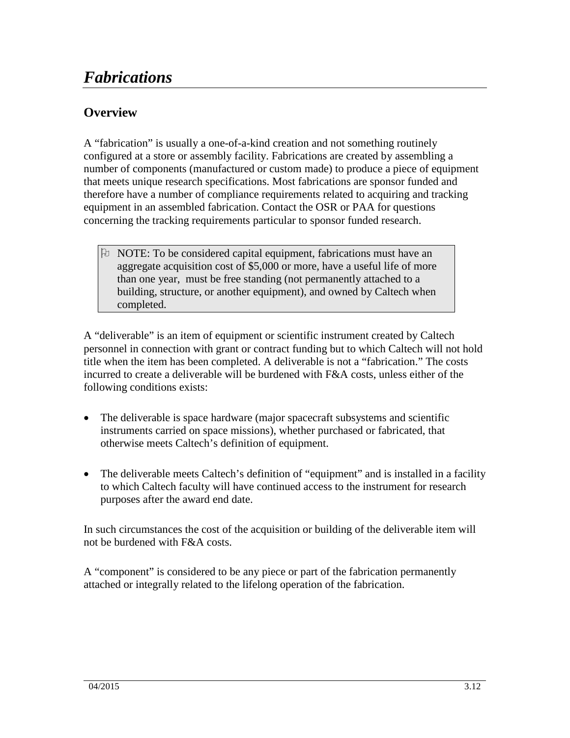# *Fabrications*

## Overview

A “fabrication” is usually a one-of-a-kind creation and not something routinely configured at a store or assembly facility. Fabrications are created by assembling a number of components (manufactured or custom made) to produce a piece of equipment that meets unique research specifications. Most fabrications are sponsor funded and therefore have a number of compliance requirements related to acquiring and tracking equipment in an assembled fabrication. Contact the OSR or PAA for questions concerning the tracking requirements particular to sponsor funded research.

> NOTE: To be considered capital equipment, fabrications must have an aggregate acquisition cost of $5,000 or more, have a useful life of more than one year, must be free standing (not permanently attached to a building, structure, or another equipment), and owned by Caltech when completed.

A “deliverable” is an item of equipment or scientific instrument created by Caltech personnel in connection with grant or contract funding but to which Caltech will not hold title when the item has been completed. A deliverable is not a “fabrication.” The costs incurred to create a deliverable will be burdened with F&A costs, unless either of the following conditions exists:

- The deliverable is space hardware (major spacecraft subsystems and scientific instruments carried on space missions), whether purchased or fabricated, that otherwise meets Caltech’s definition of equipment.
- The deliverable meets Caltech’s definition of “equipment” and is installed in a facility to which Caltech faculty will have continued access to the instrument for research purposes after the award end date.

In such circumstances the cost of the acquisition or building of the deliverable item will not be burdened with F&A costs.

A “component” is considered to be any piece or part of the fabrication permanently attached or integrally related to the lifelong operation of the fabrication.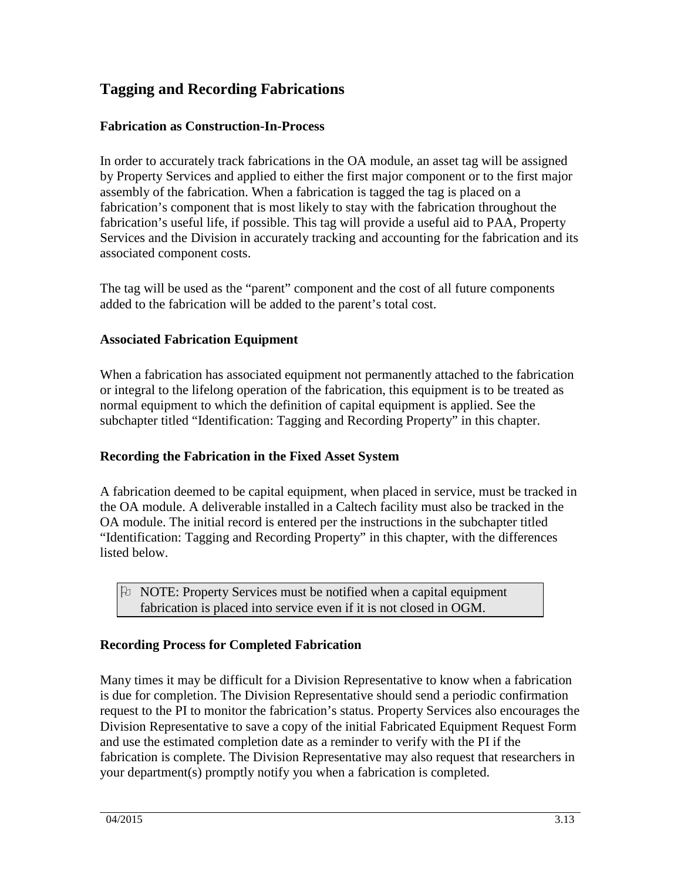## Tagging and Recording Fabrications

### Fabrication as Construction-In-Process

In order to accurately track fabrications in the OA module, an asset tag will be assigned by Property Services and applied to either the first major component or to the first major assembly of the fabrication. When a fabrication is tagged the tag is placed on a fabrication's component that is most likely to stay with the fabrication throughout the fabrication's useful life, if possible. This tag will provide a useful aid to PAA, Property Services and the Division in accurately tracking and accounting for the fabrication and its associated component costs.

The tag will be used as the "parent" component and the cost of all future components added to the fabrication will be added to the parent's total cost.

### Associated Fabrication Equipment

When a fabrication has associated equipment not permanently attached to the fabrication or integral to the lifelong operation of the fabrication, this equipment is to be treated as normal equipment to which the definition of capital equipment is applied. See the subchapter titled "Identification: Tagging and Recording Property" in this chapter.

### Recording the Fabrication in the Fixed Asset System

A fabrication deemed to be capital equipment, when placed in service, must be tracked in the OA module. A deliverable installed in a Caltech facility must also be tracked in the OA module. The initial record is entered per the instructions in the subchapter titled "Identification: Tagging and Recording Property" in this chapter, with the differences listed below.

> NOTE: Property Services must be notified when a capital equipment fabrication is placed into service even if it is not closed in OGM.

### Recording Process for Completed Fabrication

Many times it may be difficult for a Division Representative to know when a fabrication is due for completion. The Division Representative should send a periodic confirmation request to the PI to monitor the fabrication's status. Property Services also encourages the Division Representative to save a copy of the initial Fabricated Equipment Request Form and use the estimated completion date as a reminder to verify with the PI if the fabrication is complete. The Division Representative may also request that researchers in your department(s) promptly notify you when a fabrication is completed.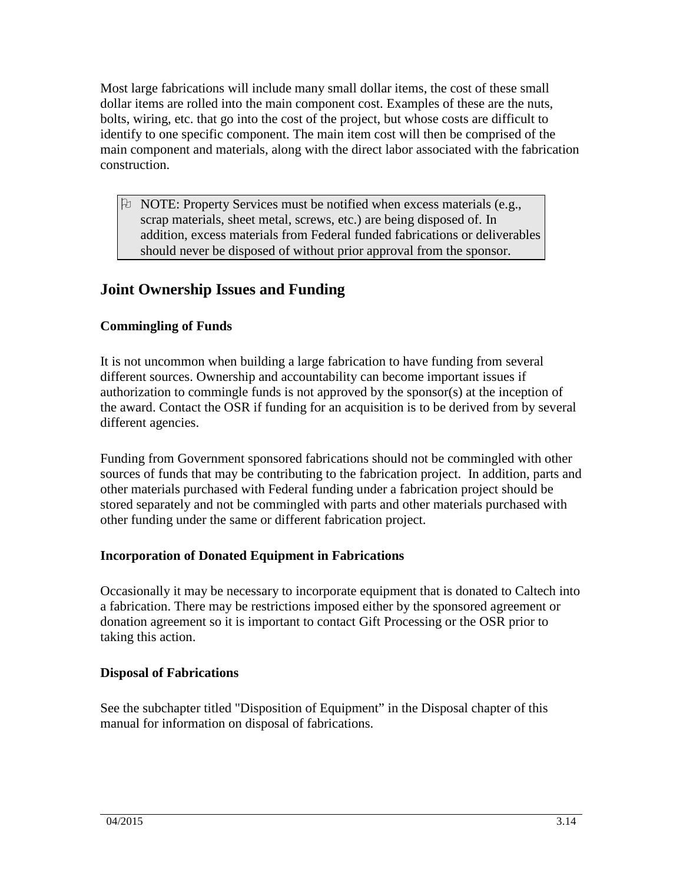Most large fabrications will include many small dollar items, the cost of these small dollar items are rolled into the main component cost. Examples of these are the nuts, bolts, wiring, etc. that go into the cost of the project, but whose costs are difficult to identify to one specific component. The main item cost will then be comprised of the main component and materials, along with the direct labor associated with the fabrication construction.

> NOTE: Property Services must be notified when excess materials (e.g., scrap materials, sheet metal, screws, etc.) are being disposed of. In addition, excess materials from Federal funded fabrications or deliverables should never be disposed of without prior approval from the sponsor.

## Joint Ownership Issues and Funding

### Commingling of Funds

It is not uncommon when building a large fabrication to have funding from several different sources. Ownership and accountability can become important issues if authorization to commingle funds is not approved by the sponsor(s) at the inception of the award. Contact the OSR if funding for an acquisition is to be derived from by several different agencies.

Funding from Government sponsored fabrications should not be commingled with other sources of funds that may be contributing to the fabrication project. In addition, parts and other materials purchased with Federal funding under a fabrication project should be stored separately and not be commingled with parts and other materials purchased with other funding under the same or different fabrication project.

### Incorporation of Donated Equipment in Fabrications

Occasionally it may be necessary to incorporate equipment that is donated to Caltech into a fabrication. There may be restrictions imposed either by the sponsored agreement or donation agreement so it is important to contact Gift Processing or the OSR prior to taking this action.

### Disposal of Fabrications

See the subchapter titled "Disposition of Equipment" in the Disposal chapter of this manual for information on disposal of fabrications.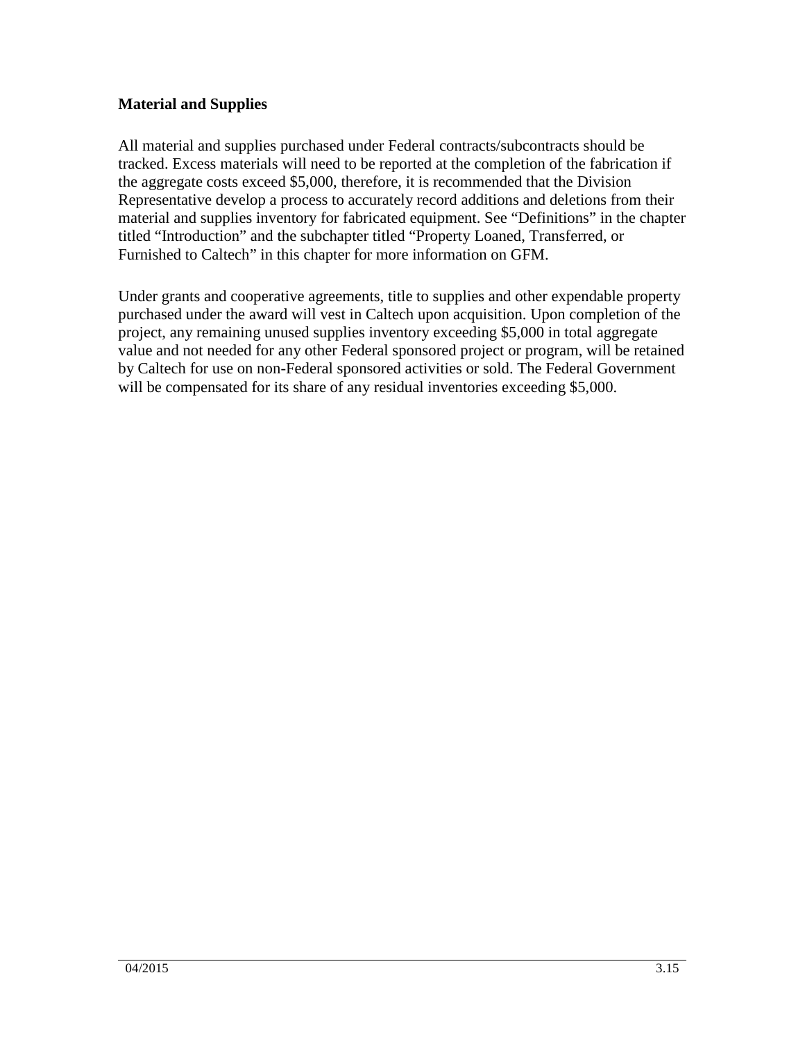**Material and Supplies**

All material and supplies purchased under Federal contracts/subcontracts should be tracked. Excess materials will need to be reported at the completion of the fabrication if the aggregate costs exceed $5,000, therefore, it is recommended that the Division Representative develop a process to accurately record additions and deletions from their material and supplies inventory for fabricated equipment. See "Definitions" in the chapter titled "Introduction" and the subchapter titled "Property Loaned, Transferred, or Furnished to Caltech" in this chapter for more information on GFM.

Under grants and cooperative agreements, title to supplies and other expendable property purchased under the award will vest in Caltech upon acquisition. Upon completion of the project, any remaining unused supplies inventory exceeding $5,000 in total aggregate value and not needed for any other Federal sponsored project or program, will be retained by Caltech for use on non-Federal sponsored activities or sold. The Federal Government will be compensated for its share of any residual inventories exceeding $5,000.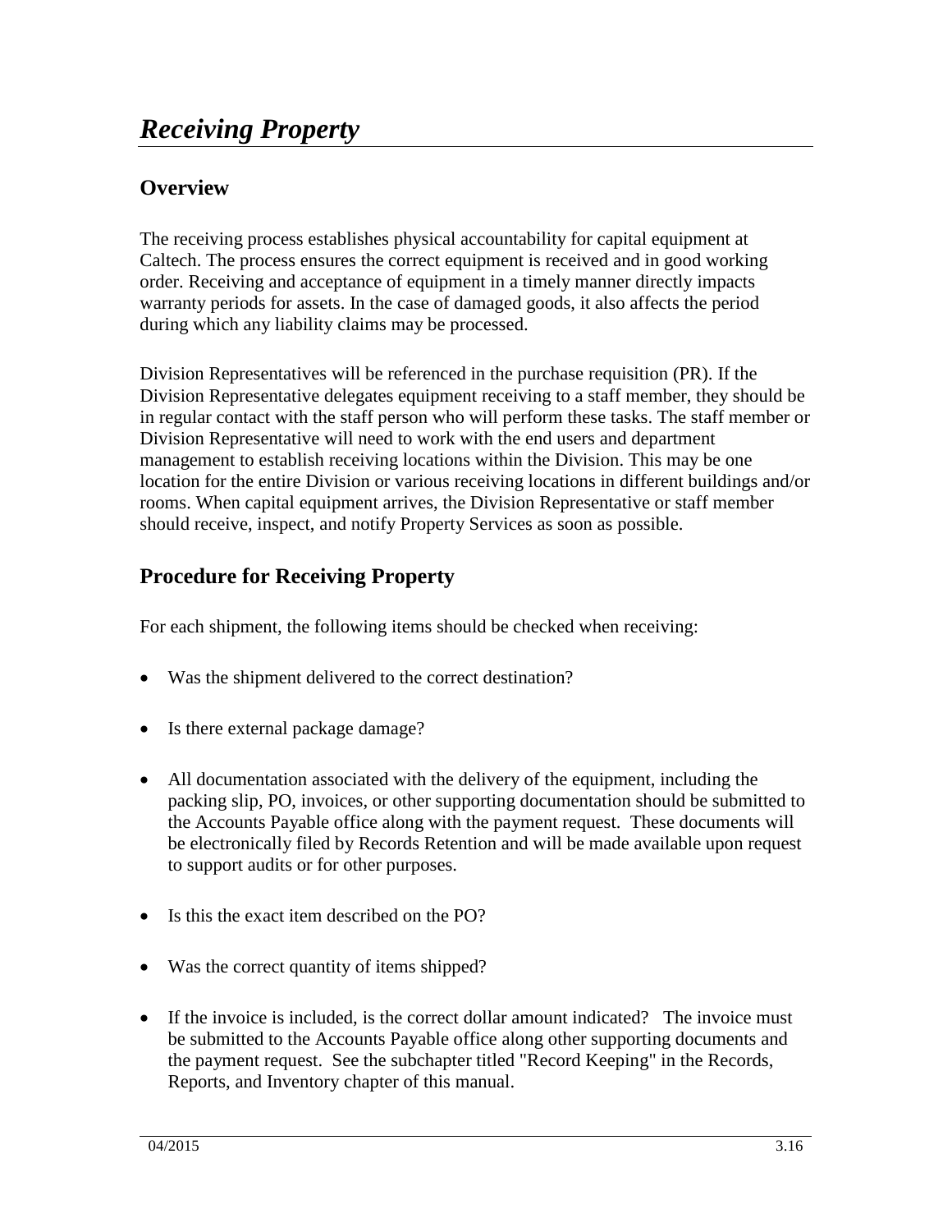# *Receiving Property*

## Overview

The receiving process establishes physical accountability for capital equipment at Caltech. The process ensures the correct equipment is received and in good working order. Receiving and acceptance of equipment in a timely manner directly impacts warranty periods for assets. In the case of damaged goods, it also affects the period during which any liability claims may be processed.

Division Representatives will be referenced in the purchase requisition (PR). If the Division Representative delegates equipment receiving to a staff member, they should be in regular contact with the staff person who will perform these tasks. The staff member or Division Representative will need to work with the end users and department management to establish receiving locations within the Division. This may be one location for the entire Division or various receiving locations in different buildings and/or rooms. When capital equipment arrives, the Division Representative or staff member should receive, inspect, and notify Property Services as soon as possible.

## Procedure for Receiving Property

For each shipment, the following items should be checked when receiving:

- Was the shipment delivered to the correct destination?
- Is there external package damage?
- All documentation associated with the delivery of the equipment, including the packing slip, PO, invoices, or other supporting documentation should be submitted to the Accounts Payable office along with the payment request. These documents will be electronically filed by Records Retention and will be made available upon request to support audits or for other purposes.
- Is this the exact item described on the PO?
- Was the correct quantity of items shipped?
- If the invoice is included, is the correct dollar amount indicated? The invoice must be submitted to the Accounts Payable office along other supporting documents and the payment request. See the subchapter titled "Record Keeping" in the Records, Reports, and Inventory chapter of this manual.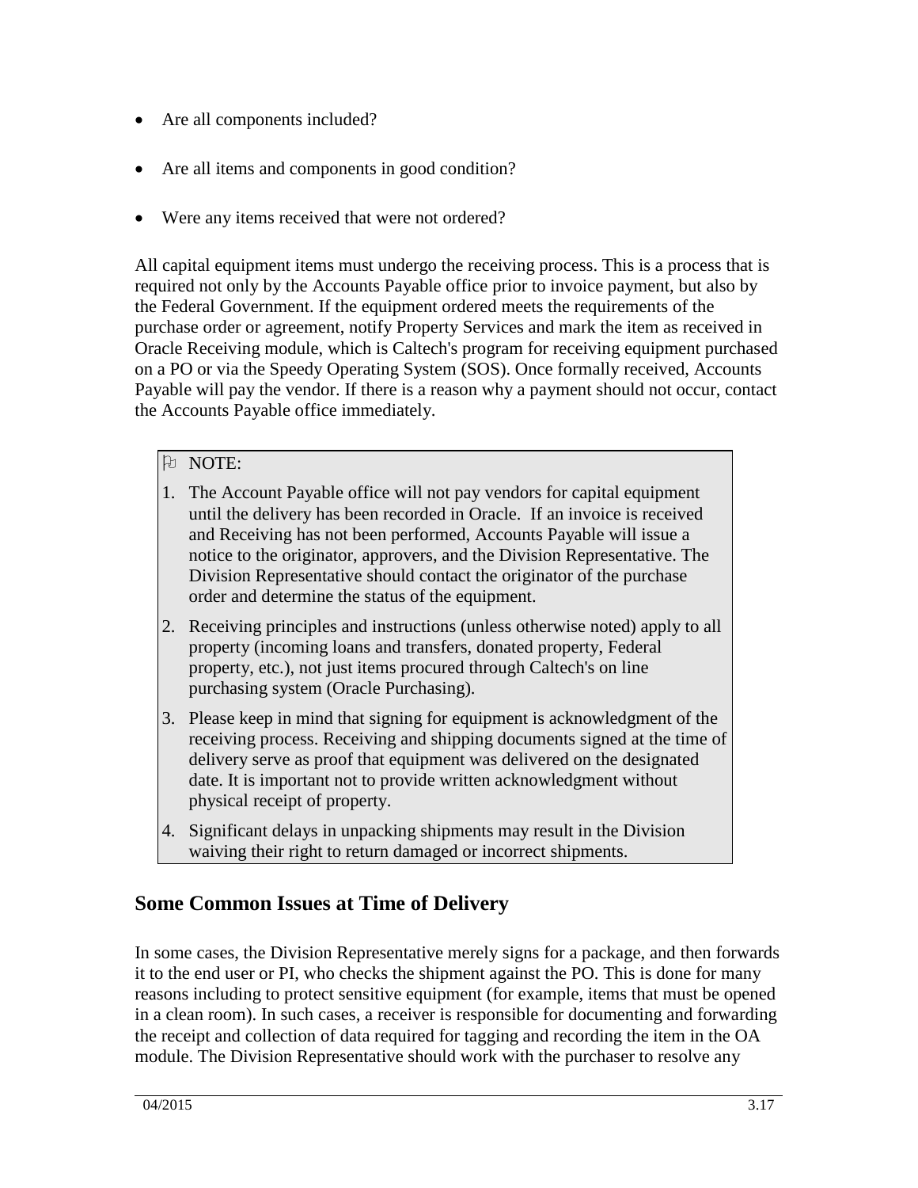- Are all components included?
- Are all items and components in good condition?
- Were any items received that were not ordered?

All capital equipment items must undergo the receiving process. This is a process that is required not only by the Accounts Payable office prior to invoice payment, but also by the Federal Government. If the equipment ordered meets the requirements of the purchase order or agreement, notify Property Services and mark the item as received in Oracle Receiving module, which is Caltech's program for receiving equipment purchased on a PO or via the Speedy Operating System (SOS). Once formally received, Accounts Payable will pay the vendor. If there is a reason why a payment should not occur, contact the Accounts Payable office immediately.

> NOTE:
>
> 1. The Account Payable office will not pay vendors for capital equipment until the delivery has been recorded in Oracle. If an invoice is received and Receiving has not been performed, Accounts Payable will issue a notice to the originator, approvers, and the Division Representative. The Division Representative should contact the originator of the purchase order and determine the status of the equipment.
> 2. Receiving principles and instructions (unless otherwise noted) apply to all property (incoming loans and transfers, donated property, Federal property, etc.), not just items procured through Caltech's on line purchasing system (Oracle Purchasing).
> 3. Please keep in mind that signing for equipment is acknowledgment of the receiving process. Receiving and shipping documents signed at the time of delivery serve as proof that equipment was delivered on the designated date. It is important not to provide written acknowledgment without physical receipt of property.
> 4. Significant delays in unpacking shipments may result in the Division waiving their right to return damaged or incorrect shipments.

## Some Common Issues at Time of Delivery

In some cases, the Division Representative merely signs for a package, and then forwards it to the end user or PI, who checks the shipment against the PO. This is done for many reasons including to protect sensitive equipment (for example, items that must be opened in a clean room). In such cases, a receiver is responsible for documenting and forwarding the receipt and collection of data required for tagging and recording the item in the OA module. The Division Representative should work with the purchaser to resolve any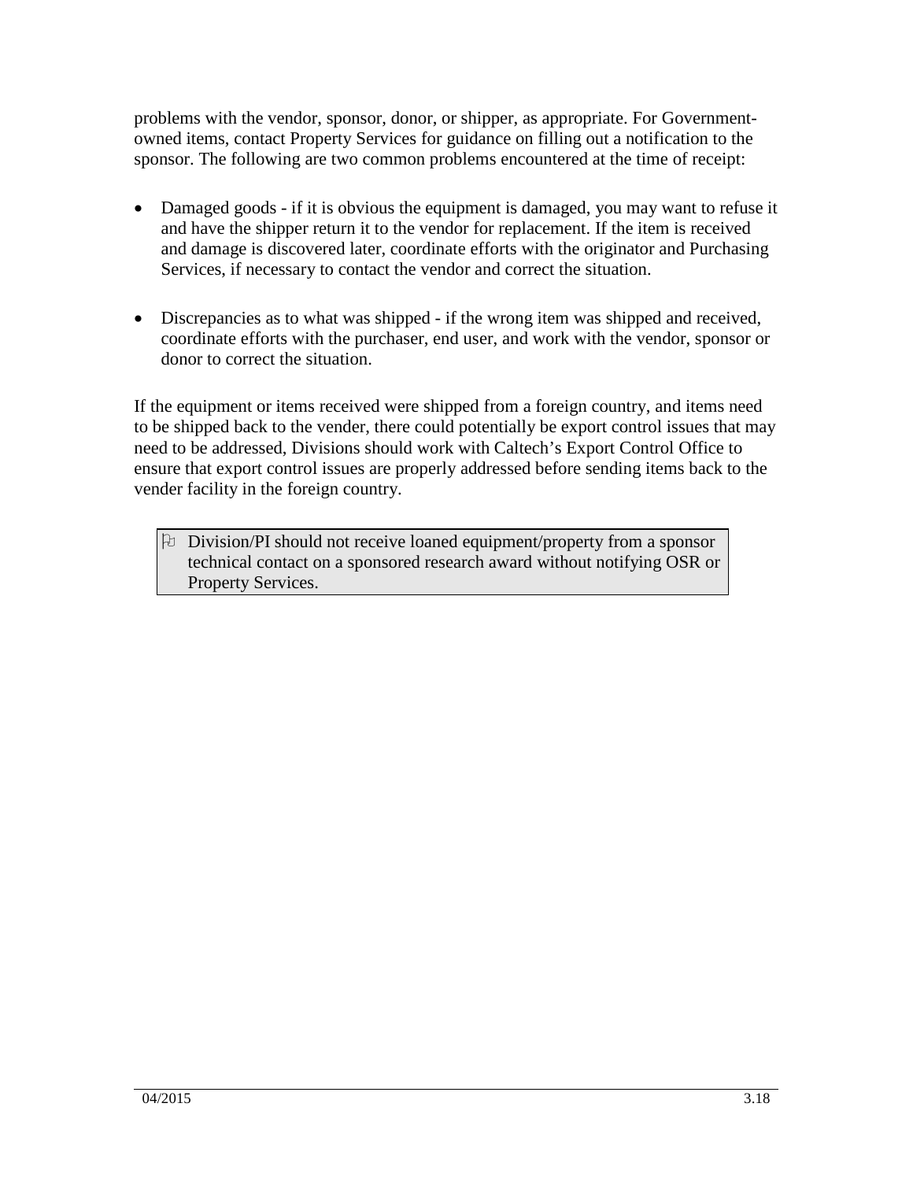problems with the vendor, sponsor, donor, or shipper, as appropriate. For Government-owned items, contact Property Services for guidance on filling out a notification to the sponsor. The following are two common problems encountered at the time of receipt:

- Damaged goods - if it is obvious the equipment is damaged, you may want to refuse it and have the shipper return it to the vendor for replacement. If the item is received and damage is discovered later, coordinate efforts with the originator and Purchasing Services, if necessary to contact the vendor and correct the situation.

- Discrepancies as to what was shipped - if the wrong item was shipped and received, coordinate efforts with the purchaser, end user, and work with the vendor, sponsor or donor to correct the situation.

If the equipment or items received were shipped from a foreign country, and items need to be shipped back to the vender, there could potentially be export control issues that may need to be addressed, Divisions should work with Caltech's Export Control Office to ensure that export control issues are properly addressed before sending items back to the vender facility in the foreign country.

> ⚐ Division/PI should not receive loaned equipment/property from a sponsor technical contact on a sponsored research award without notifying OSR or Property Services.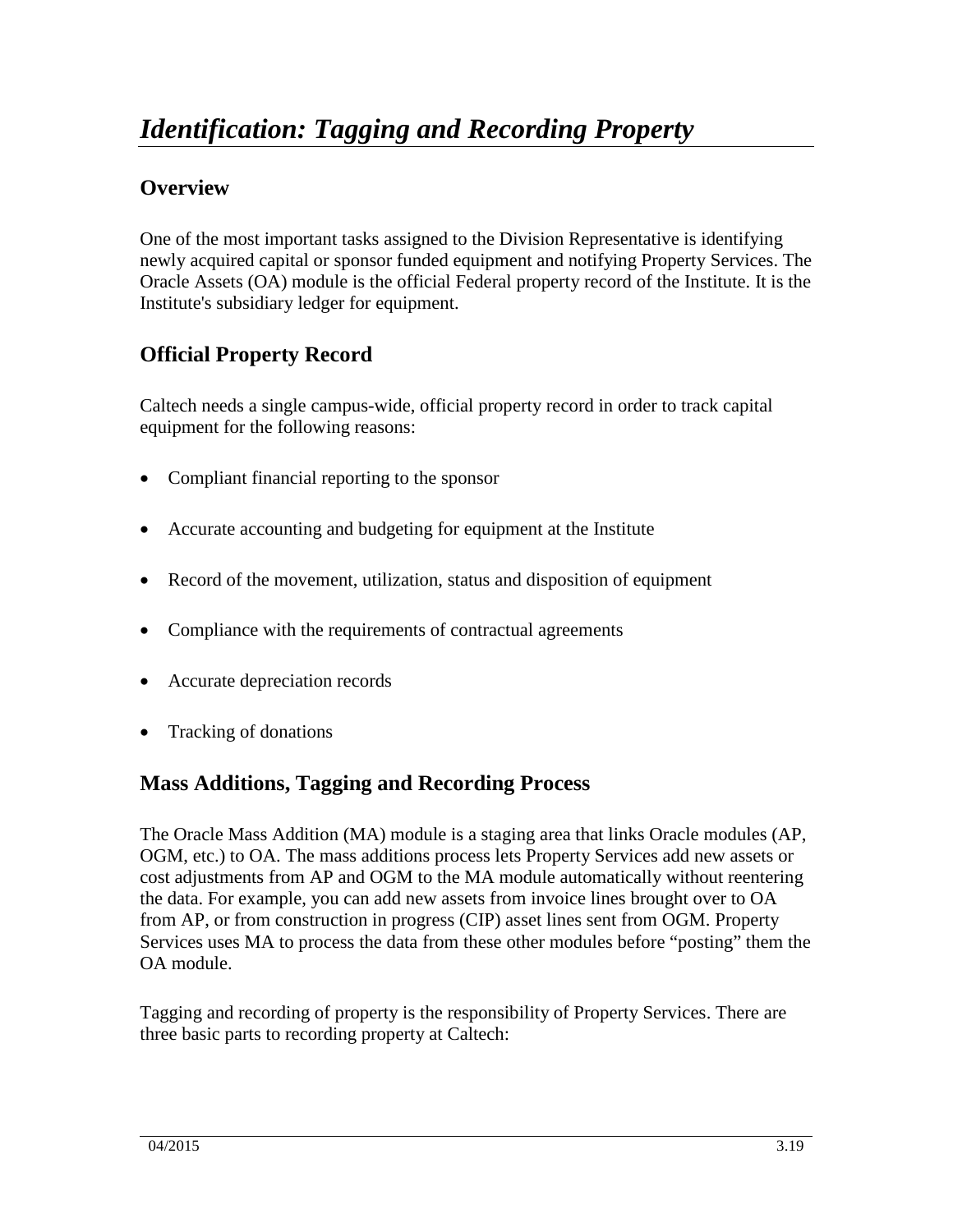# *Identification: Tagging and Recording Property*

## Overview

One of the most important tasks assigned to the Division Representative is identifying newly acquired capital or sponsor funded equipment and notifying Property Services. The Oracle Assets (OA) module is the official Federal property record of the Institute. It is the Institute's subsidiary ledger for equipment.

## Official Property Record

Caltech needs a single campus-wide, official property record in order to track capital equipment for the following reasons:

- Compliant financial reporting to the sponsor
- Accurate accounting and budgeting for equipment at the Institute
- Record of the movement, utilization, status and disposition of equipment
- Compliance with the requirements of contractual agreements
- Accurate depreciation records
- Tracking of donations

## Mass Additions, Tagging and Recording Process

The Oracle Mass Addition (MA) module is a staging area that links Oracle modules (AP, OGM, etc.) to OA. The mass additions process lets Property Services add new assets or cost adjustments from AP and OGM to the MA module automatically without reentering the data. For example, you can add new assets from invoice lines brought over to OA from AP, or from construction in progress (CIP) asset lines sent from OGM. Property Services uses MA to process the data from these other modules before "posting" them the OA module.

Tagging and recording of property is the responsibility of Property Services. There are three basic parts to recording property at Caltech: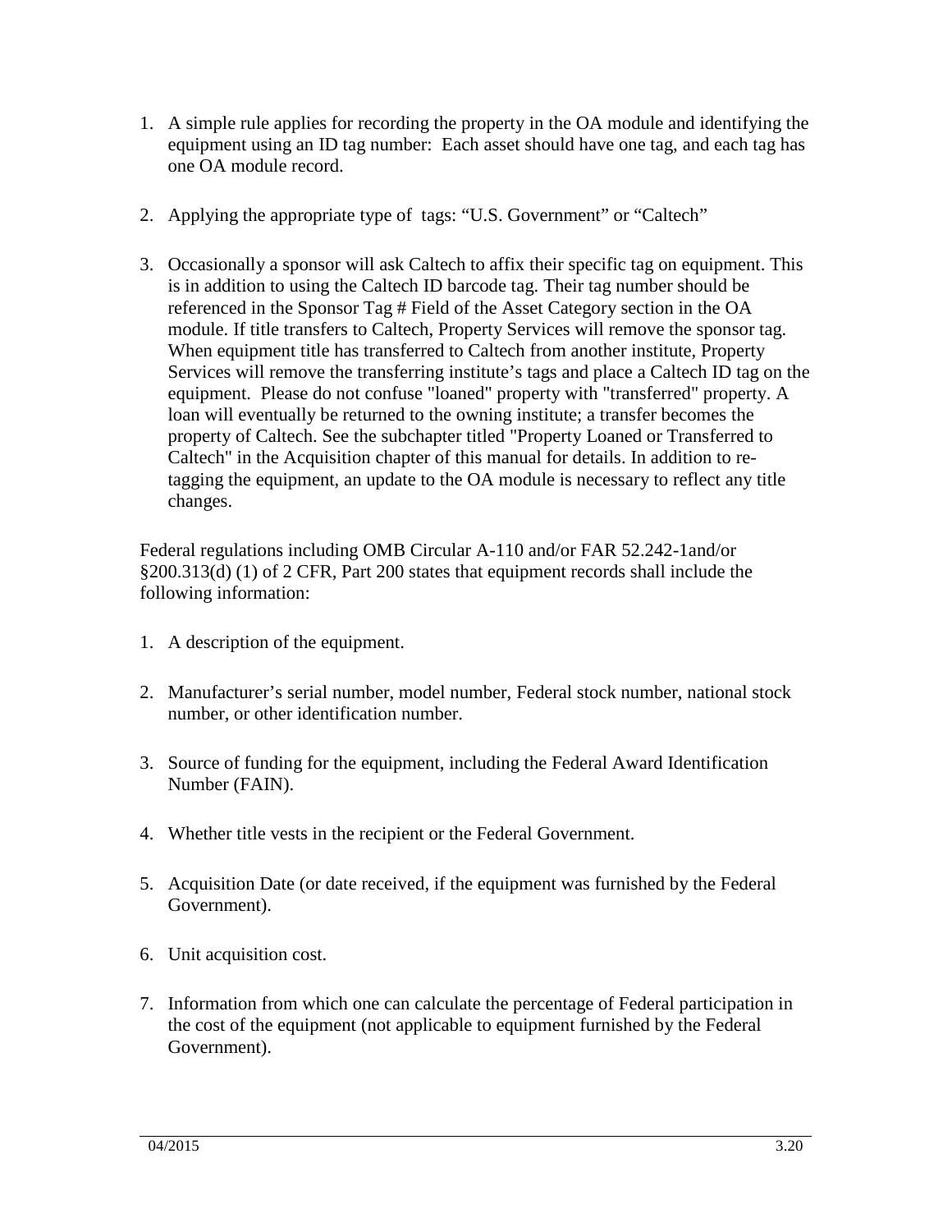1. A simple rule applies for recording the property in the OA module and identifying the equipment using an ID tag number: Each asset should have one tag, and each tag has one OA module record.

2. Applying the appropriate type of tags: “U.S. Government” or “Caltech”

3. Occasionally a sponsor will ask Caltech to affix their specific tag on equipment. This is in addition to using the Caltech ID barcode tag. Their tag number should be referenced in the Sponsor Tag # Field of the Asset Category section in the OA module. If title transfers to Caltech, Property Services will remove the sponsor tag. When equipment title has transferred to Caltech from another institute, Property Services will remove the transferring institute’s tags and place a Caltech ID tag on the equipment. Please do not confuse "loaned" property with "transferred" property. A loan will eventually be returned to the owning institute; a transfer becomes the property of Caltech. See the subchapter titled "Property Loaned or Transferred to Caltech" in the Acquisition chapter of this manual for details. In addition to re-tagging the equipment, an update to the OA module is necessary to reflect any title changes.

Federal regulations including OMB Circular A-110 and/or FAR 52.242-1and/or §200.313(d) (1) of 2 CFR, Part 200 states that equipment records shall include the following information:

1. A description of the equipment.

2. Manufacturer’s serial number, model number, Federal stock number, national stock number, or other identification number.

3. Source of funding for the equipment, including the Federal Award Identification Number (FAIN).

4. Whether title vests in the recipient or the Federal Government.

5. Acquisition Date (or date received, if the equipment was furnished by the Federal Government).

6. Unit acquisition cost.

7. Information from which one can calculate the percentage of Federal participation in the cost of the equipment (not applicable to equipment furnished by the Federal Government).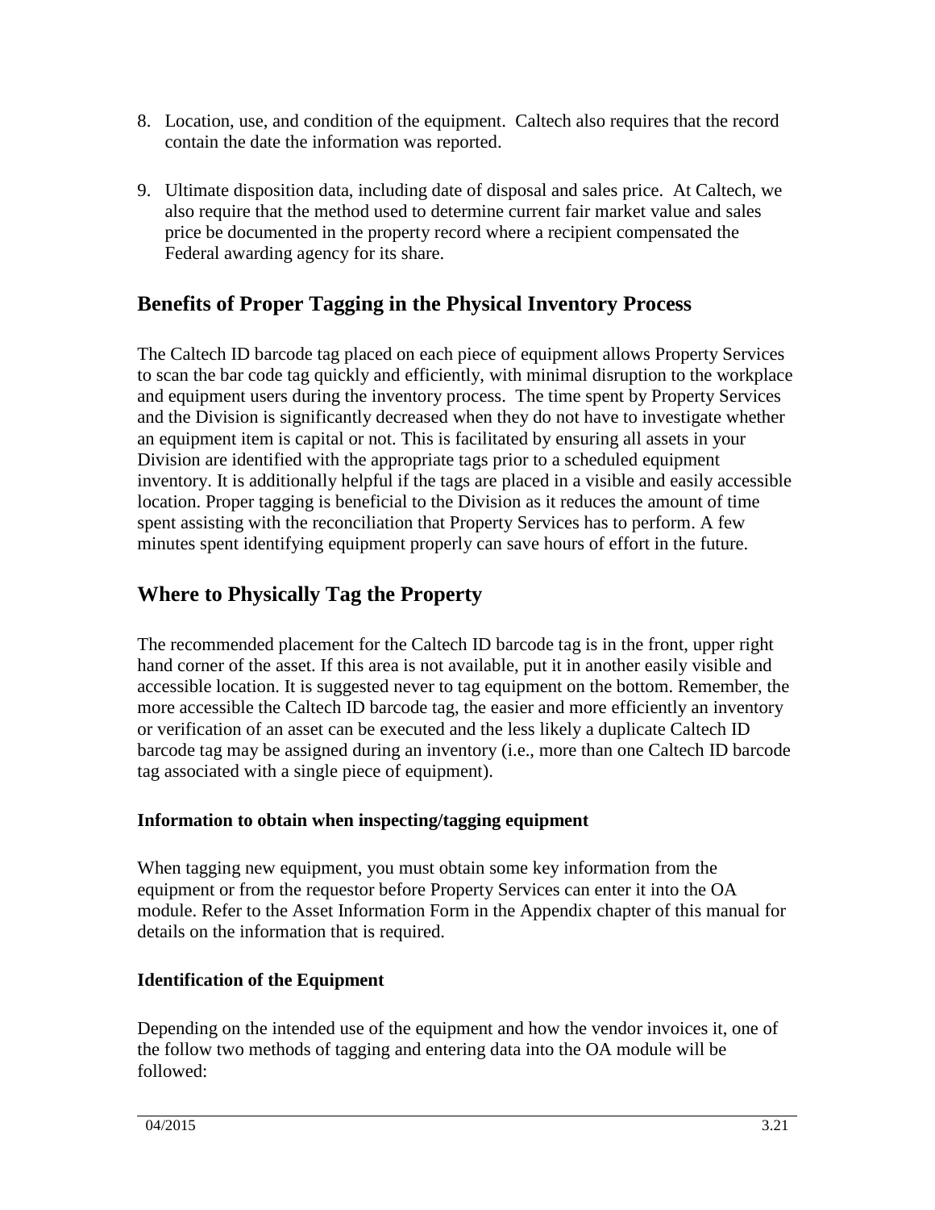8. Location, use, and condition of the equipment. Caltech also requires that the record contain the date the information was reported.

9. Ultimate disposition data, including date of disposal and sales price. At Caltech, we also require that the method used to determine current fair market value and sales price be documented in the property record where a recipient compensated the Federal awarding agency for its share.

## Benefits of Proper Tagging in the Physical Inventory Process

The Caltech ID barcode tag placed on each piece of equipment allows Property Services to scan the bar code tag quickly and efficiently, with minimal disruption to the workplace and equipment users during the inventory process. The time spent by Property Services and the Division is significantly decreased when they do not have to investigate whether an equipment item is capital or not. This is facilitated by ensuring all assets in your Division are identified with the appropriate tags prior to a scheduled equipment inventory. It is additionally helpful if the tags are placed in a visible and easily accessible location. Proper tagging is beneficial to the Division as it reduces the amount of time spent assisting with the reconciliation that Property Services has to perform. A few minutes spent identifying equipment properly can save hours of effort in the future.

## Where to Physically Tag the Property

The recommended placement for the Caltech ID barcode tag is in the front, upper right hand corner of the asset. If this area is not available, put it in another easily visible and accessible location. It is suggested never to tag equipment on the bottom. Remember, the more accessible the Caltech ID barcode tag, the easier and more efficiently an inventory or verification of an asset can be executed and the less likely a duplicate Caltech ID barcode tag may be assigned during an inventory (i.e., more than one Caltech ID barcode tag associated with a single piece of equipment).

### Information to obtain when inspecting/tagging equipment

When tagging new equipment, you must obtain some key information from the equipment or from the requestor before Property Services can enter it into the OA module. Refer to the Asset Information Form in the Appendix chapter of this manual for details on the information that is required.

### Identification of the Equipment

Depending on the intended use of the equipment and how the vendor invoices it, one of the follow two methods of tagging and entering data into the OA module will be followed: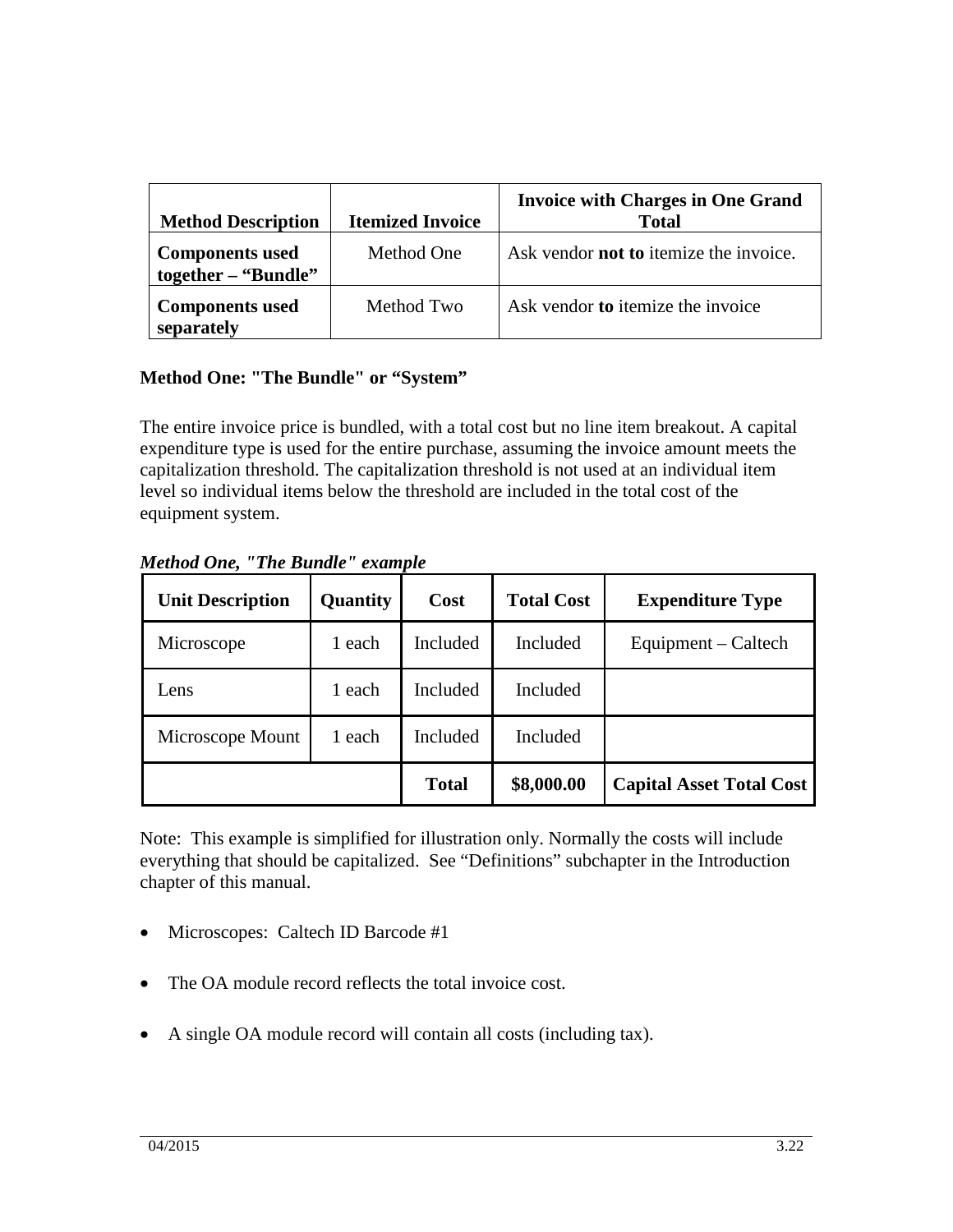| Method Description | Itemized Invoice | Invoice with Charges in One Grand Total |
|---|---|---|
| **Components used together – "Bundle"** | Method One | Ask vendor **not to** itemize the invoice. |
| **Components used separately** | Method Two | Ask vendor **to** itemize the invoice |

**Method One: "The Bundle" or "System"**

The entire invoice price is bundled, with a total cost but no line item breakout. A capital expenditure type is used for the entire purchase, assuming the invoice amount meets the capitalization threshold. The capitalization threshold is not used at an individual item level so individual items below the threshold are included in the total cost of the equipment system.

***Method One, "The Bundle" example***

| Unit Description | Quantity | Cost | Total Cost | Expenditure Type |
|---|---|---|---|---|
| Microscope | 1 each | Included | Included | Equipment – Caltech |
| Lens | 1 each | Included | Included | |
| Microscope Mount | 1 each | Included | Included | |
| | | **Total** | **$8,000.00** | **Capital Asset Total Cost** |

Note: This example is simplified for illustration only. Normally the costs will include everything that should be capitalized. See "Definitions" subchapter in the Introduction chapter of this manual.

- Microscopes: Caltech ID Barcode #1
- The OA module record reflects the total invoice cost.
- A single OA module record will contain all costs (including tax).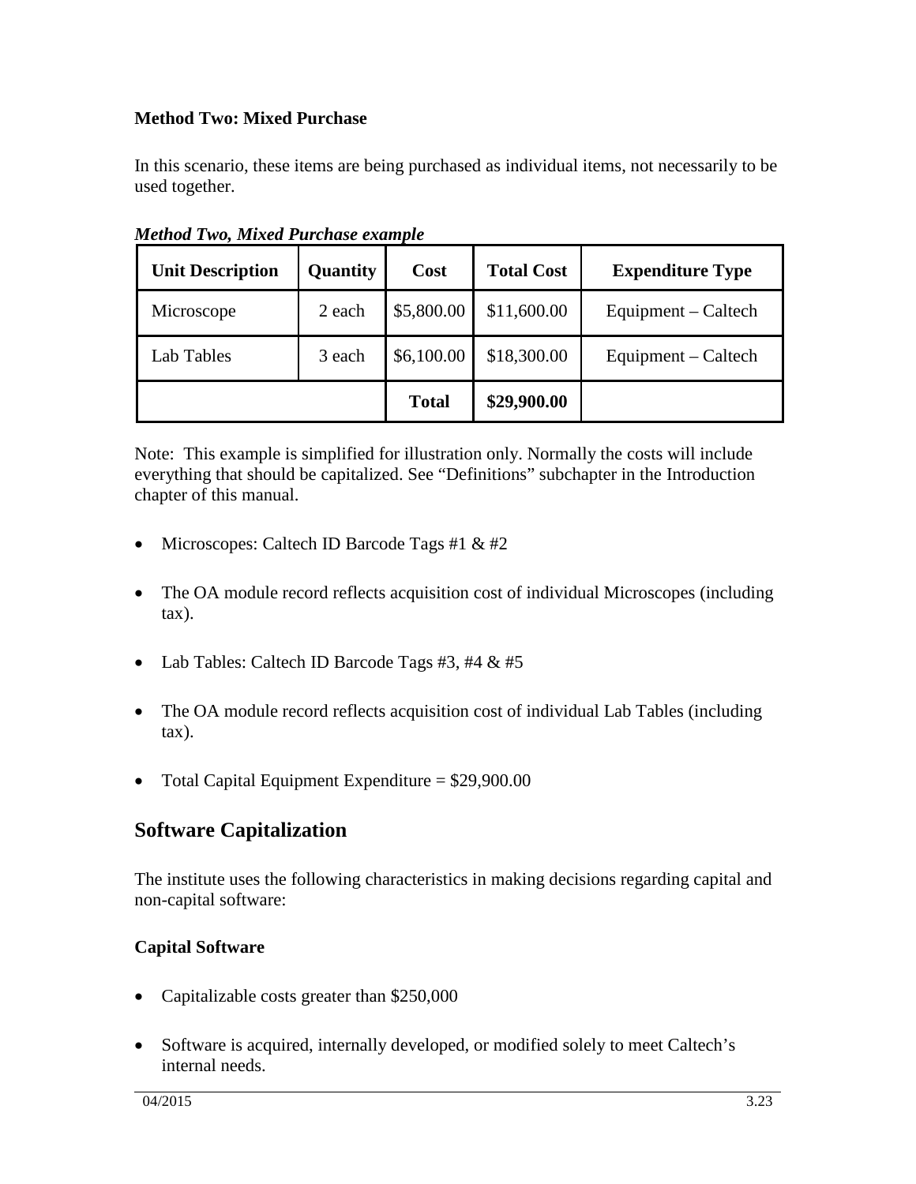**Method Two: Mixed Purchase**

In this scenario, these items are being purchased as individual items, not necessarily to be used together.

***Method Two, Mixed Purchase example***

| Unit Description | Quantity | Cost | Total Cost | Expenditure Type |
|---|---|---|---|---|
| Microscope | 2 each | $5,800.00 | $11,600.00 | Equipment – Caltech |
| Lab Tables | 3 each | $6,100.00 | $18,300.00 | Equipment – Caltech |
| | | **Total** | **$29,900.00** | |

Note: This example is simplified for illustration only. Normally the costs will include everything that should be capitalized. See "Definitions" subchapter in the Introduction chapter of this manual.

- Microscopes: Caltech ID Barcode Tags #1 & #2
- The OA module record reflects acquisition cost of individual Microscopes (including tax).
- Lab Tables: Caltech ID Barcode Tags #3, #4 & #5
- The OA module record reflects acquisition cost of individual Lab Tables (including tax).
- Total Capital Equipment Expenditure = $29,900.00

## Software Capitalization

The institute uses the following characteristics in making decisions regarding capital and non-capital software:

**Capital Software**

- Capitalizable costs greater than $250,000
- Software is acquired, internally developed, or modified solely to meet Caltech's internal needs.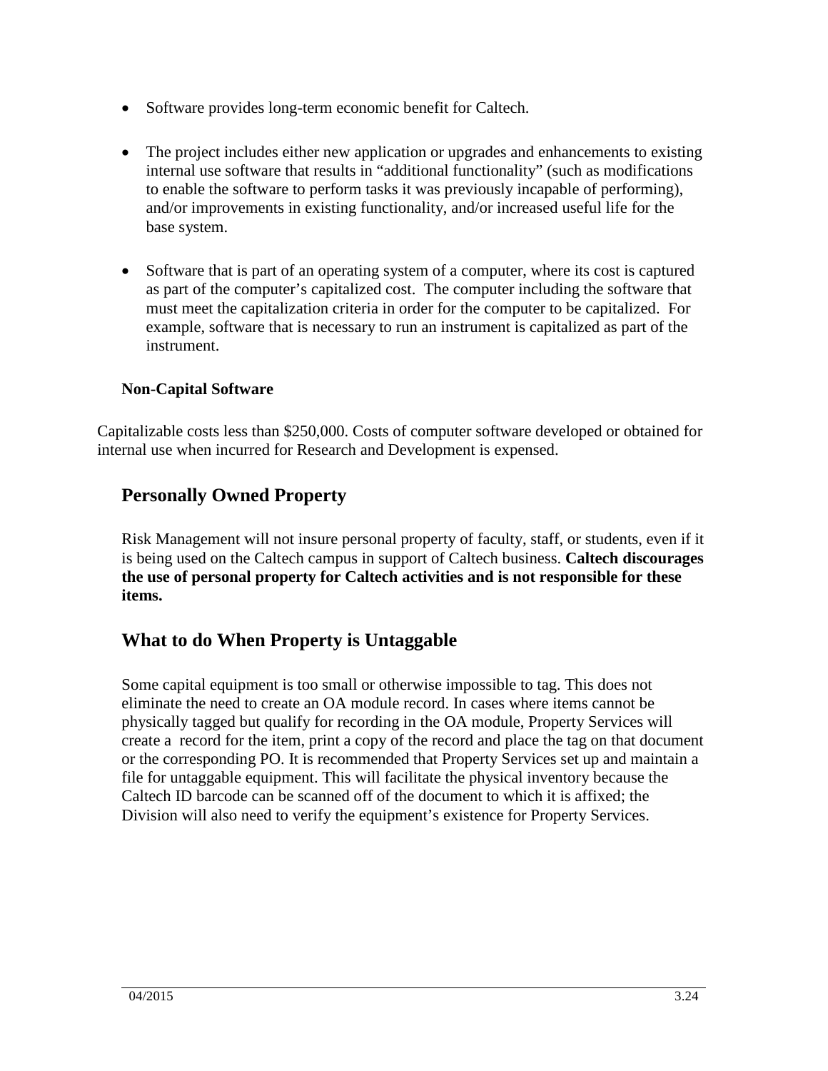- Software provides long-term economic benefit for Caltech.

- The project includes either new application or upgrades and enhancements to existing internal use software that results in "additional functionality" (such as modifications to enable the software to perform tasks it was previously incapable of performing), and/or improvements in existing functionality, and/or increased useful life for the base system.

- Software that is part of an operating system of a computer, where its cost is captured as part of the computer's capitalized cost. The computer including the software that must meet the capitalization criteria in order for the computer to be capitalized. For example, software that is necessary to run an instrument is capitalized as part of the instrument.

### Non-Capital Software

Capitalizable costs less than $250,000. Costs of computer software developed or obtained for internal use when incurred for Research and Development is expensed.

## Personally Owned Property

Risk Management will not insure personal property of faculty, staff, or students, even if it is being used on the Caltech campus in support of Caltech business. **Caltech discourages the use of personal property for Caltech activities and is not responsible for these items.**

## What to do When Property is Untaggable

Some capital equipment is too small or otherwise impossible to tag. This does not eliminate the need to create an OA module record. In cases where items cannot be physically tagged but qualify for recording in the OA module, Property Services will create a record for the item, print a copy of the record and place the tag on that document or the corresponding PO. It is recommended that Property Services set up and maintain a file for untaggable equipment. This will facilitate the physical inventory because the Caltech ID barcode can be scanned off of the document to which it is affixed; the Division will also need to verify the equipment's existence for Property Services.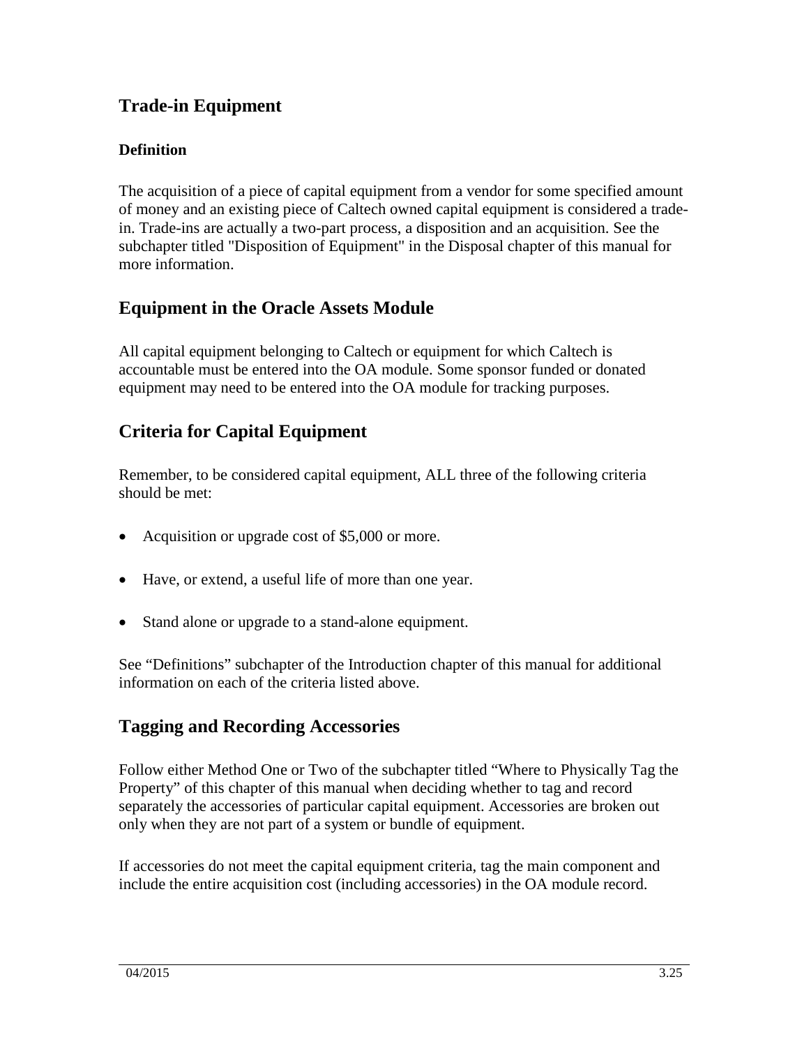## Trade-in Equipment

### Definition

The acquisition of a piece of capital equipment from a vendor for some specified amount of money and an existing piece of Caltech owned capital equipment is considered a trade-in. Trade-ins are actually a two-part process, a disposition and an acquisition. See the subchapter titled "Disposition of Equipment" in the Disposal chapter of this manual for more information.

## Equipment in the Oracle Assets Module

All capital equipment belonging to Caltech or equipment for which Caltech is accountable must be entered into the OA module. Some sponsor funded or donated equipment may need to be entered into the OA module for tracking purposes.

## Criteria for Capital Equipment

Remember, to be considered capital equipment, ALL three of the following criteria should be met:

- Acquisition or upgrade cost of $5,000 or more.
- Have, or extend, a useful life of more than one year.
- Stand alone or upgrade to a stand-alone equipment.

See "Definitions" subchapter of the Introduction chapter of this manual for additional information on each of the criteria listed above.

## Tagging and Recording Accessories

Follow either Method One or Two of the subchapter titled "Where to Physically Tag the Property" of this chapter of this manual when deciding whether to tag and record separately the accessories of particular capital equipment. Accessories are broken out only when they are not part of a system or bundle of equipment.

If accessories do not meet the capital equipment criteria, tag the main component and include the entire acquisition cost (including accessories) in the OA module record.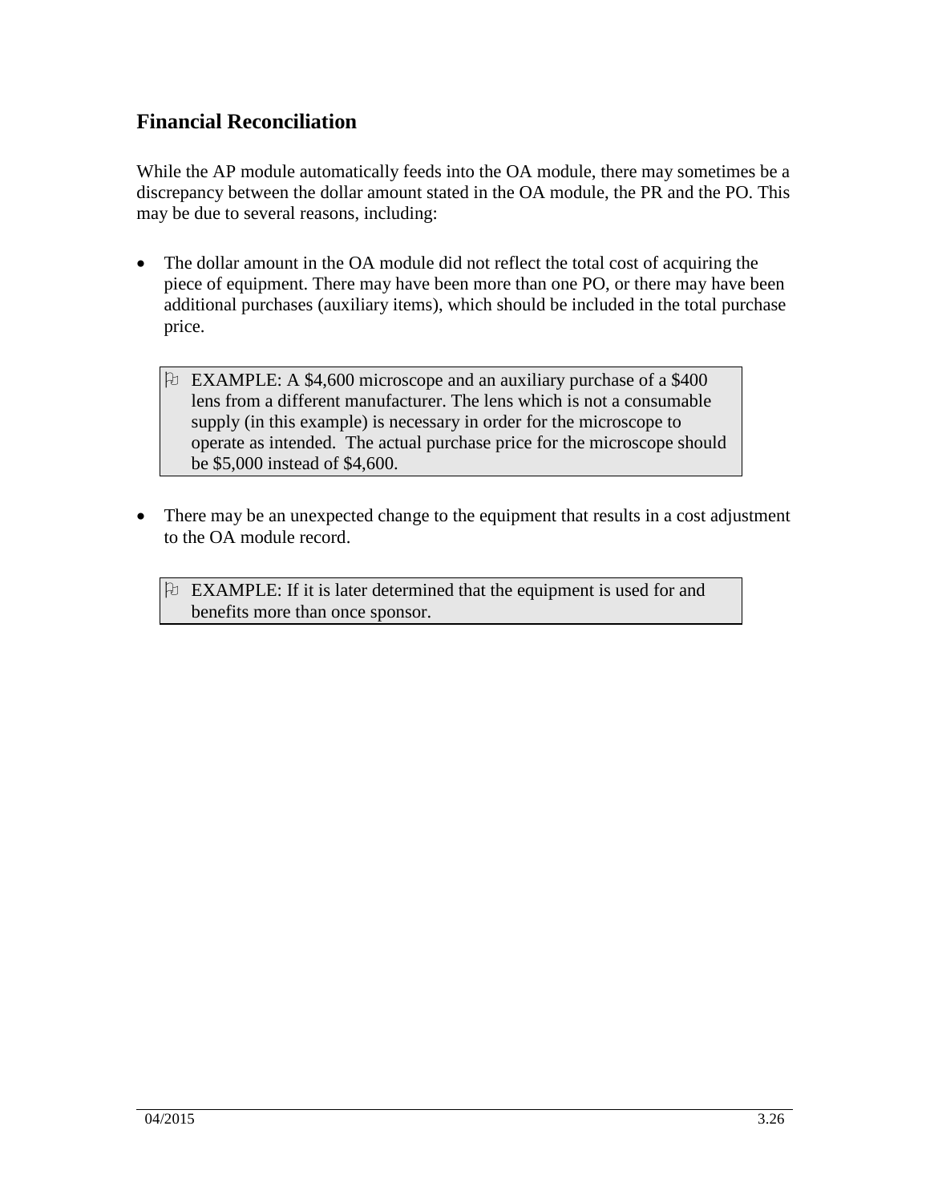## Financial Reconciliation

While the AP module automatically feeds into the OA module, there may sometimes be a discrepancy between the dollar amount stated in the OA module, the PR and the PO. This may be due to several reasons, including:

- The dollar amount in the OA module did not reflect the total cost of acquiring the piece of equipment. There may have been more than one PO, or there may have been additional purchases (auxiliary items), which should be included in the total purchase price.

> EXAMPLE: A $4,600 microscope and an auxiliary purchase of a $400 lens from a different manufacturer. The lens which is not a consumable supply (in this example) is necessary in order for the microscope to operate as intended. The actual purchase price for the microscope should be $5,000 instead of $4,600.

- There may be an unexpected change to the equipment that results in a cost adjustment to the OA module record.

> EXAMPLE: If it is later determined that the equipment is used for and benefits more than once sponsor.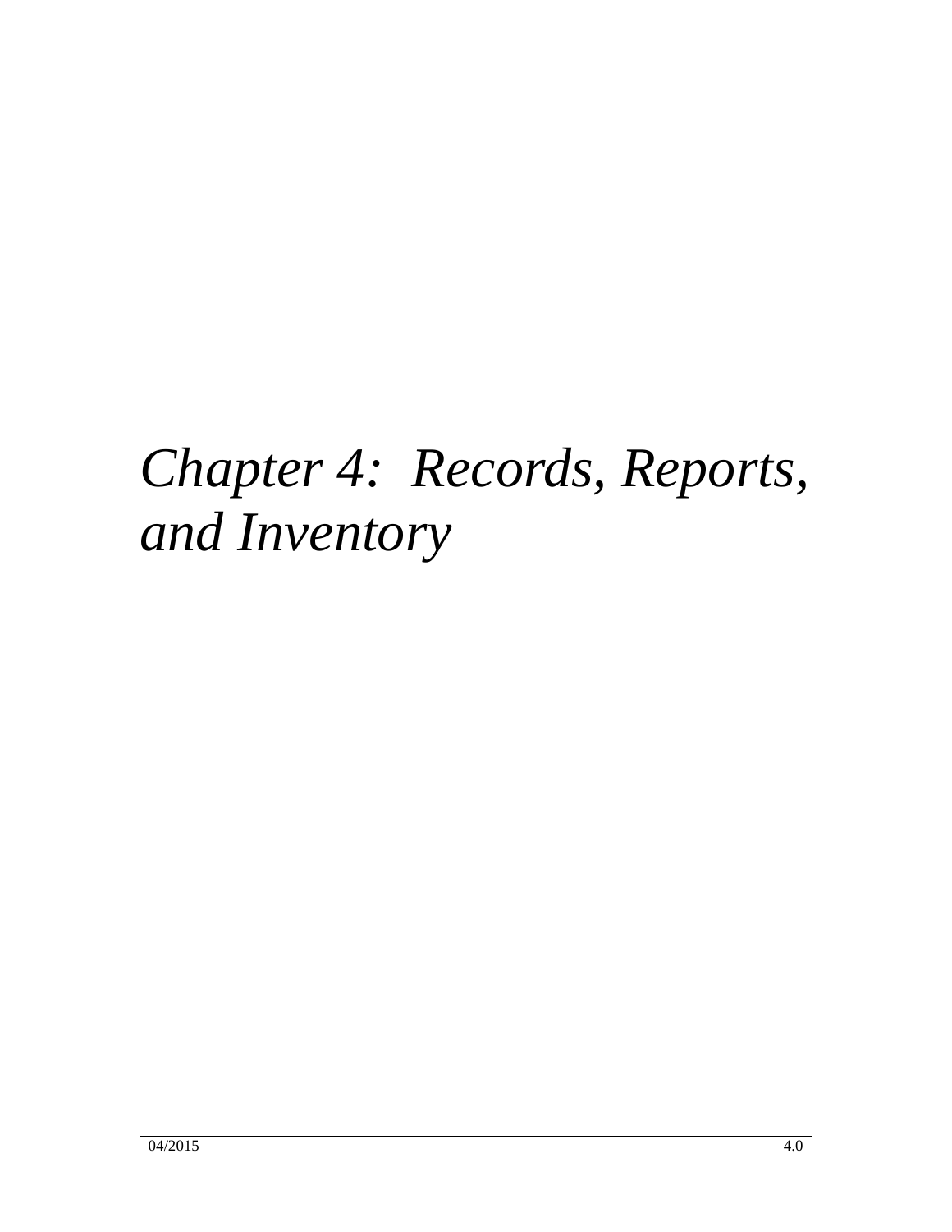# *Chapter 4: Records, Reports, and Inventory*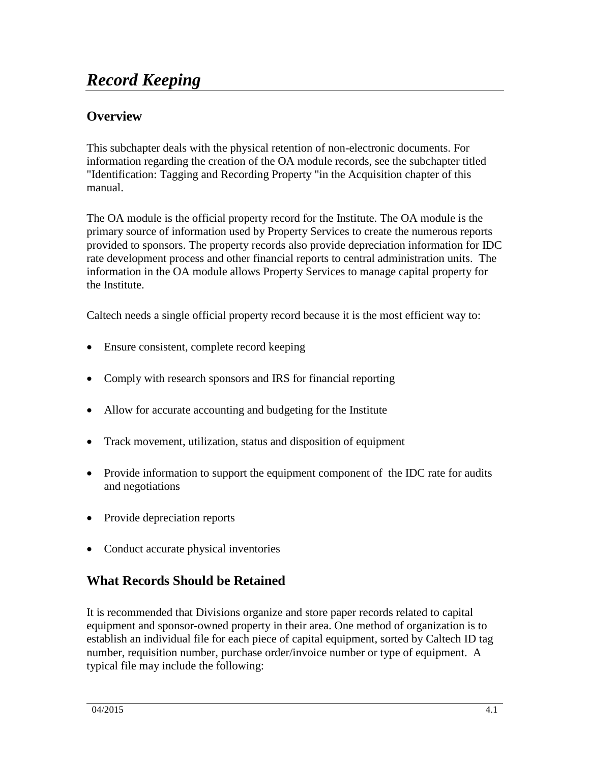# *Record Keeping*

## Overview

This subchapter deals with the physical retention of non-electronic documents. For information regarding the creation of the OA module records, see the subchapter titled "Identification: Tagging and Recording Property "in the Acquisition chapter of this manual.

The OA module is the official property record for the Institute. The OA module is the primary source of information used by Property Services to create the numerous reports provided to sponsors. The property records also provide depreciation information for IDC rate development process and other financial reports to central administration units. The information in the OA module allows Property Services to manage capital property for the Institute.

Caltech needs a single official property record because it is the most efficient way to:

- Ensure consistent, complete record keeping
- Comply with research sponsors and IRS for financial reporting
- Allow for accurate accounting and budgeting for the Institute
- Track movement, utilization, status and disposition of equipment
- Provide information to support the equipment component of the IDC rate for audits and negotiations
- Provide depreciation reports
- Conduct accurate physical inventories

## What Records Should be Retained

It is recommended that Divisions organize and store paper records related to capital equipment and sponsor-owned property in their area. One method of organization is to establish an individual file for each piece of capital equipment, sorted by Caltech ID tag number, requisition number, purchase order/invoice number or type of equipment. A typical file may include the following: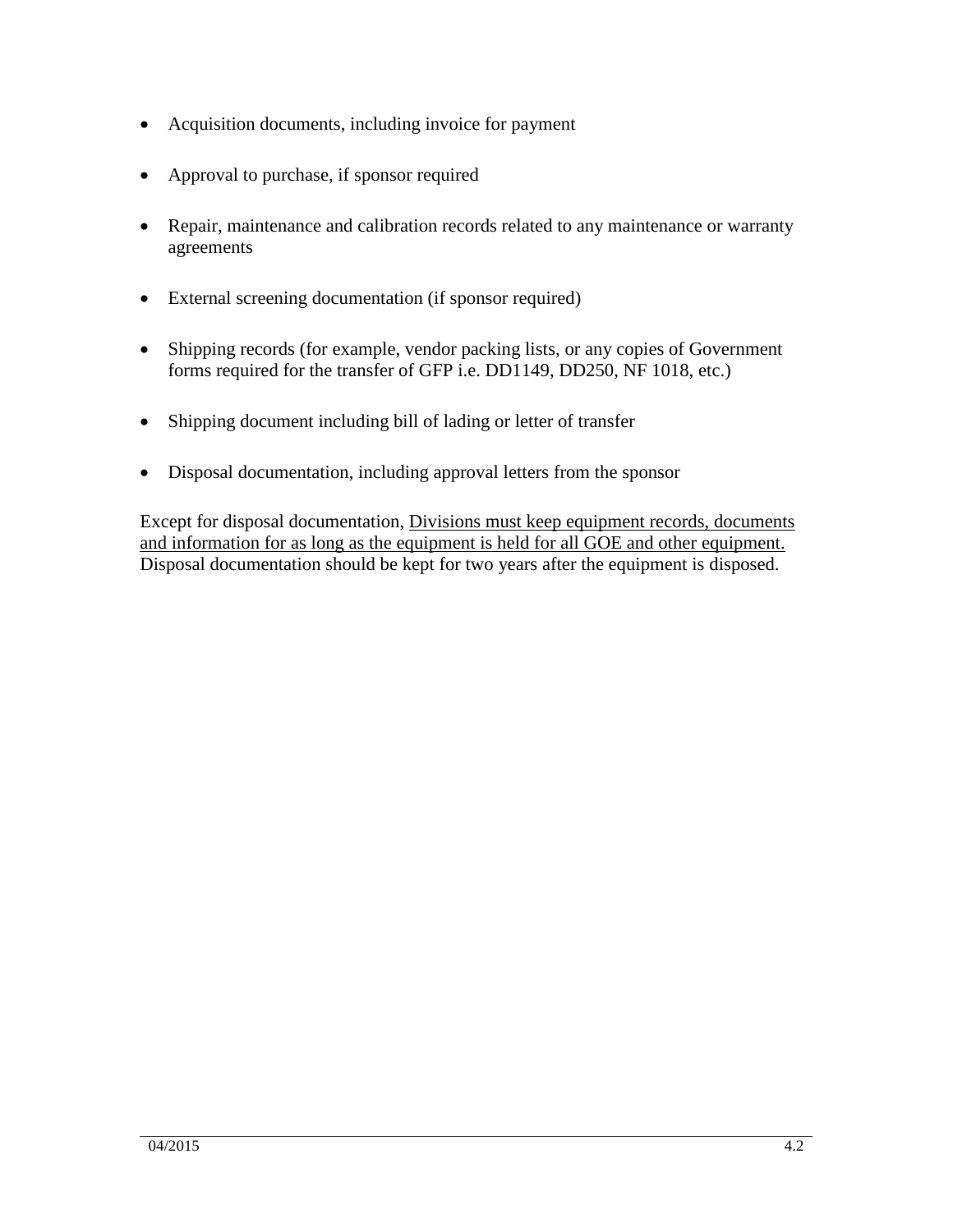- Acquisition documents, including invoice for payment
- Approval to purchase, if sponsor required
- Repair, maintenance and calibration records related to any maintenance or warranty agreements
- External screening documentation (if sponsor required)
- Shipping records (for example, vendor packing lists, or any copies of Government forms required for the transfer of GFP i.e. DD1149, DD250, NF 1018, etc.)
- Shipping document including bill of lading or letter of transfer
- Disposal documentation, including approval letters from the sponsor

Except for disposal documentation, <u>Divisions must keep equipment records, documents and information for as long as the equipment is held for all GOE and other equipment.</u> Disposal documentation should be kept for two years after the equipment is disposed.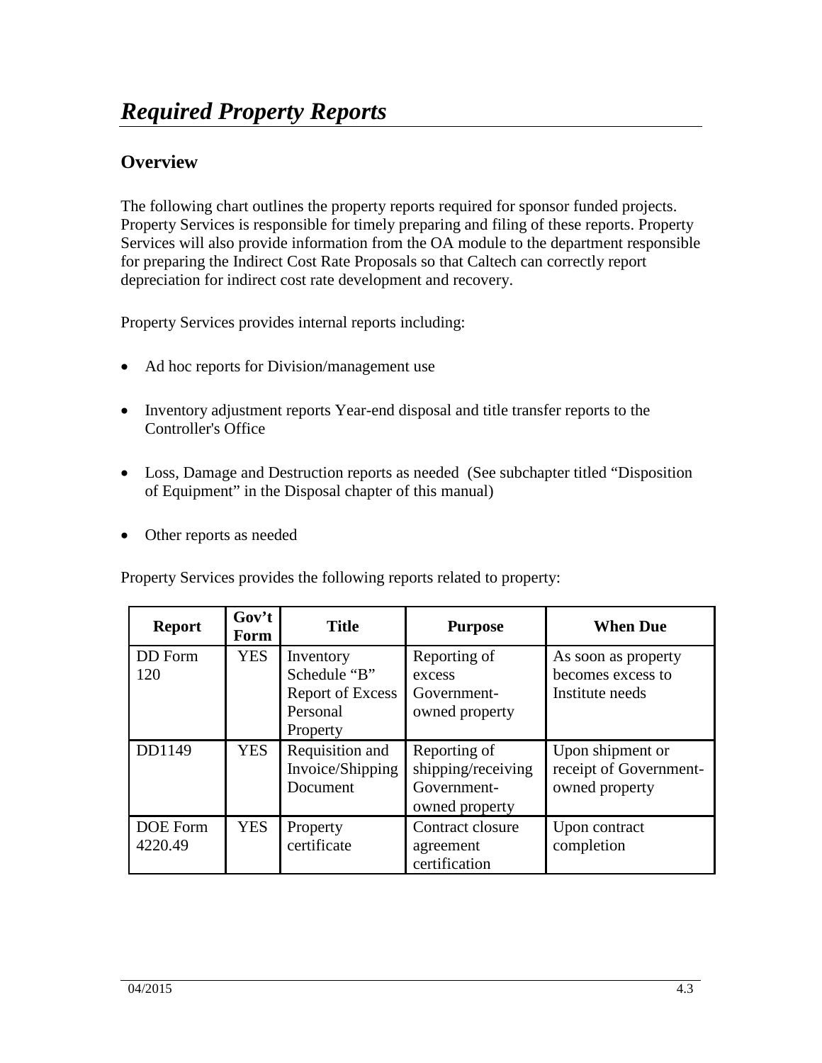# *Required Property Reports*

## Overview

The following chart outlines the property reports required for sponsor funded projects. Property Services is responsible for timely preparing and filing of these reports. Property Services will also provide information from the OA module to the department responsible for preparing the Indirect Cost Rate Proposals so that Caltech can correctly report depreciation for indirect cost rate development and recovery.

Property Services provides internal reports including:

- Ad hoc reports for Division/management use
- Inventory adjustment reports Year-end disposal and title transfer reports to the Controller's Office
- Loss, Damage and Destruction reports as needed (See subchapter titled "Disposition of Equipment" in the Disposal chapter of this manual)
- Other reports as needed

Property Services provides the following reports related to property:

| Report | Gov't Form | Title | Purpose | When Due |
|---|---|---|---|---|
| DD Form 120 | YES | Inventory Schedule "B" Report of Excess Personal Property | Reporting of excess Government-owned property | As soon as property becomes excess to Institute needs |
| DD1149 | YES | Requisition and Invoice/Shipping Document | Reporting of shipping/receiving Government-owned property | Upon shipment or receipt of Government-owned property |
| DOE Form 4220.49 | YES | Property certificate | Contract closure agreement certification | Upon contract completion |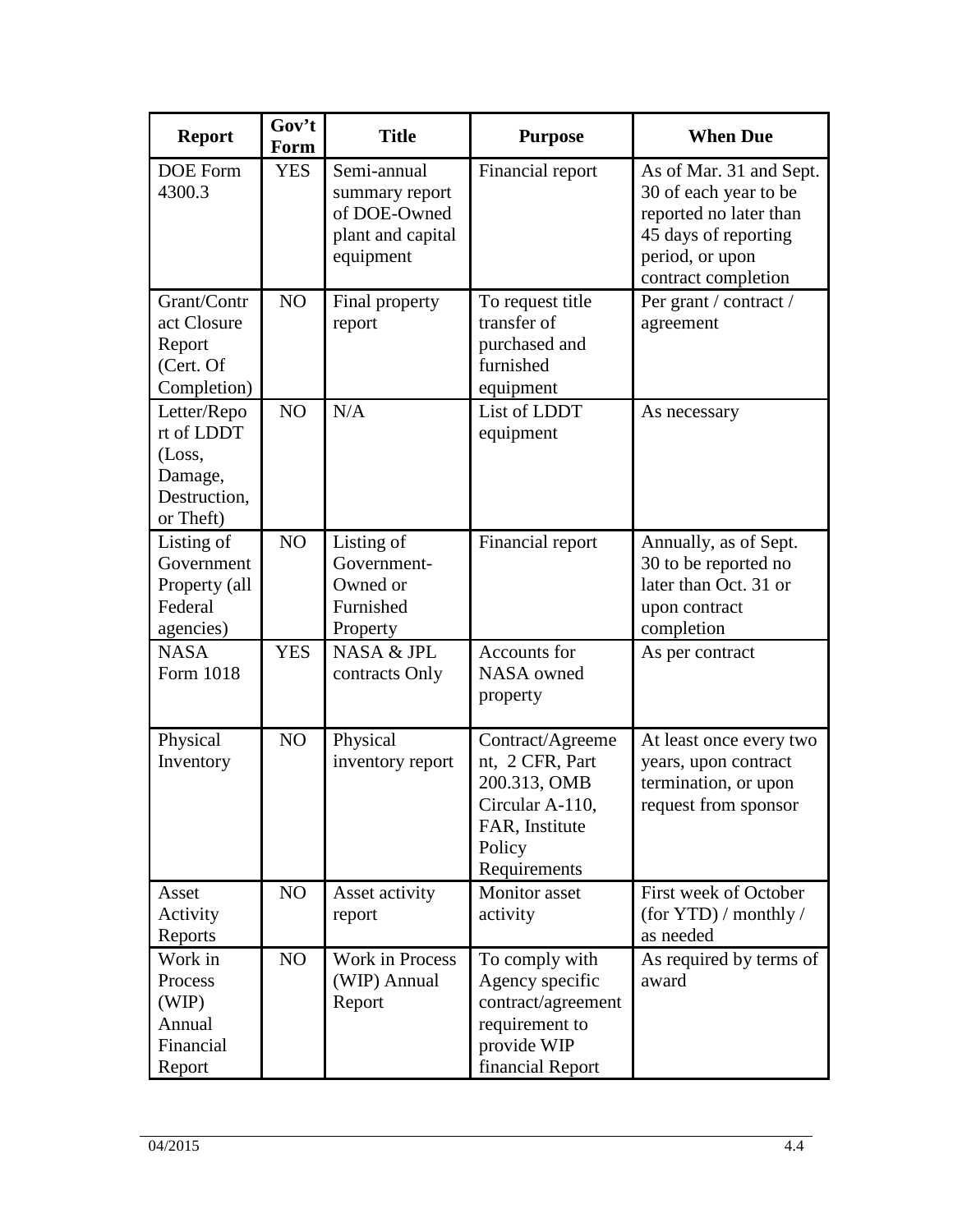| Report | Gov't Form | Title | Purpose | When Due |
|---|---|---|---|---|
| DOE Form 4300.3 | YES | Semi-annual summary report of DOE-Owned plant and capital equipment | Financial report | As of Mar. 31 and Sept. 30 of each year to be reported no later than 45 days of reporting period, or upon contract completion |
| Grant/Contract Closure Report (Cert. Of Completion) | NO | Final property report | To request title transfer of purchased and furnished equipment | Per grant / contract / agreement |
| Letter/Report of LDDT (Loss, Damage, Destruction, or Theft) | NO | N/A | List of LDDT equipment | As necessary |
| Listing of Government Property (all Federal agencies) | NO | Listing of Government-Owned or Furnished Property | Financial report | Annually, as of Sept. 30 to be reported no later than Oct. 31 or upon contract completion |
| NASA Form 1018 | YES | NASA & JPL contracts Only | Accounts for NASA owned property | As per contract |
| Physical Inventory | NO | Physical inventory report | Contract/Agreement, 2 CFR, Part 200.313, OMB Circular A-110, FAR, Institute Policy Requirements | At least once every two years, upon contract termination, or upon request from sponsor |
| Asset Activity Reports | NO | Asset activity report | Monitor asset activity | First week of October (for YTD) / monthly / as needed |
| Work in Process (WIP) Annual Financial Report | NO | Work in Process (WIP) Annual Report | To comply with Agency specific contract/agreement requirement to provide WIP financial Report | As required by terms of award |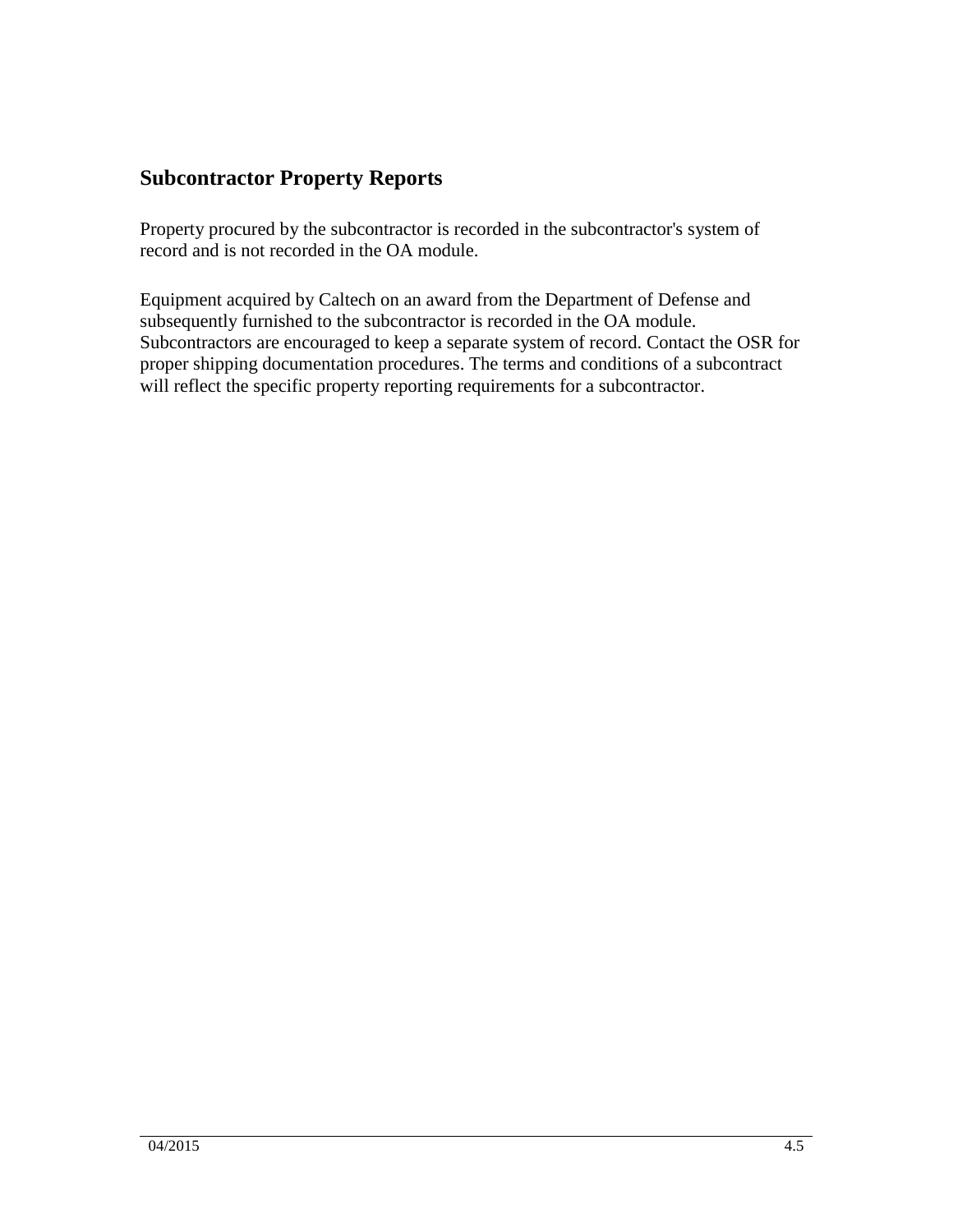## Subcontractor Property Reports

Property procured by the subcontractor is recorded in the subcontractor's system of record and is not recorded in the OA module.

Equipment acquired by Caltech on an award from the Department of Defense and subsequently furnished to the subcontractor is recorded in the OA module. Subcontractors are encouraged to keep a separate system of record. Contact the OSR for proper shipping documentation procedures. The terms and conditions of a subcontract will reflect the specific property reporting requirements for a subcontractor.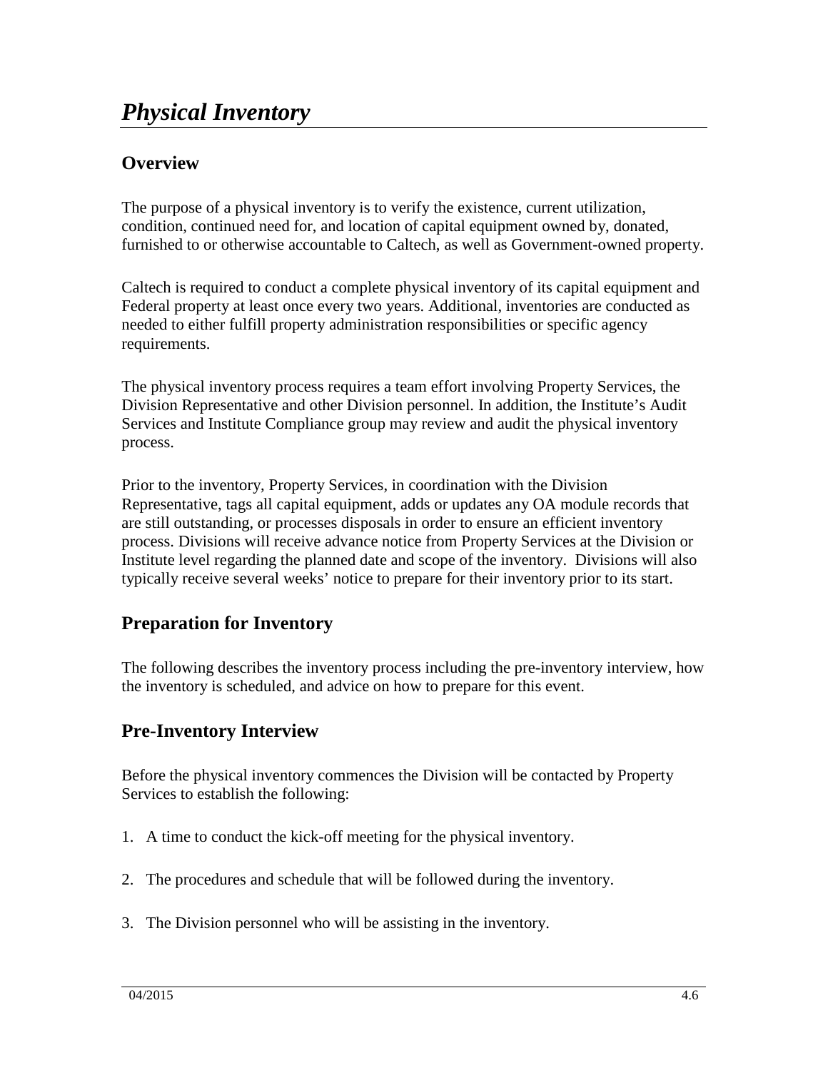# *Physical Inventory*

## Overview

The purpose of a physical inventory is to verify the existence, current utilization, condition, continued need for, and location of capital equipment owned by, donated, furnished to or otherwise accountable to Caltech, as well as Government-owned property.

Caltech is required to conduct a complete physical inventory of its capital equipment and Federal property at least once every two years. Additional, inventories are conducted as needed to either fulfill property administration responsibilities or specific agency requirements.

The physical inventory process requires a team effort involving Property Services, the Division Representative and other Division personnel. In addition, the Institute's Audit Services and Institute Compliance group may review and audit the physical inventory process.

Prior to the inventory, Property Services, in coordination with the Division Representative, tags all capital equipment, adds or updates any OA module records that are still outstanding, or processes disposals in order to ensure an efficient inventory process. Divisions will receive advance notice from Property Services at the Division or Institute level regarding the planned date and scope of the inventory. Divisions will also typically receive several weeks' notice to prepare for their inventory prior to its start.

## Preparation for Inventory

The following describes the inventory process including the pre-inventory interview, how the inventory is scheduled, and advice on how to prepare for this event.

## Pre-Inventory Interview

Before the physical inventory commences the Division will be contacted by Property Services to establish the following:

1. A time to conduct the kick-off meeting for the physical inventory.
2. The procedures and schedule that will be followed during the inventory.
3. The Division personnel who will be assisting in the inventory.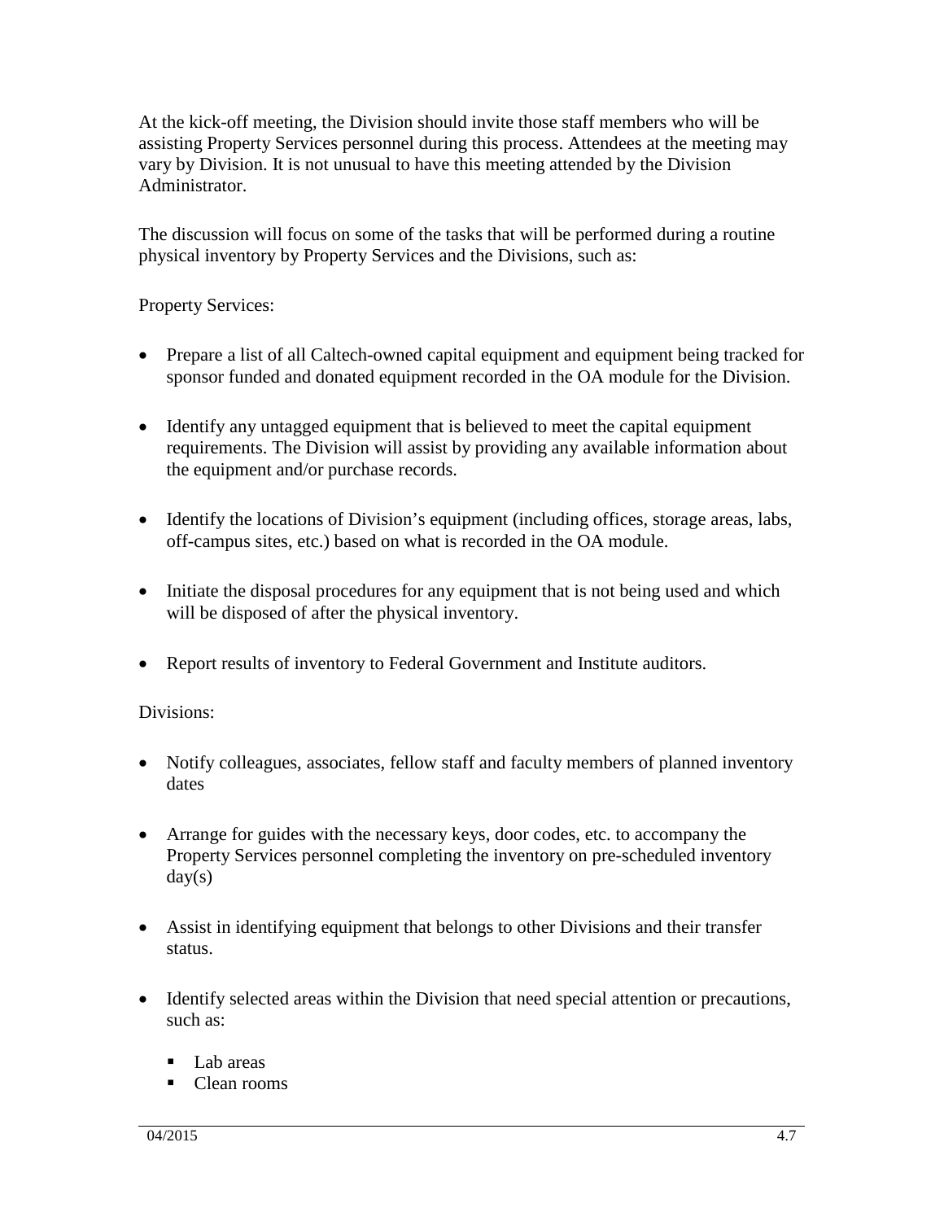At the kick-off meeting, the Division should invite those staff members who will be assisting Property Services personnel during this process. Attendees at the meeting may vary by Division. It is not unusual to have this meeting attended by the Division Administrator.

The discussion will focus on some of the tasks that will be performed during a routine physical inventory by Property Services and the Divisions, such as:

Property Services:

- Prepare a list of all Caltech-owned capital equipment and equipment being tracked for sponsor funded and donated equipment recorded in the OA module for the Division.

- Identify any untagged equipment that is believed to meet the capital equipment requirements. The Division will assist by providing any available information about the equipment and/or purchase records.

- Identify the locations of Division's equipment (including offices, storage areas, labs, off-campus sites, etc.) based on what is recorded in the OA module.

- Initiate the disposal procedures for any equipment that is not being used and which will be disposed of after the physical inventory.

- Report results of inventory to Federal Government and Institute auditors.

Divisions:

- Notify colleagues, associates, fellow staff and faculty members of planned inventory dates

- Arrange for guides with the necessary keys, door codes, etc. to accompany the Property Services personnel completing the inventory on pre-scheduled inventory day(s)

- Assist in identifying equipment that belongs to other Divisions and their transfer status.

- Identify selected areas within the Division that need special attention or precautions, such as:

  - Lab areas
  - Clean rooms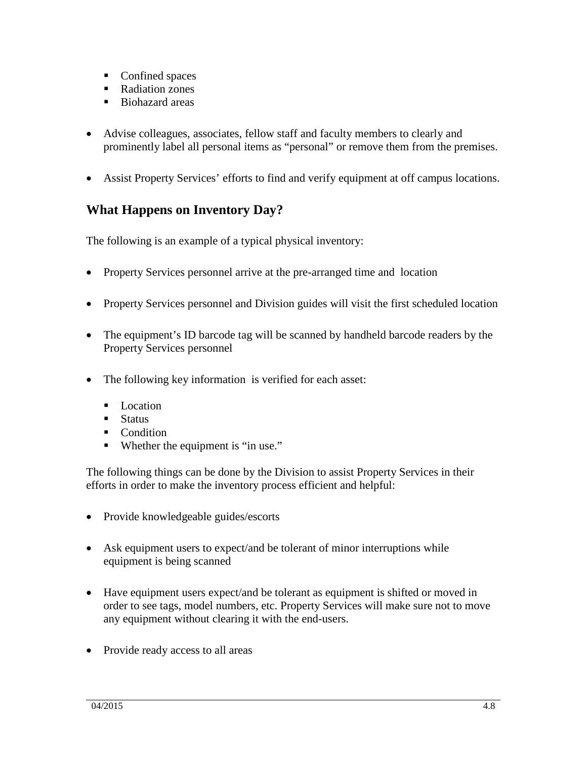- Confined spaces
- Radiation zones
- Biohazard areas

- Advise colleagues, associates, fellow staff and faculty members to clearly and prominently label all personal items as "personal" or remove them from the premises.

- Assist Property Services' efforts to find and verify equipment at off campus locations.

## What Happens on Inventory Day?

The following is an example of a typical physical inventory:

- Property Services personnel arrive at the pre-arranged time and location

- Property Services personnel and Division guides will visit the first scheduled location

- The equipment's ID barcode tag will be scanned by handheld barcode readers by the Property Services personnel

- The following key information is verified for each asset:
  - Location
  - Status
  - Condition
  - Whether the equipment is "in use."

The following things can be done by the Division to assist Property Services in their efforts in order to make the inventory process efficient and helpful:

- Provide knowledgeable guides/escorts

- Ask equipment users to expect/and be tolerant of minor interruptions while equipment is being scanned

- Have equipment users expect/and be tolerant as equipment is shifted or moved in order to see tags, model numbers, etc. Property Services will make sure not to move any equipment without clearing it with the end-users.

- Provide ready access to all areas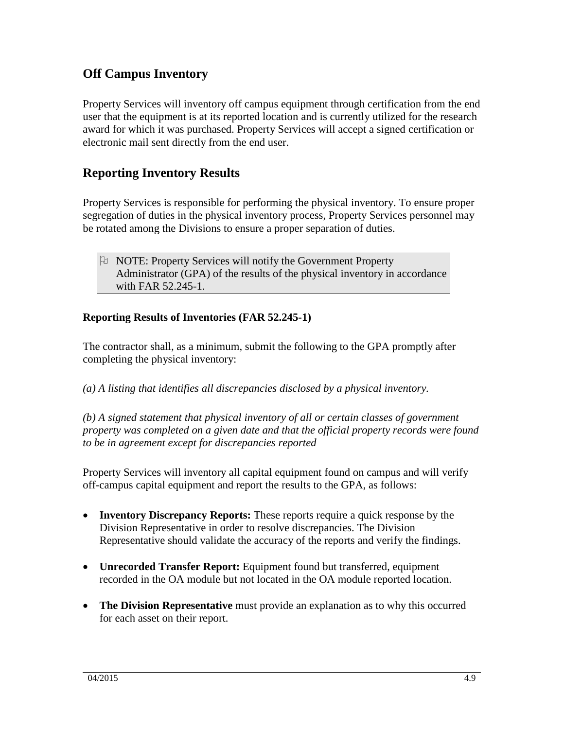## Off Campus Inventory

Property Services will inventory off campus equipment through certification from the end user that the equipment is at its reported location and is currently utilized for the research award for which it was purchased. Property Services will accept a signed certification or electronic mail sent directly from the end user.

## Reporting Inventory Results

Property Services is responsible for performing the physical inventory. To ensure proper segregation of duties in the physical inventory process, Property Services personnel may be rotated among the Divisions to ensure a proper separation of duties.

> NOTE: Property Services will notify the Government Property Administrator (GPA) of the results of the physical inventory in accordance with FAR 52.245-1.

**Reporting Results of Inventories (FAR 52.245-1)**

The contractor shall, as a minimum, submit the following to the GPA promptly after completing the physical inventory:

*(a) A listing that identifies all discrepancies disclosed by a physical inventory.*

*(b) A signed statement that physical inventory of all or certain classes of government property was completed on a given date and that the official property records were found to be in agreement except for discrepancies reported*

Property Services will inventory all capital equipment found on campus and will verify off-campus capital equipment and report the results to the GPA, as follows:

- **Inventory Discrepancy Reports:** These reports require a quick response by the Division Representative in order to resolve discrepancies. The Division Representative should validate the accuracy of the reports and verify the findings.
- **Unrecorded Transfer Report:** Equipment found but transferred, equipment recorded in the OA module but not located in the OA module reported location.
- **The Division Representative** must provide an explanation as to why this occurred for each asset on their report.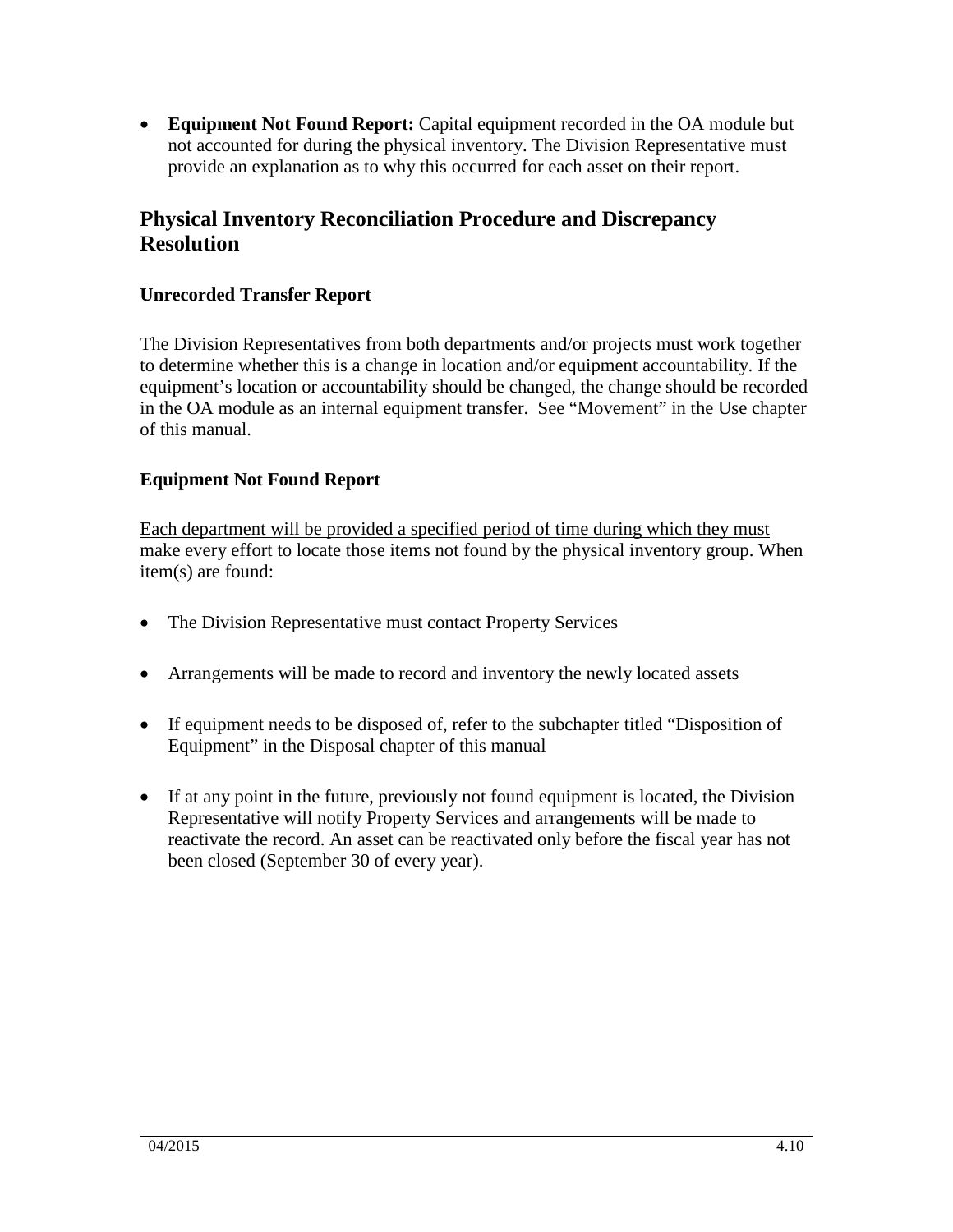- **Equipment Not Found Report:** Capital equipment recorded in the OA module but not accounted for during the physical inventory. The Division Representative must provide an explanation as to why this occurred for each asset on their report.

## Physical Inventory Reconciliation Procedure and Discrepancy Resolution

### Unrecorded Transfer Report

The Division Representatives from both departments and/or projects must work together to determine whether this is a change in location and/or equipment accountability. If the equipment's location or accountability should be changed, the change should be recorded in the OA module as an internal equipment transfer.  See "Movement" in the Use chapter of this manual.

### Equipment Not Found Report

<u>Each department will be provided a specified period of time during which they must make every effort to locate those items not found by the physical inventory group</u>. When item(s) are found:

- The Division Representative must contact Property Services
- Arrangements will be made to record and inventory the newly located assets
- If equipment needs to be disposed of, refer to the subchapter titled "Disposition of Equipment" in the Disposal chapter of this manual
- If at any point in the future, previously not found equipment is located, the Division Representative will notify Property Services and arrangements will be made to reactivate the record. An asset can be reactivated only before the fiscal year has not been closed (September 30 of every year).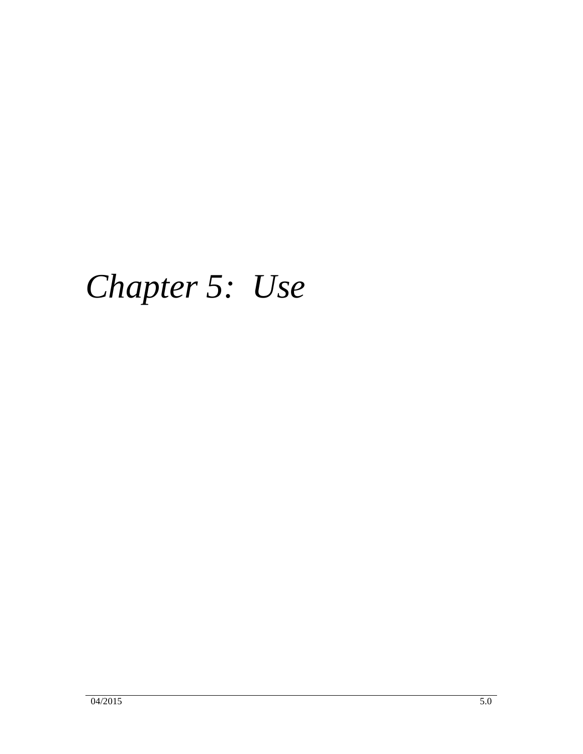# *Chapter 5: Use*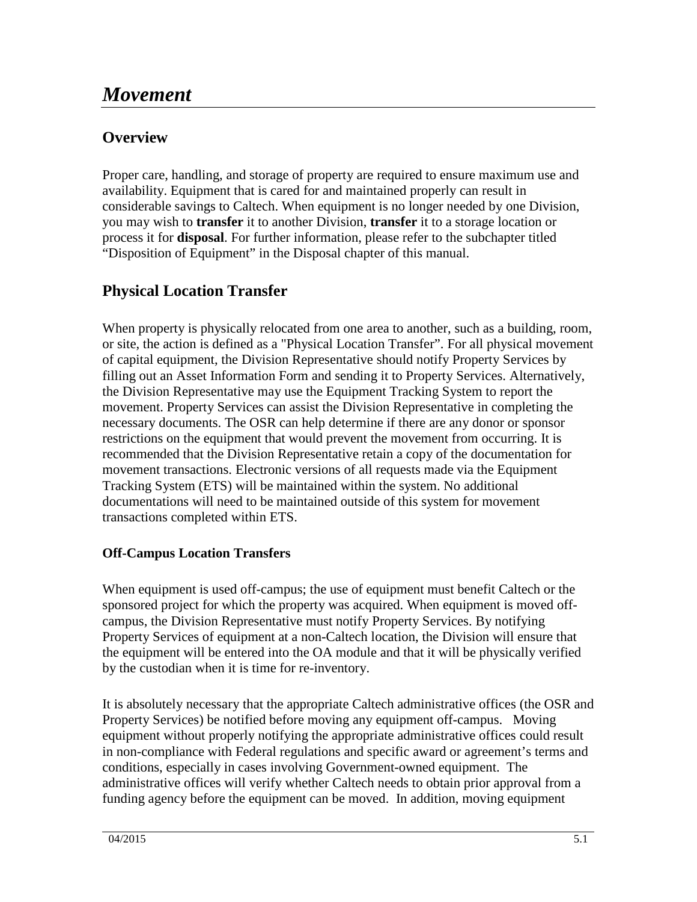# *Movement*

## Overview

Proper care, handling, and storage of property are required to ensure maximum use and availability. Equipment that is cared for and maintained properly can result in considerable savings to Caltech. When equipment is no longer needed by one Division, you may wish to **transfer** it to another Division, **transfer** it to a storage location or process it for **disposal**. For further information, please refer to the subchapter titled "Disposition of Equipment" in the Disposal chapter of this manual.

## Physical Location Transfer

When property is physically relocated from one area to another, such as a building, room, or site, the action is defined as a "Physical Location Transfer". For all physical movement of capital equipment, the Division Representative should notify Property Services by filling out an Asset Information Form and sending it to Property Services. Alternatively, the Division Representative may use the Equipment Tracking System to report the movement. Property Services can assist the Division Representative in completing the necessary documents. The OSR can help determine if there are any donor or sponsor restrictions on the equipment that would prevent the movement from occurring. It is recommended that the Division Representative retain a copy of the documentation for movement transactions. Electronic versions of all requests made via the Equipment Tracking System (ETS) will be maintained within the system. No additional documentations will need to be maintained outside of this system for movement transactions completed within ETS.

### Off-Campus Location Transfers

When equipment is used off-campus; the use of equipment must benefit Caltech or the sponsored project for which the property was acquired. When equipment is moved off-campus, the Division Representative must notify Property Services. By notifying Property Services of equipment at a non-Caltech location, the Division will ensure that the equipment will be entered into the OA module and that it will be physically verified by the custodian when it is time for re-inventory.

It is absolutely necessary that the appropriate Caltech administrative offices (the OSR and Property Services) be notified before moving any equipment off-campus. Moving equipment without properly notifying the appropriate administrative offices could result in non-compliance with Federal regulations and specific award or agreement's terms and conditions, especially in cases involving Government-owned equipment. The administrative offices will verify whether Caltech needs to obtain prior approval from a funding agency before the equipment can be moved. In addition, moving equipment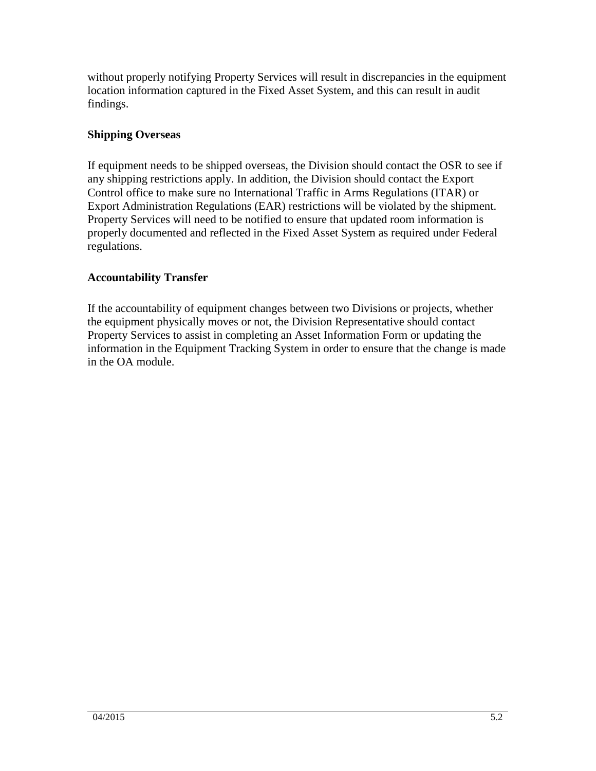without properly notifying Property Services will result in discrepancies in the equipment location information captured in the Fixed Asset System, and this can result in audit findings.

### Shipping Overseas

If equipment needs to be shipped overseas, the Division should contact the OSR to see if any shipping restrictions apply. In addition, the Division should contact the Export Control office to make sure no International Traffic in Arms Regulations (ITAR) or Export Administration Regulations (EAR) restrictions will be violated by the shipment. Property Services will need to be notified to ensure that updated room information is properly documented and reflected in the Fixed Asset System as required under Federal regulations.

### Accountability Transfer

If the accountability of equipment changes between two Divisions or projects, whether the equipment physically moves or not, the Division Representative should contact Property Services to assist in completing an Asset Information Form or updating the information in the Equipment Tracking System in order to ensure that the change is made in the OA module.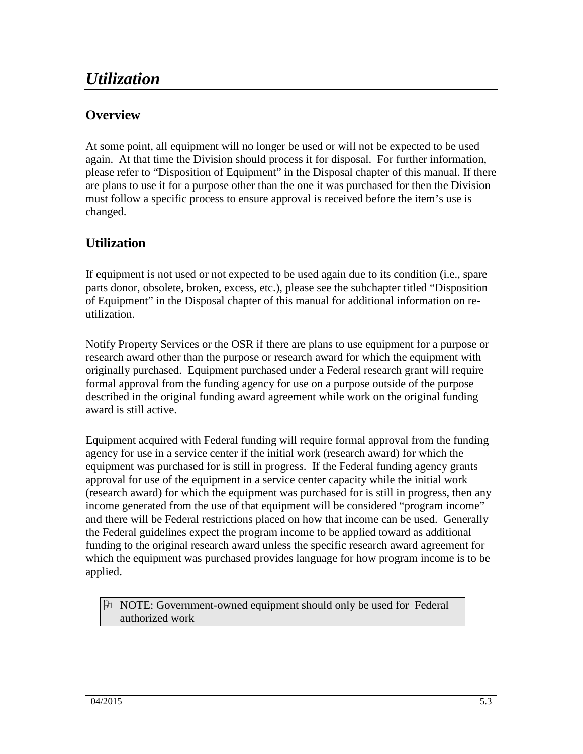# *Utilization*

## Overview

At some point, all equipment will no longer be used or will not be expected to be used again. At that time the Division should process it for disposal. For further information, please refer to "Disposition of Equipment" in the Disposal chapter of this manual. If there are plans to use it for a purpose other than the one it was purchased for then the Division must follow a specific process to ensure approval is received before the item's use is changed.

## Utilization

If equipment is not used or not expected to be used again due to its condition (i.e., spare parts donor, obsolete, broken, excess, etc.), please see the subchapter titled "Disposition of Equipment" in the Disposal chapter of this manual for additional information on re-utilization.

Notify Property Services or the OSR if there are plans to use equipment for a purpose or research award other than the purpose or research award for which the equipment with originally purchased. Equipment purchased under a Federal research grant will require formal approval from the funding agency for use on a purpose outside of the purpose described in the original funding award agreement while work on the original funding award is still active.

Equipment acquired with Federal funding will require formal approval from the funding agency for use in a service center if the initial work (research award) for which the equipment was purchased for is still in progress. If the Federal funding agency grants approval for use of the equipment in a service center capacity while the initial work (research award) for which the equipment was purchased for is still in progress, then any income generated from the use of that equipment will be considered "program income" and there will be Federal restrictions placed on how that income can be used. Generally the Federal guidelines expect the program income to be applied toward as additional funding to the original research award unless the specific research award agreement for which the equipment was purchased provides language for how program income is to be applied.

> NOTE: Government-owned equipment should only be used for Federal authorized work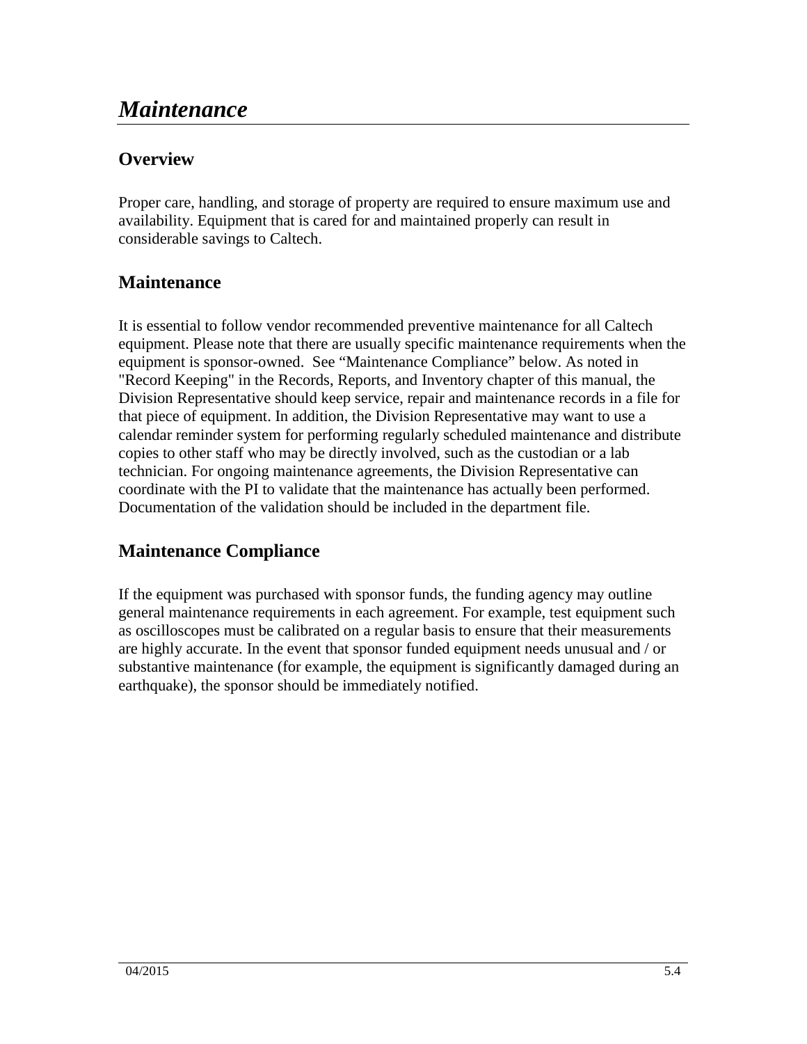# *Maintenance*

## Overview

Proper care, handling, and storage of property are required to ensure maximum use and availability. Equipment that is cared for and maintained properly can result in considerable savings to Caltech.

## Maintenance

It is essential to follow vendor recommended preventive maintenance for all Caltech equipment. Please note that there are usually specific maintenance requirements when the equipment is sponsor-owned. See "Maintenance Compliance" below. As noted in "Record Keeping" in the Records, Reports, and Inventory chapter of this manual, the Division Representative should keep service, repair and maintenance records in a file for that piece of equipment. In addition, the Division Representative may want to use a calendar reminder system for performing regularly scheduled maintenance and distribute copies to other staff who may be directly involved, such as the custodian or a lab technician. For ongoing maintenance agreements, the Division Representative can coordinate with the PI to validate that the maintenance has actually been performed. Documentation of the validation should be included in the department file.

## Maintenance Compliance

If the equipment was purchased with sponsor funds, the funding agency may outline general maintenance requirements in each agreement. For example, test equipment such as oscilloscopes must be calibrated on a regular basis to ensure that their measurements are highly accurate. In the event that sponsor funded equipment needs unusual and / or substantive maintenance (for example, the equipment is significantly damaged during an earthquake), the sponsor should be immediately notified.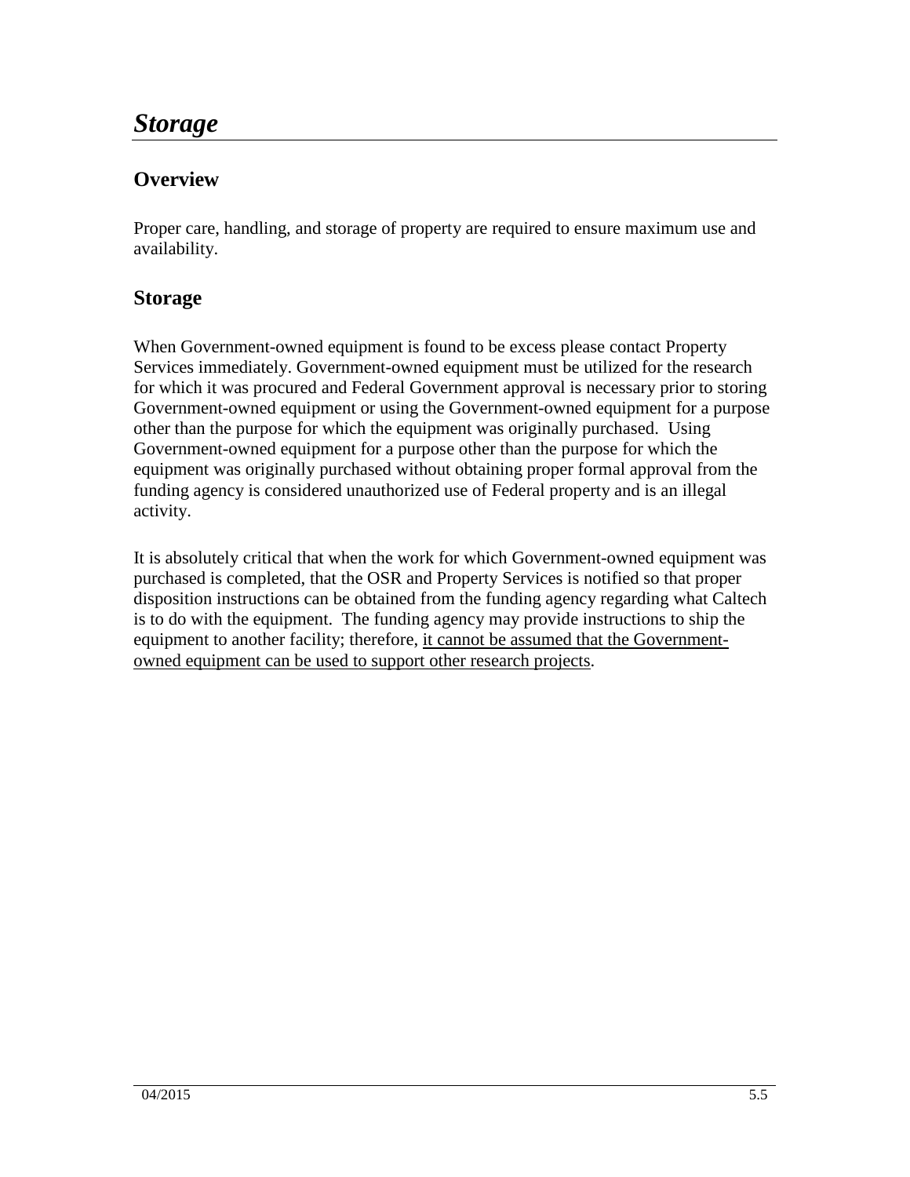# *Storage*

## Overview

Proper care, handling, and storage of property are required to ensure maximum use and availability.

## Storage

When Government-owned equipment is found to be excess please contact Property Services immediately. Government-owned equipment must be utilized for the research for which it was procured and Federal Government approval is necessary prior to storing Government-owned equipment or using the Government-owned equipment for a purpose other than the purpose for which the equipment was originally purchased. Using Government-owned equipment for a purpose other than the purpose for which the equipment was originally purchased without obtaining proper formal approval from the funding agency is considered unauthorized use of Federal property and is an illegal activity.

It is absolutely critical that when the work for which Government-owned equipment was purchased is completed, that the OSR and Property Services is notified so that proper disposition instructions can be obtained from the funding agency regarding what Caltech is to do with the equipment. The funding agency may provide instructions to ship the equipment to another facility; therefore, <u>it cannot be assumed that the Government-owned equipment can be used to support other research projects</u>.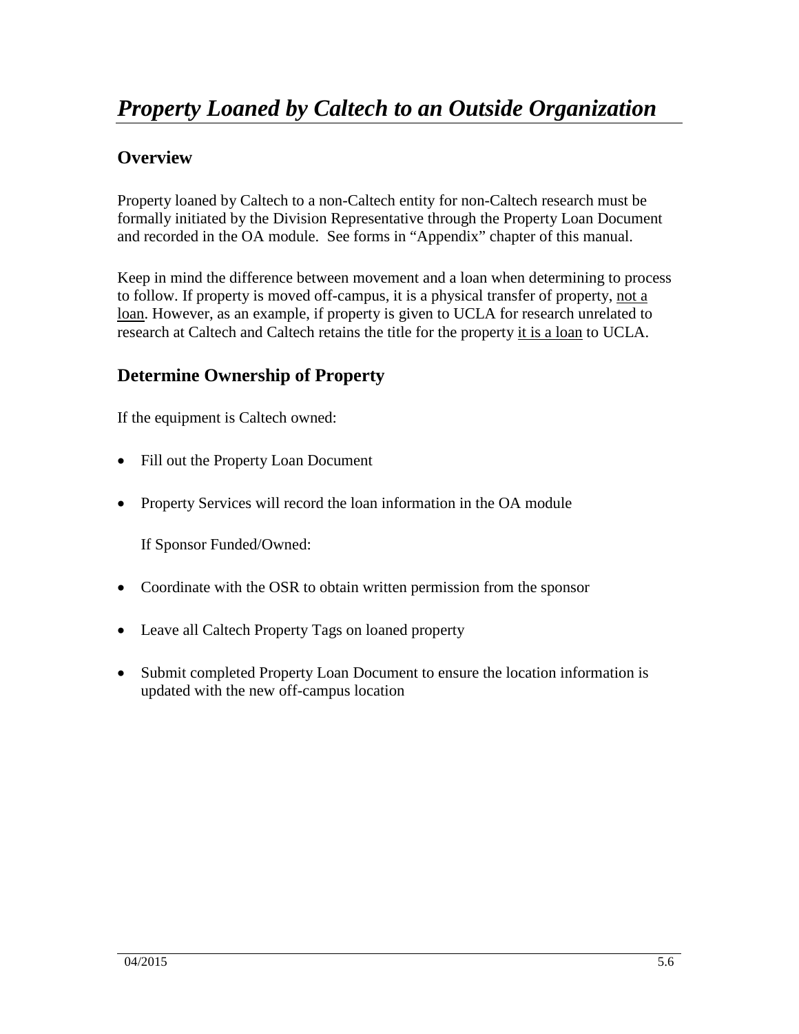# *Property Loaned by Caltech to an Outside Organization*

## Overview

Property loaned by Caltech to a non-Caltech entity for non-Caltech research must be formally initiated by the Division Representative through the Property Loan Document and recorded in the OA module. See forms in "Appendix" chapter of this manual.

Keep in mind the difference between movement and a loan when determining to process to follow. If property is moved off-campus, it is a physical transfer of property, <u>not a loan</u>. However, as an example, if property is given to UCLA for research unrelated to research at Caltech and Caltech retains the title for the property <u>it is a loan</u> to UCLA.

## Determine Ownership of Property

If the equipment is Caltech owned:

- Fill out the Property Loan Document
- Property Services will record the loan information in the OA module

  If Sponsor Funded/Owned:

- Coordinate with the OSR to obtain written permission from the sponsor
- Leave all Caltech Property Tags on loaned property
- Submit completed Property Loan Document to ensure the location information is updated with the new off-campus location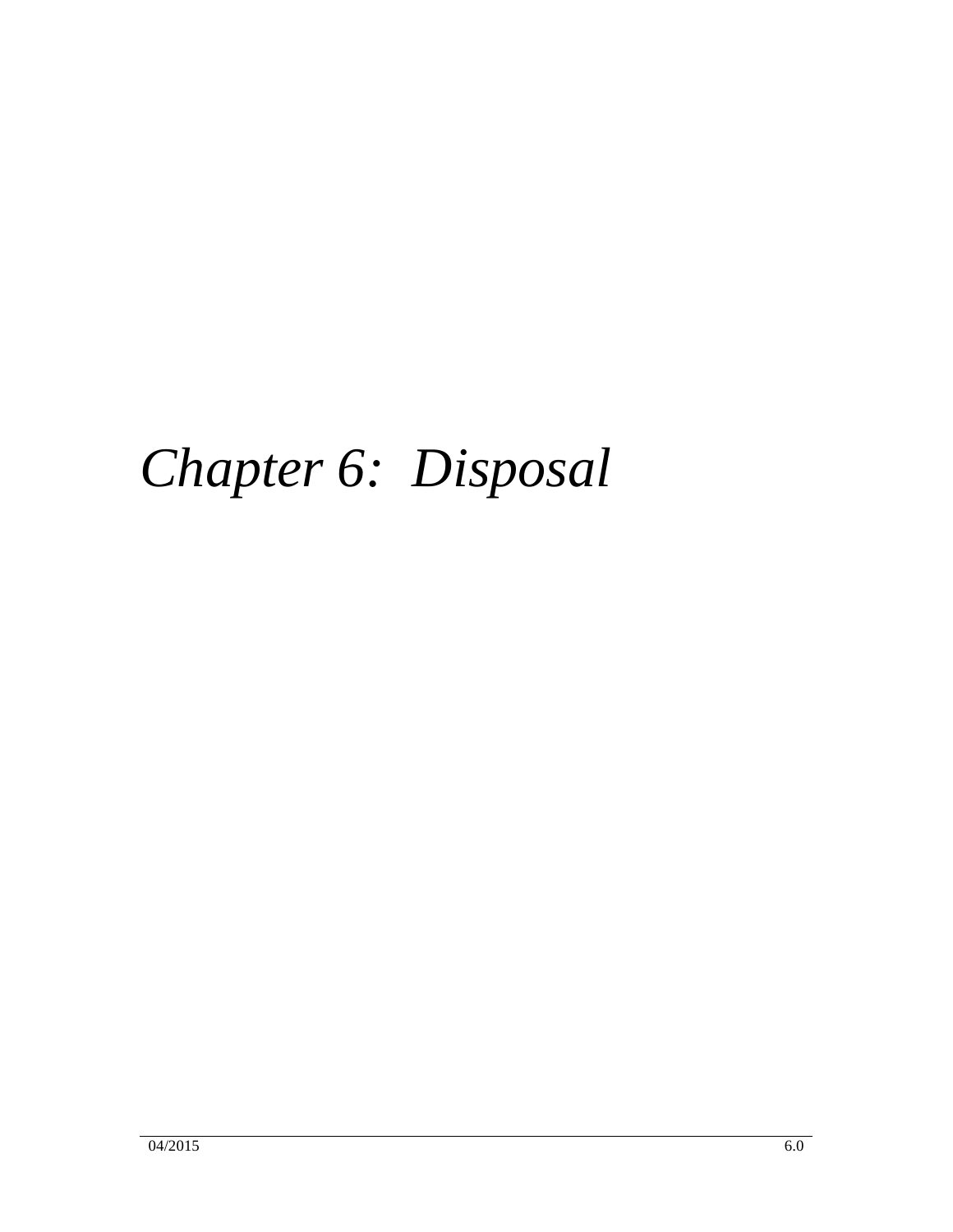# *Chapter 6: Disposal*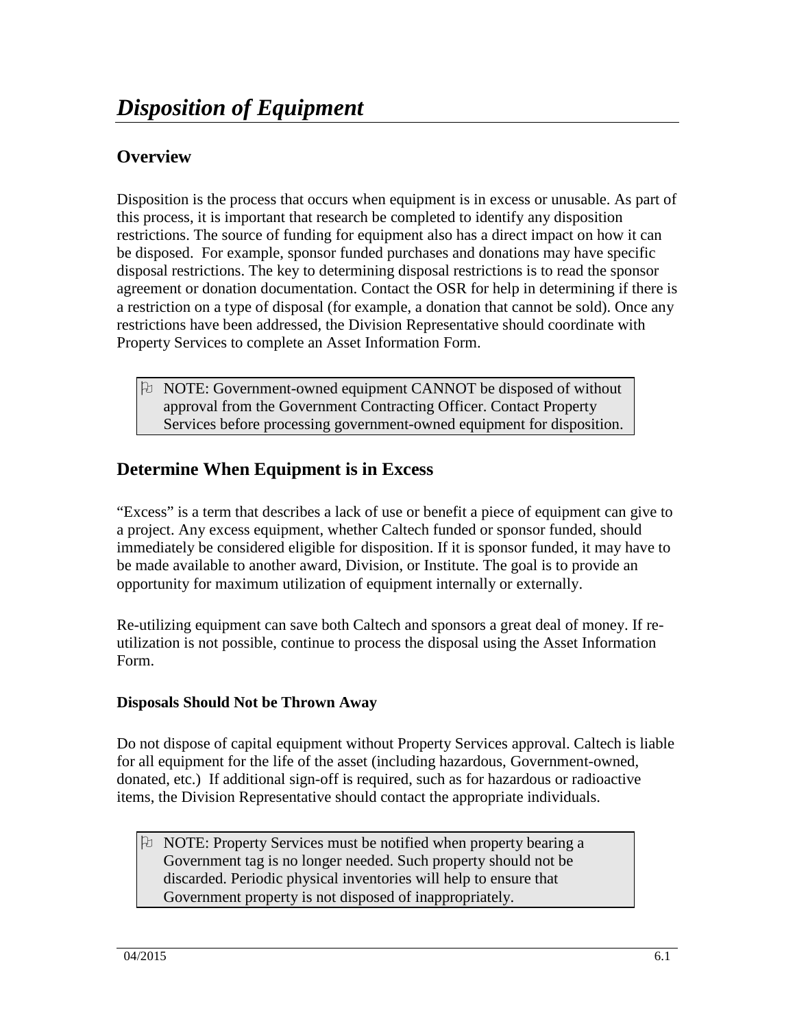# *Disposition of Equipment*

## Overview

Disposition is the process that occurs when equipment is in excess or unusable. As part of this process, it is important that research be completed to identify any disposition restrictions. The source of funding for equipment also has a direct impact on how it can be disposed. For example, sponsor funded purchases and donations may have specific disposal restrictions. The key to determining disposal restrictions is to read the sponsor agreement or donation documentation. Contact the OSR for help in determining if there is a restriction on a type of disposal (for example, a donation that cannot be sold). Once any restrictions have been addressed, the Division Representative should coordinate with Property Services to complete an Asset Information Form.

> NOTE: Government-owned equipment CANNOT be disposed of without approval from the Government Contracting Officer. Contact Property Services before processing government-owned equipment for disposition.

## Determine When Equipment is in Excess

"Excess" is a term that describes a lack of use or benefit a piece of equipment can give to a project. Any excess equipment, whether Caltech funded or sponsor funded, should immediately be considered eligible for disposition. If it is sponsor funded, it may have to be made available to another award, Division, or Institute. The goal is to provide an opportunity for maximum utilization of equipment internally or externally.

Re-utilizing equipment can save both Caltech and sponsors a great deal of money. If re-utilization is not possible, continue to process the disposal using the Asset Information Form.

### Disposals Should Not be Thrown Away

Do not dispose of capital equipment without Property Services approval. Caltech is liable for all equipment for the life of the asset (including hazardous, Government-owned, donated, etc.) If additional sign-off is required, such as for hazardous or radioactive items, the Division Representative should contact the appropriate individuals.

> NOTE: Property Services must be notified when property bearing a Government tag is no longer needed. Such property should not be discarded. Periodic physical inventories will help to ensure that Government property is not disposed of inappropriately.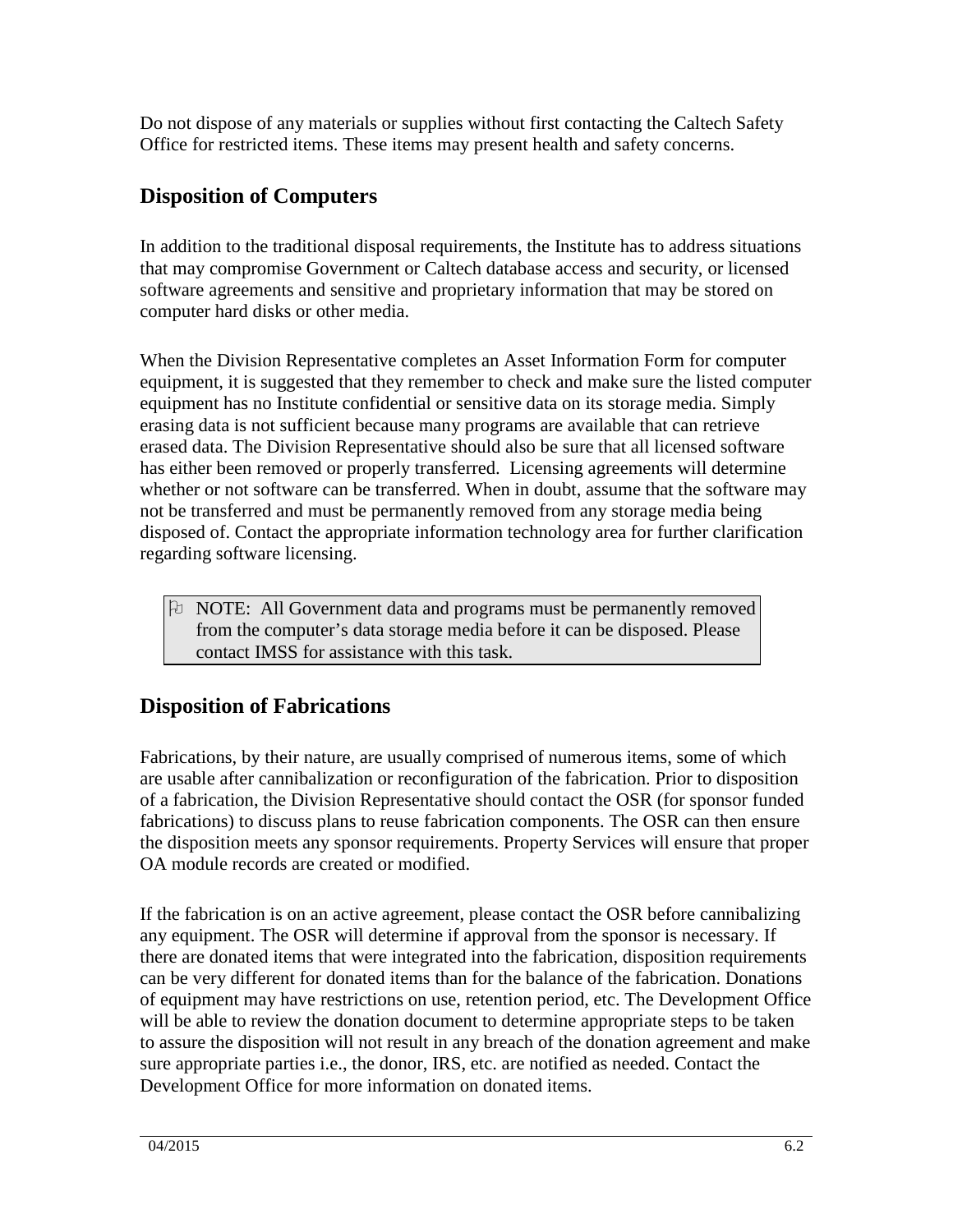Do not dispose of any materials or supplies without first contacting the Caltech Safety Office for restricted items. These items may present health and safety concerns.

## Disposition of Computers

In addition to the traditional disposal requirements, the Institute has to address situations that may compromise Government or Caltech database access and security, or licensed software agreements and sensitive and proprietary information that may be stored on computer hard disks or other media.

When the Division Representative completes an Asset Information Form for computer equipment, it is suggested that they remember to check and make sure the listed computer equipment has no Institute confidential or sensitive data on its storage media. Simply erasing data is not sufficient because many programs are available that can retrieve erased data. The Division Representative should also be sure that all licensed software has either been removed or properly transferred. Licensing agreements will determine whether or not software can be transferred. When in doubt, assume that the software may not be transferred and must be permanently removed from any storage media being disposed of. Contact the appropriate information technology area for further clarification regarding software licensing.

> NOTE: All Government data and programs must be permanently removed from the computer's data storage media before it can be disposed. Please contact IMSS for assistance with this task.

## Disposition of Fabrications

Fabrications, by their nature, are usually comprised of numerous items, some of which are usable after cannibalization or reconfiguration of the fabrication. Prior to disposition of a fabrication, the Division Representative should contact the OSR (for sponsor funded fabrications) to discuss plans to reuse fabrication components. The OSR can then ensure the disposition meets any sponsor requirements. Property Services will ensure that proper OA module records are created or modified.

If the fabrication is on an active agreement, please contact the OSR before cannibalizing any equipment. The OSR will determine if approval from the sponsor is necessary. If there are donated items that were integrated into the fabrication, disposition requirements can be very different for donated items than for the balance of the fabrication. Donations of equipment may have restrictions on use, retention period, etc. The Development Office will be able to review the donation document to determine appropriate steps to be taken to assure the disposition will not result in any breach of the donation agreement and make sure appropriate parties i.e., the donor, IRS, etc. are notified as needed. Contact the Development Office for more information on donated items.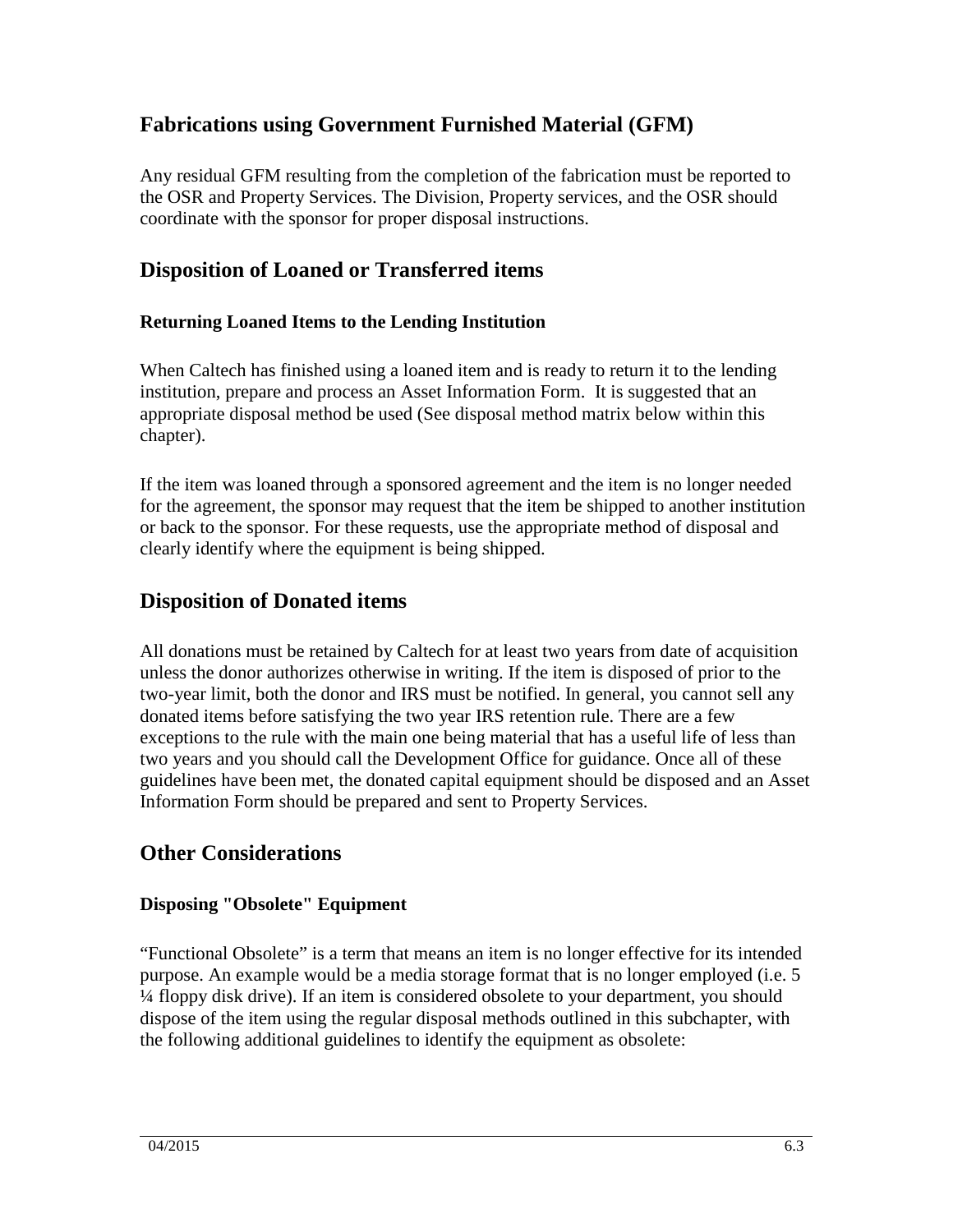## Fabrications using Government Furnished Material (GFM)

Any residual GFM resulting from the completion of the fabrication must be reported to the OSR and Property Services. The Division, Property services, and the OSR should coordinate with the sponsor for proper disposal instructions.

## Disposition of Loaned or Transferred items

### Returning Loaned Items to the Lending Institution

When Caltech has finished using a loaned item and is ready to return it to the lending institution, prepare and process an Asset Information Form.  It is suggested that an appropriate disposal method be used (See disposal method matrix below within this chapter).

If the item was loaned through a sponsored agreement and the item is no longer needed for the agreement, the sponsor may request that the item be shipped to another institution or back to the sponsor. For these requests, use the appropriate method of disposal and clearly identify where the equipment is being shipped.

## Disposition of Donated items

All donations must be retained by Caltech for at least two years from date of acquisition unless the donor authorizes otherwise in writing. If the item is disposed of prior to the two-year limit, both the donor and IRS must be notified. In general, you cannot sell any donated items before satisfying the two year IRS retention rule. There are a few exceptions to the rule with the main one being material that has a useful life of less than two years and you should call the Development Office for guidance. Once all of these guidelines have been met, the donated capital equipment should be disposed and an Asset Information Form should be prepared and sent to Property Services.

## Other Considerations

### Disposing "Obsolete" Equipment

"Functional Obsolete" is a term that means an item is no longer effective for its intended purpose. An example would be a media storage format that is no longer employed (i.e. 5 ¼ floppy disk drive). If an item is considered obsolete to your department, you should dispose of the item using the regular disposal methods outlined in this subchapter, with the following additional guidelines to identify the equipment as obsolete: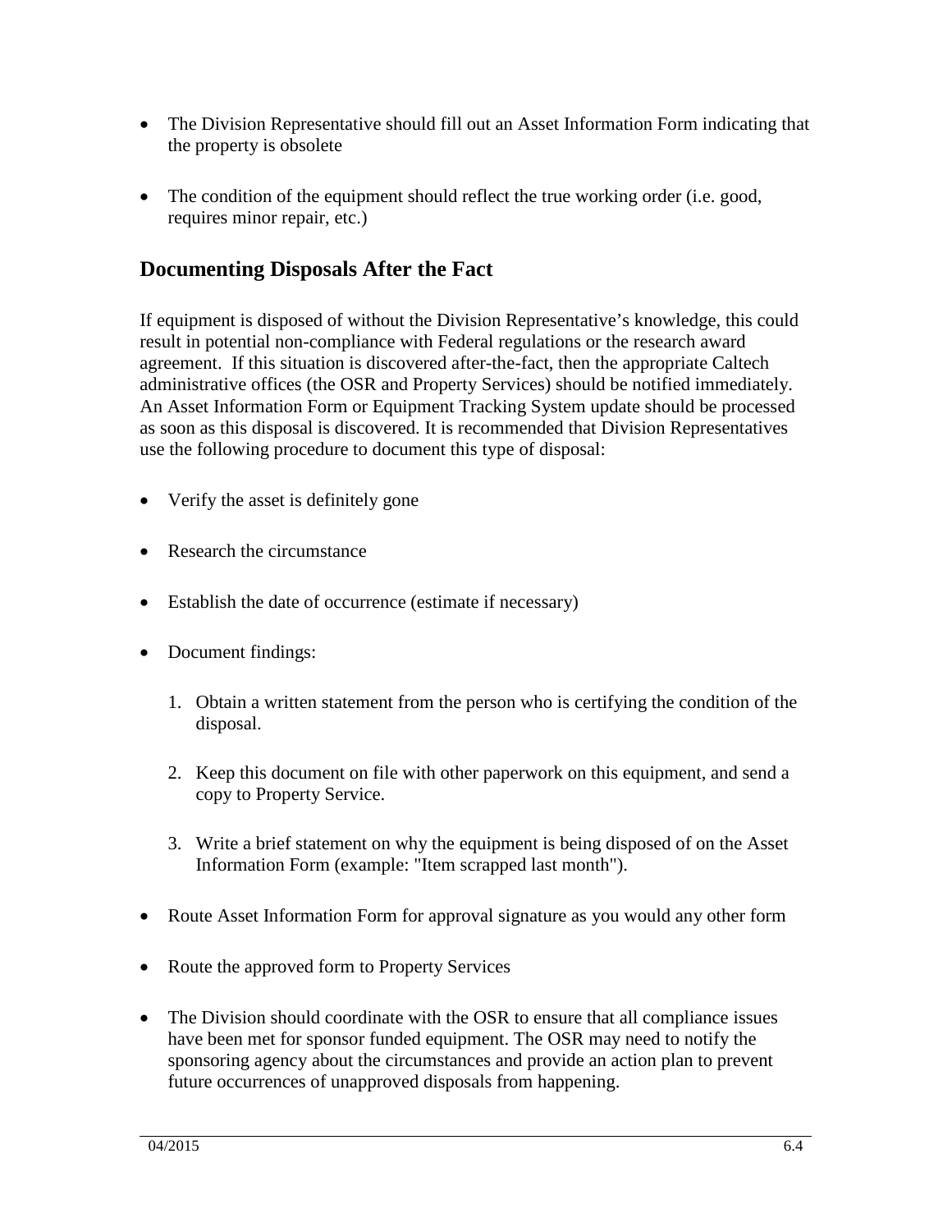- The Division Representative should fill out an Asset Information Form indicating that the property is obsolete

- The condition of the equipment should reflect the true working order (i.e. good, requires minor repair, etc.)

## Documenting Disposals After the Fact

If equipment is disposed of without the Division Representative's knowledge, this could result in potential non-compliance with Federal regulations or the research award agreement. If this situation is discovered after-the-fact, then the appropriate Caltech administrative offices (the OSR and Property Services) should be notified immediately. An Asset Information Form or Equipment Tracking System update should be processed as soon as this disposal is discovered. It is recommended that Division Representatives use the following procedure to document this type of disposal:

- Verify the asset is definitely gone

- Research the circumstance

- Establish the date of occurrence (estimate if necessary)

- Document findings:

  1. Obtain a written statement from the person who is certifying the condition of the disposal.

  2. Keep this document on file with other paperwork on this equipment, and send a copy to Property Service.

  3. Write a brief statement on why the equipment is being disposed of on the Asset Information Form (example: "Item scrapped last month").

- Route Asset Information Form for approval signature as you would any other form

- Route the approved form to Property Services

- The Division should coordinate with the OSR to ensure that all compliance issues have been met for sponsor funded equipment. The OSR may need to notify the sponsoring agency about the circumstances and provide an action plan to prevent future occurrences of unapproved disposals from happening.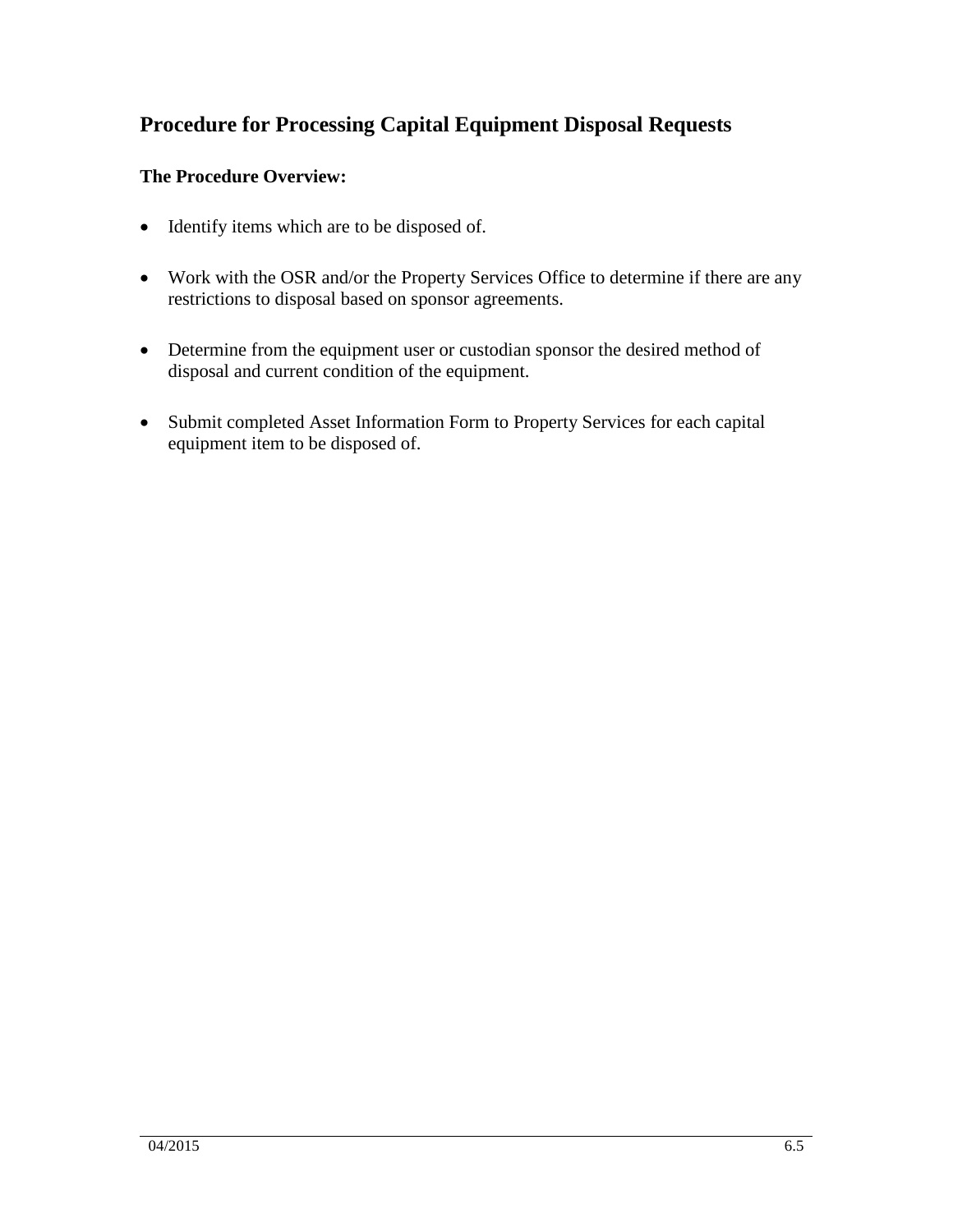## Procedure for Processing Capital Equipment Disposal Requests

**The Procedure Overview:**

- Identify items which are to be disposed of.
- Work with the OSR and/or the Property Services Office to determine if there are any restrictions to disposal based on sponsor agreements.
- Determine from the equipment user or custodian sponsor the desired method of disposal and current condition of the equipment.
- Submit completed Asset Information Form to Property Services for each capital equipment item to be disposed of.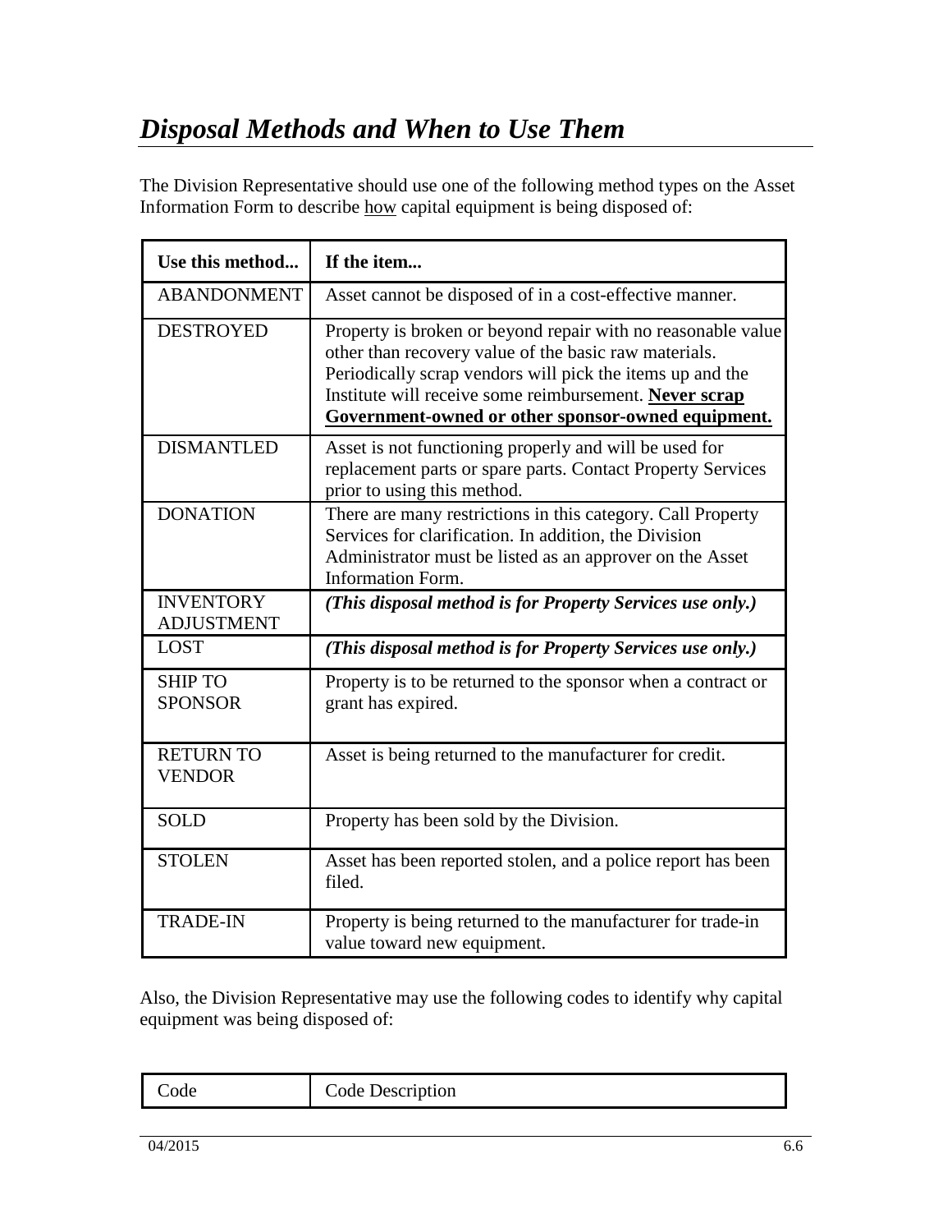# ***Disposal Methods and When to Use Them***

The Division Representative should use one of the following method types on the Asset Information Form to describe <u>how</u> capital equipment is being disposed of:

| **Use this method...** | **If the item...** |
|---|---|
| ABANDONMENT | Asset cannot be disposed of in a cost-effective manner. |
| DESTROYED | Property is broken or beyond repair with no reasonable value other than recovery value of the basic raw materials. Periodically scrap vendors will pick the items up and the Institute will receive some reimbursement. **<u>Never scrap Government-owned or other sponsor-owned equipment.</u>** |
| DISMANTLED | Asset is not functioning properly and will be used for replacement parts or spare parts. Contact Property Services prior to using this method. |
| DONATION | There are many restrictions in this category. Call Property Services for clarification. In addition, the Division Administrator must be listed as an approver on the Asset Information Form. |
| INVENTORY ADJUSTMENT | ***(This disposal method is for Property Services use only.)*** |
| LOST | ***(This disposal method is for Property Services use only.)*** |
| SHIP TO SPONSOR | Property is to be returned to the sponsor when a contract or grant has expired. |
| RETURN TO VENDOR | Asset is being returned to the manufacturer for credit. |
| SOLD | Property has been sold by the Division. |
| STOLEN | Asset has been reported stolen, and a police report has been filed. |
| TRADE-IN | Property is being returned to the manufacturer for trade-in value toward new equipment. |

Also, the Division Representative may use the following codes to identify why capital equipment was being disposed of:

| Code | Code Description |
|---|---|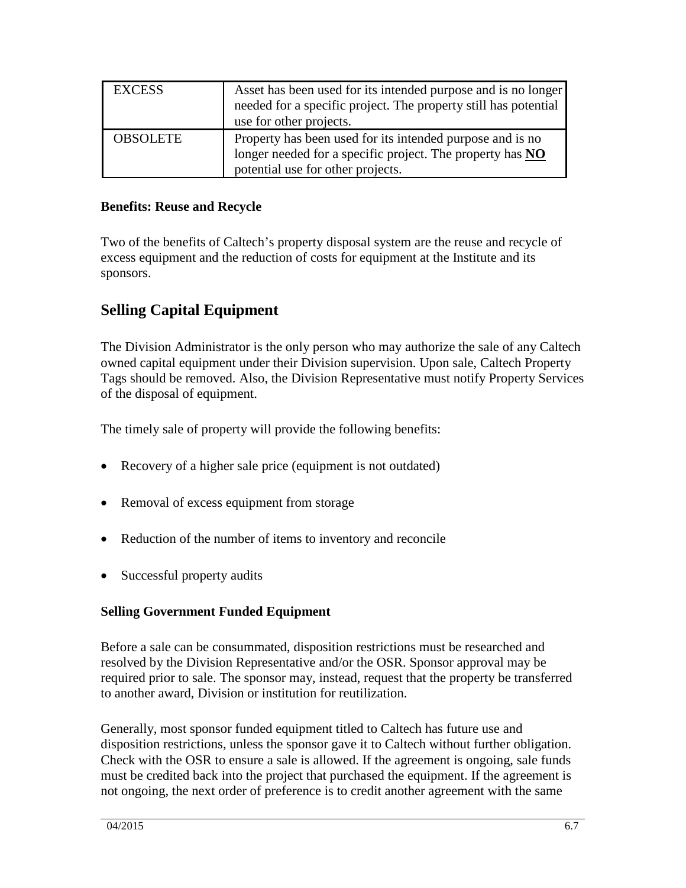| EXCESS | Asset has been used for its intended purpose and is no longer needed for a specific project. The property still has potential use for other projects. |
|---|---|
| OBSOLETE | Property has been used for its intended purpose and is no longer needed for a specific project. The property has **NO** potential use for other projects. |

**Benefits: Reuse and Recycle**

Two of the benefits of Caltech's property disposal system are the reuse and recycle of excess equipment and the reduction of costs for equipment at the Institute and its sponsors.

## Selling Capital Equipment

The Division Administrator is the only person who may authorize the sale of any Caltech owned capital equipment under their Division supervision. Upon sale, Caltech Property Tags should be removed. Also, the Division Representative must notify Property Services of the disposal of equipment.

The timely sale of property will provide the following benefits:

- Recovery of a higher sale price (equipment is not outdated)
- Removal of excess equipment from storage
- Reduction of the number of items to inventory and reconcile
- Successful property audits

**Selling Government Funded Equipment**

Before a sale can be consummated, disposition restrictions must be researched and resolved by the Division Representative and/or the OSR. Sponsor approval may be required prior to sale. The sponsor may, instead, request that the property be transferred to another award, Division or institution for reutilization.

Generally, most sponsor funded equipment titled to Caltech has future use and disposition restrictions, unless the sponsor gave it to Caltech without further obligation. Check with the OSR to ensure a sale is allowed. If the agreement is ongoing, sale funds must be credited back into the project that purchased the equipment. If the agreement is not ongoing, the next order of preference is to credit another agreement with the same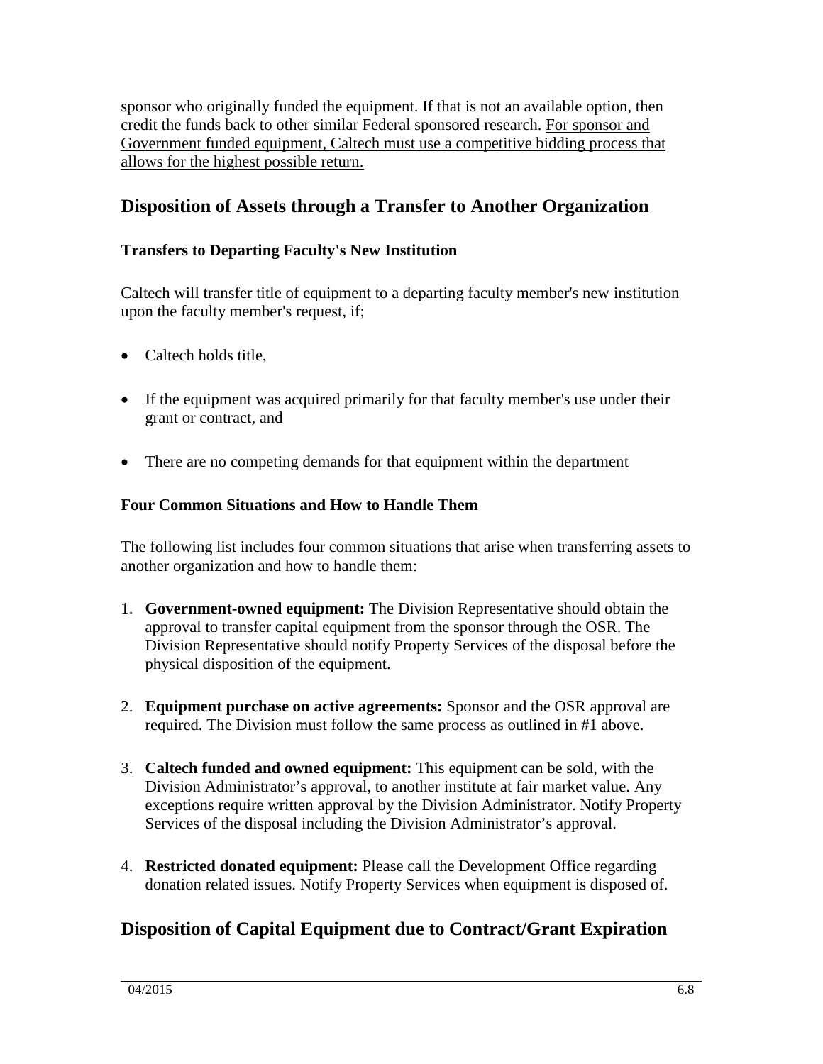sponsor who originally funded the equipment. If that is not an available option, then credit the funds back to other similar Federal sponsored research. <u>For sponsor and Government funded equipment, Caltech must use a competitive bidding process that allows for the highest possible return.</u>

## Disposition of Assets through a Transfer to Another Organization

### Transfers to Departing Faculty's New Institution

Caltech will transfer title of equipment to a departing faculty member's new institution upon the faculty member's request, if;

- Caltech holds title,
- If the equipment was acquired primarily for that faculty member's use under their grant or contract, and
- There are no competing demands for that equipment within the department

### Four Common Situations and How to Handle Them

The following list includes four common situations that arise when transferring assets to another organization and how to handle them:

1. **Government-owned equipment:** The Division Representative should obtain the approval to transfer capital equipment from the sponsor through the OSR. The Division Representative should notify Property Services of the disposal before the physical disposition of the equipment.
2. **Equipment purchase on active agreements:** Sponsor and the OSR approval are required. The Division must follow the same process as outlined in #1 above.
3. **Caltech funded and owned equipment:** This equipment can be sold, with the Division Administrator's approval, to another institute at fair market value. Any exceptions require written approval by the Division Administrator. Notify Property Services of the disposal including the Division Administrator's approval.
4. **Restricted donated equipment:** Please call the Development Office regarding donation related issues. Notify Property Services when equipment is disposed of.

## Disposition of Capital Equipment due to Contract/Grant Expiration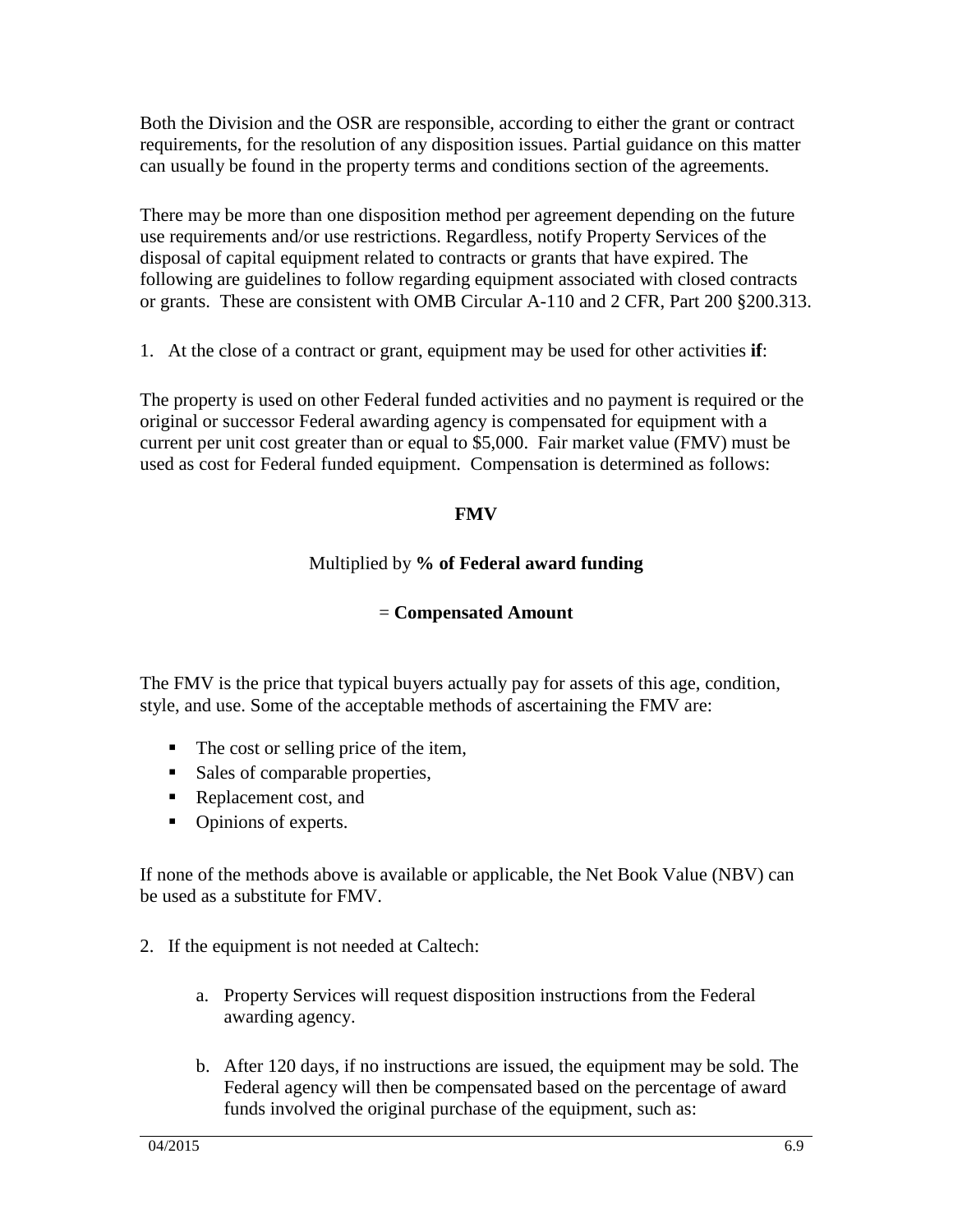Both the Division and the OSR are responsible, according to either the grant or contract requirements, for the resolution of any disposition issues. Partial guidance on this matter can usually be found in the property terms and conditions section of the agreements.

There may be more than one disposition method per agreement depending on the future use requirements and/or use restrictions. Regardless, notify Property Services of the disposal of capital equipment related to contracts or grants that have expired. The following are guidelines to follow regarding equipment associated with closed contracts or grants. These are consistent with OMB Circular A-110 and 2 CFR, Part 200 §200.313.

1. At the close of a contract or grant, equipment may be used for other activities **if**:

The property is used on other Federal funded activities and no payment is required or the original or successor Federal awarding agency is compensated for equipment with a current per unit cost greater than or equal to $5,000. Fair market value (FMV) must be used as cost for Federal funded equipment. Compensation is determined as follows:

**FMV**

Multiplied by **% of Federal award funding**

= **Compensated Amount**

The FMV is the price that typical buyers actually pay for assets of this age, condition, style, and use. Some of the acceptable methods of ascertaining the FMV are:

- The cost or selling price of the item,
- Sales of comparable properties,
- Replacement cost, and
- Opinions of experts.

If none of the methods above is available or applicable, the Net Book Value (NBV) can be used as a substitute for FMV.

2. If the equipment is not needed at Caltech:

   a. Property Services will request disposition instructions from the Federal awarding agency.

   b. After 120 days, if no instructions are issued, the equipment may be sold. The Federal agency will then be compensated based on the percentage of award funds involved the original purchase of the equipment, such as: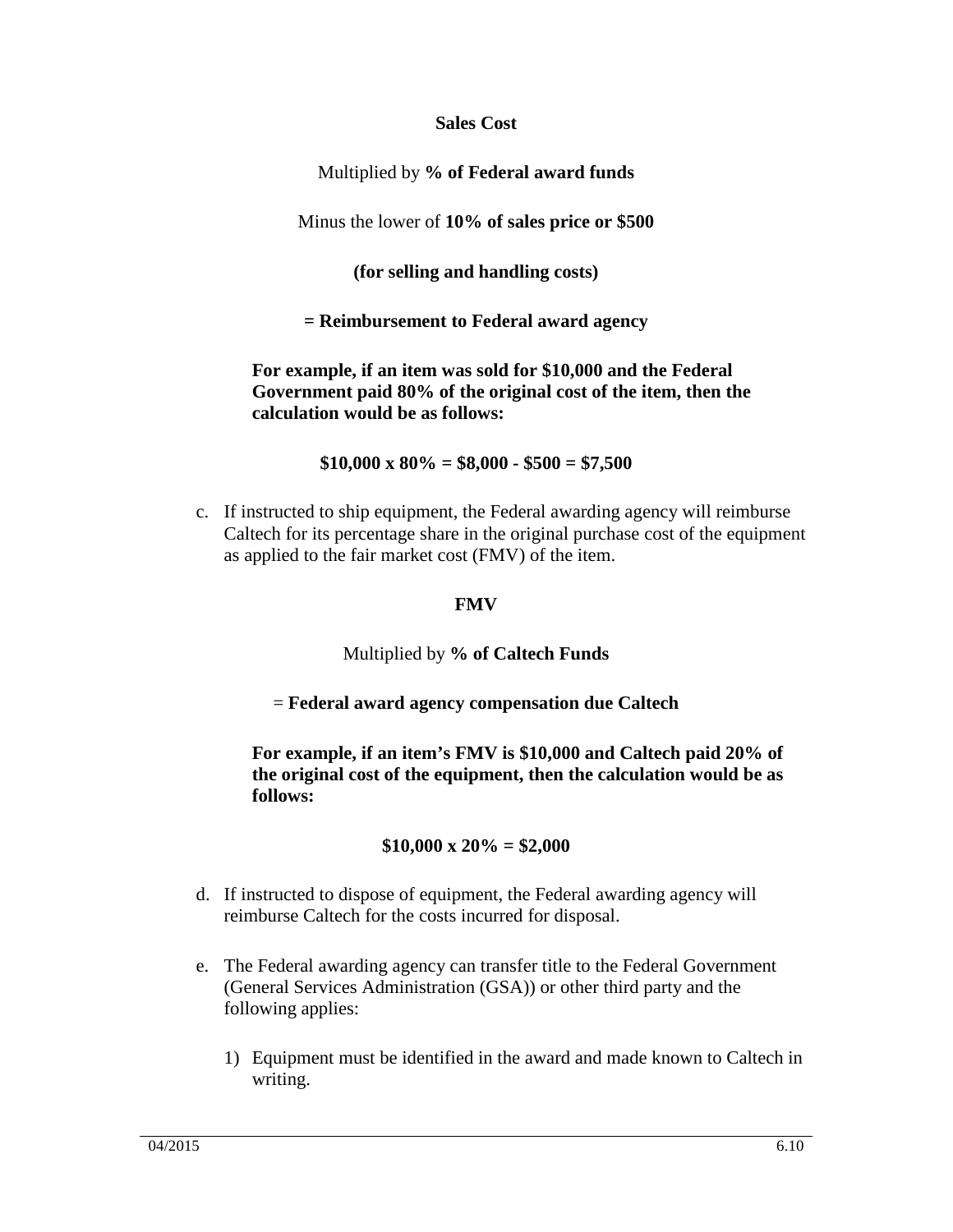**Sales Cost**

Multiplied by **% of Federal award funds**

Minus the lower of **10% of sales price or $500**

**(for selling and handling costs)**

**= Reimbursement to Federal award agency**

**For example, if an item was sold for $10,000 and the Federal Government paid 80% of the original cost of the item, then the calculation would be as follows:**

**$10,000 x 80% = $8,000 - $500 = $7,500**

c. If instructed to ship equipment, the Federal awarding agency will reimburse Caltech for its percentage share in the original purchase cost of the equipment as applied to the fair market cost (FMV) of the item.

**FMV**

Multiplied by **% of Caltech Funds**

= **Federal award agency compensation due Caltech**

**For example, if an item's FMV is $10,000 and Caltech paid 20% of the original cost of the equipment, then the calculation would be as follows:**

**$10,000 x 20% = $2,000**

d. If instructed to dispose of equipment, the Federal awarding agency will reimburse Caltech for the costs incurred for disposal.

e. The Federal awarding agency can transfer title to the Federal Government (General Services Administration (GSA)) or other third party and the following applies:

   1) Equipment must be identified in the award and made known to Caltech in writing.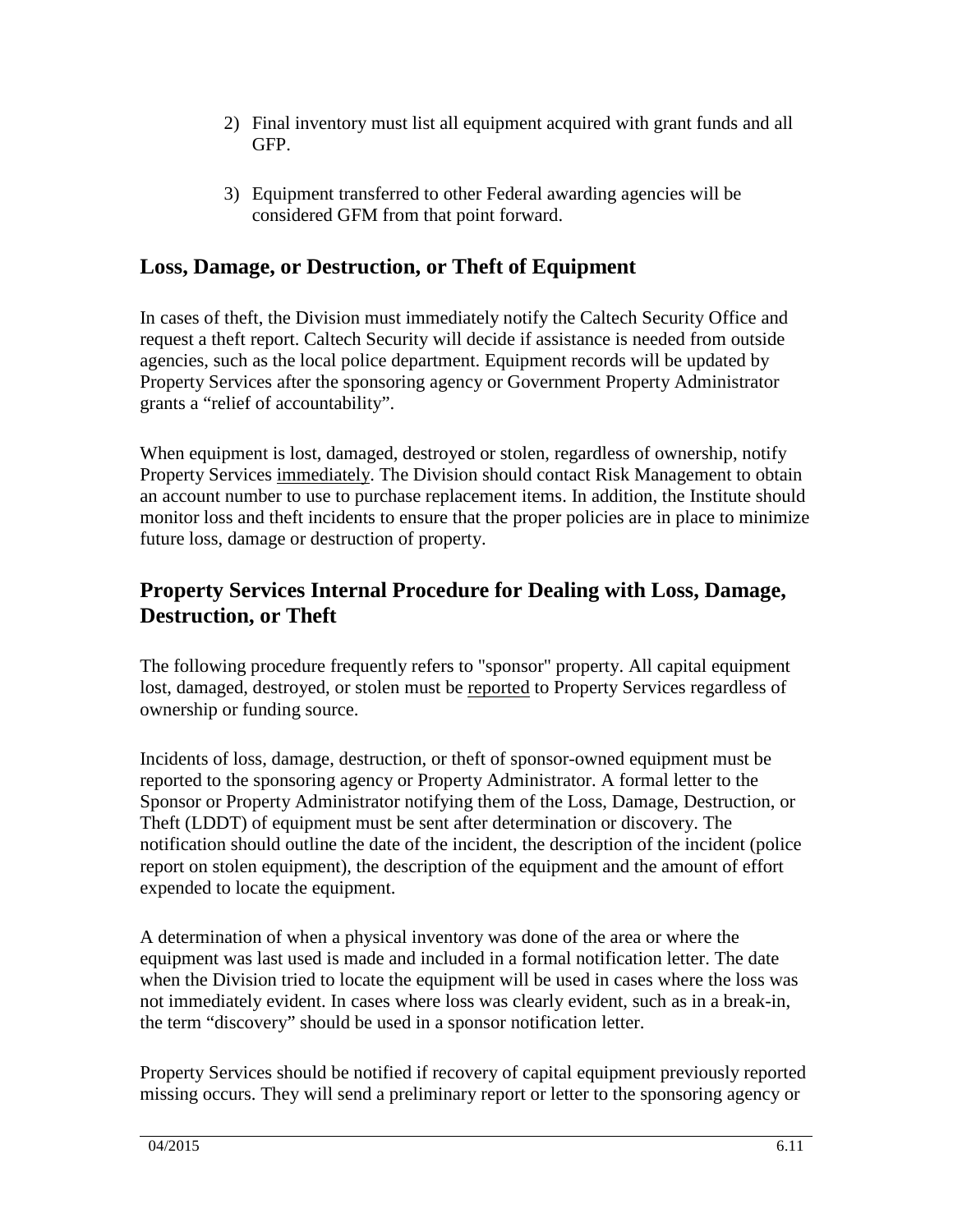2) Final inventory must list all equipment acquired with grant funds and all GFP.

3) Equipment transferred to other Federal awarding agencies will be considered GFM from that point forward.

## Loss, Damage, or Destruction, or Theft of Equipment

In cases of theft, the Division must immediately notify the Caltech Security Office and request a theft report. Caltech Security will decide if assistance is needed from outside agencies, such as the local police department. Equipment records will be updated by Property Services after the sponsoring agency or Government Property Administrator grants a "relief of accountability".

When equipment is lost, damaged, destroyed or stolen, regardless of ownership, notify Property Services immediately. The Division should contact Risk Management to obtain an account number to use to purchase replacement items. In addition, the Institute should monitor loss and theft incidents to ensure that the proper policies are in place to minimize future loss, damage or destruction of property.

## Property Services Internal Procedure for Dealing with Loss, Damage, Destruction, or Theft

The following procedure frequently refers to "sponsor" property. All capital equipment lost, damaged, destroyed, or stolen must be reported to Property Services regardless of ownership or funding source.

Incidents of loss, damage, destruction, or theft of sponsor-owned equipment must be reported to the sponsoring agency or Property Administrator. A formal letter to the Sponsor or Property Administrator notifying them of the Loss, Damage, Destruction, or Theft (LDDT) of equipment must be sent after determination or discovery. The notification should outline the date of the incident, the description of the incident (police report on stolen equipment), the description of the equipment and the amount of effort expended to locate the equipment.

A determination of when a physical inventory was done of the area or where the equipment was last used is made and included in a formal notification letter. The date when the Division tried to locate the equipment will be used in cases where the loss was not immediately evident. In cases where loss was clearly evident, such as in a break-in, the term "discovery" should be used in a sponsor notification letter.

Property Services should be notified if recovery of capital equipment previously reported missing occurs. They will send a preliminary report or letter to the sponsoring agency or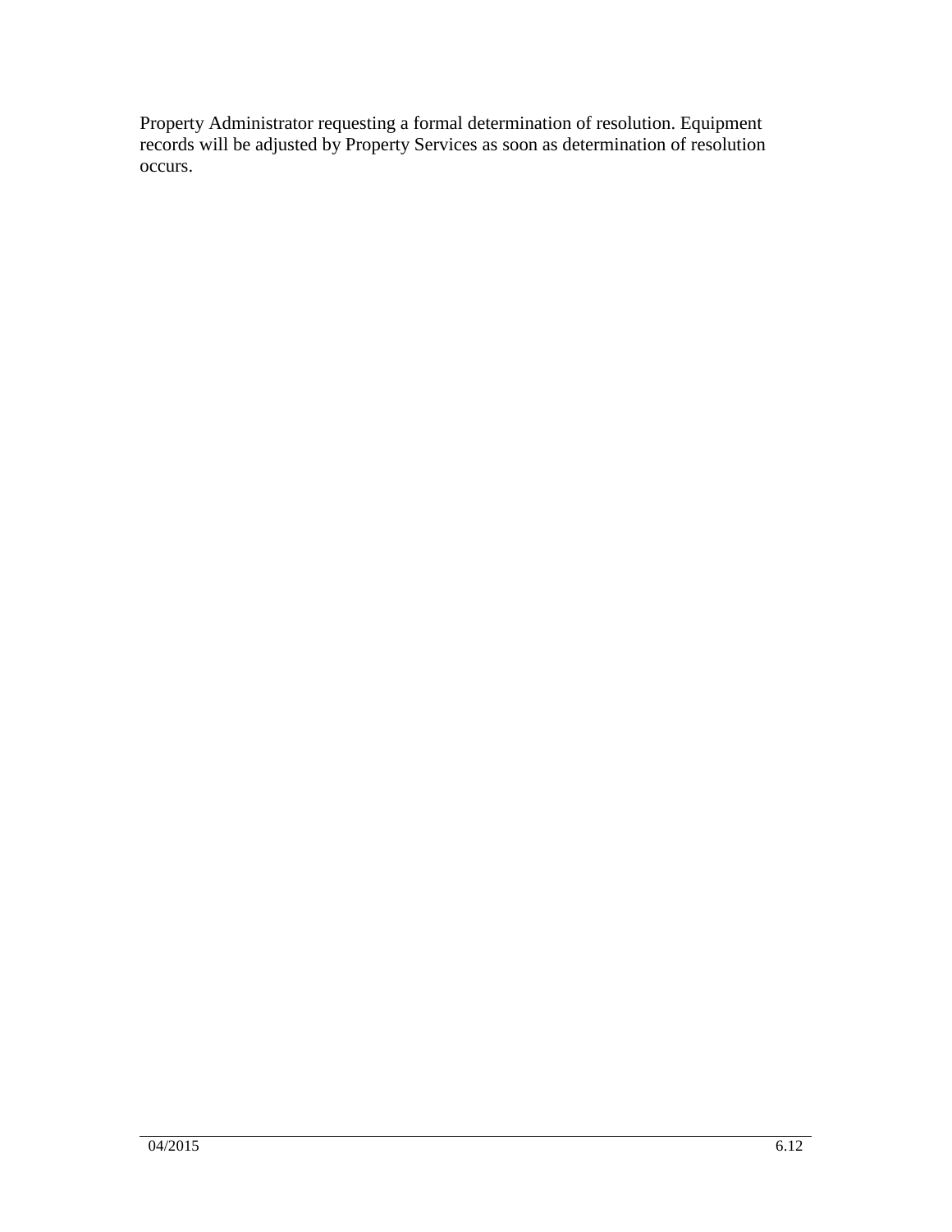Property Administrator requesting a formal determination of resolution. Equipment records will be adjusted by Property Services as soon as determination of resolution occurs.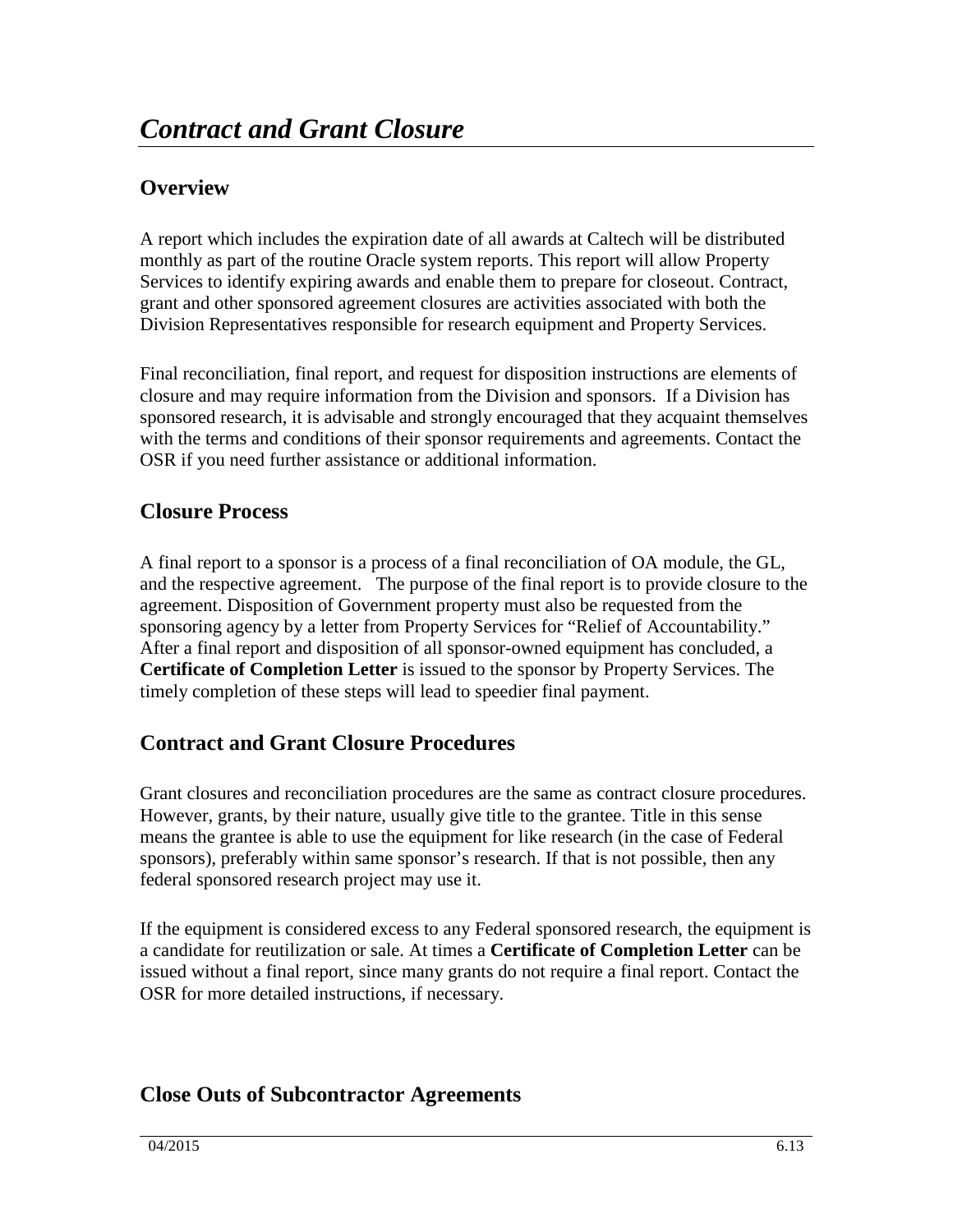# *Contract and Grant Closure*

## Overview

A report which includes the expiration date of all awards at Caltech will be distributed monthly as part of the routine Oracle system reports. This report will allow Property Services to identify expiring awards and enable them to prepare for closeout. Contract, grant and other sponsored agreement closures are activities associated with both the Division Representatives responsible for research equipment and Property Services.

Final reconciliation, final report, and request for disposition instructions are elements of closure and may require information from the Division and sponsors. If a Division has sponsored research, it is advisable and strongly encouraged that they acquaint themselves with the terms and conditions of their sponsor requirements and agreements. Contact the OSR if you need further assistance or additional information.

## Closure Process

A final report to a sponsor is a process of a final reconciliation of OA module, the GL, and the respective agreement. The purpose of the final report is to provide closure to the agreement. Disposition of Government property must also be requested from the sponsoring agency by a letter from Property Services for "Relief of Accountability." After a final report and disposition of all sponsor-owned equipment has concluded, a **Certificate of Completion Letter** is issued to the sponsor by Property Services. The timely completion of these steps will lead to speedier final payment.

## Contract and Grant Closure Procedures

Grant closures and reconciliation procedures are the same as contract closure procedures. However, grants, by their nature, usually give title to the grantee. Title in this sense means the grantee is able to use the equipment for like research (in the case of Federal sponsors), preferably within same sponsor's research. If that is not possible, then any federal sponsored research project may use it.

If the equipment is considered excess to any Federal sponsored research, the equipment is a candidate for reutilization or sale. At times a **Certificate of Completion Letter** can be issued without a final report, since many grants do not require a final report. Contact the OSR for more detailed instructions, if necessary.

## Close Outs of Subcontractor Agreements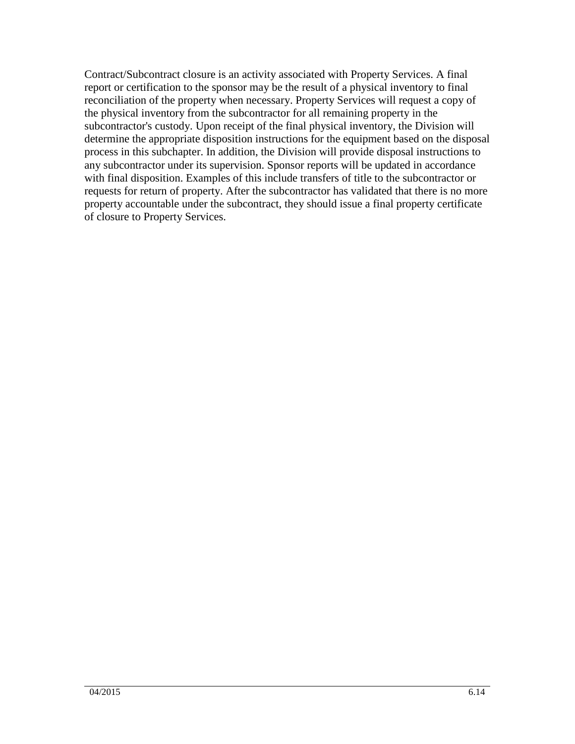Contract/Subcontract closure is an activity associated with Property Services. A final report or certification to the sponsor may be the result of a physical inventory to final reconciliation of the property when necessary. Property Services will request a copy of the physical inventory from the subcontractor for all remaining property in the subcontractor's custody. Upon receipt of the final physical inventory, the Division will determine the appropriate disposition instructions for the equipment based on the disposal process in this subchapter. In addition, the Division will provide disposal instructions to any subcontractor under its supervision. Sponsor reports will be updated in accordance with final disposition. Examples of this include transfers of title to the subcontractor or requests for return of property. After the subcontractor has validated that there is no more property accountable under the subcontract, they should issue a final property certificate of closure to Property Services.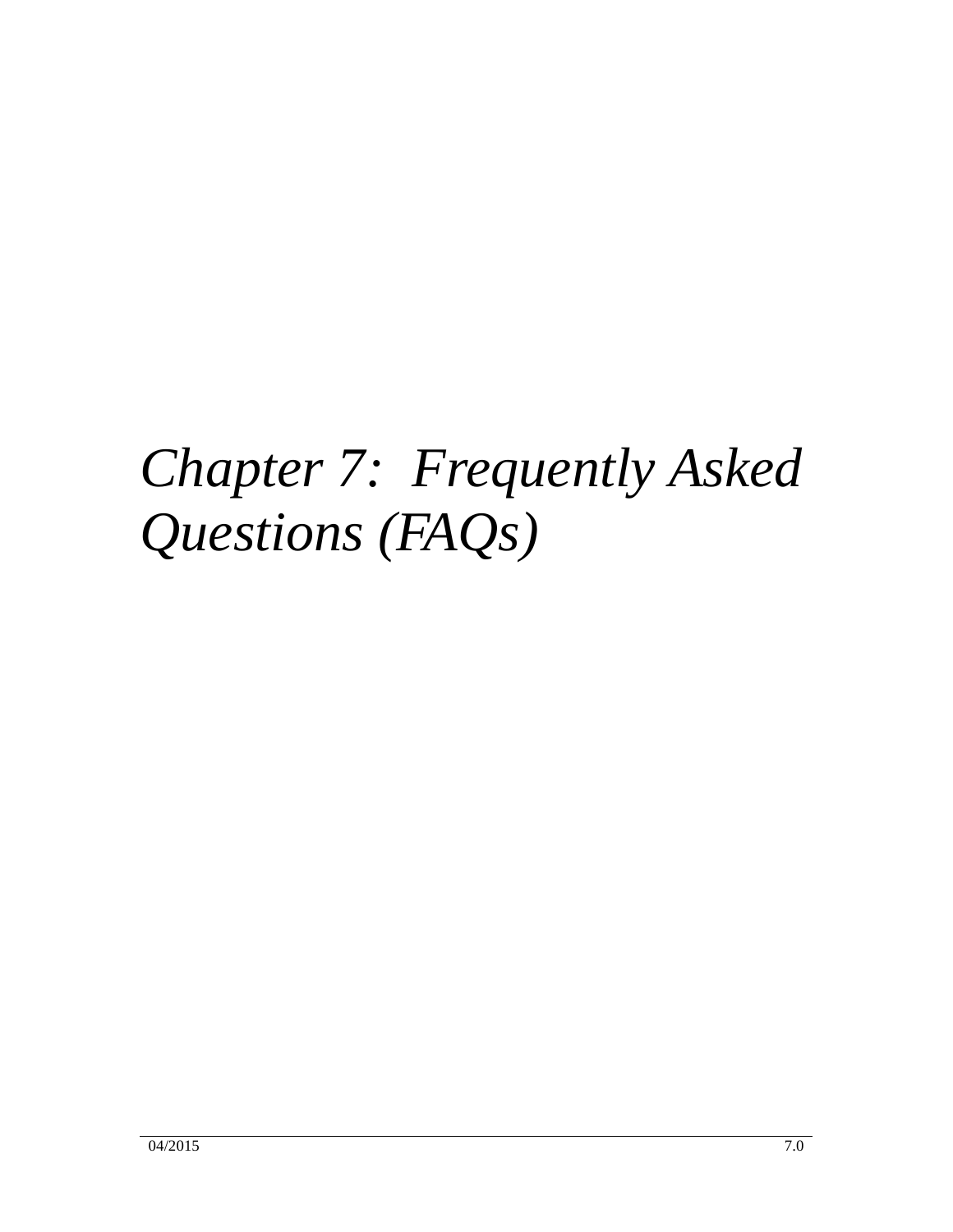# *Chapter 7: Frequently Asked Questions (FAQs)*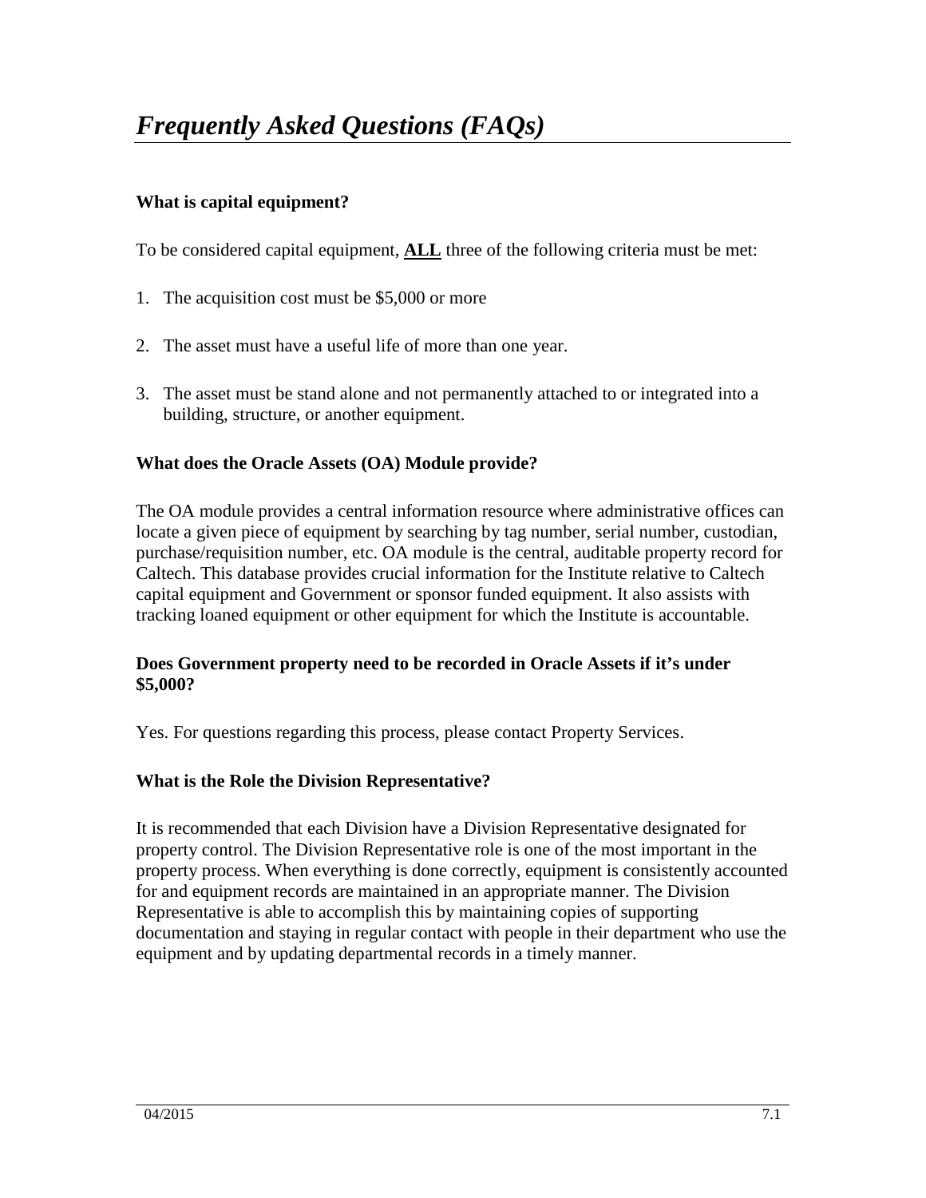# *Frequently Asked Questions (FAQs)*

**What is capital equipment?**

To be considered capital equipment, **ALL** three of the following criteria must be met:

1. The acquisition cost must be $5,000 or more

2. The asset must have a useful life of more than one year.

3. The asset must be stand alone and not permanently attached to or integrated into a building, structure, or another equipment.

**What does the Oracle Assets (OA) Module provide?**

The OA module provides a central information resource where administrative offices can locate a given piece of equipment by searching by tag number, serial number, custodian, purchase/requisition number, etc. OA module is the central, auditable property record for Caltech. This database provides crucial information for the Institute relative to Caltech capital equipment and Government or sponsor funded equipment. It also assists with tracking loaned equipment or other equipment for which the Institute is accountable.

**Does Government property need to be recorded in Oracle Assets if it's under $5,000?**

Yes. For questions regarding this process, please contact Property Services.

**What is the Role the Division Representative?**

It is recommended that each Division have a Division Representative designated for property control. The Division Representative role is one of the most important in the property process. When everything is done correctly, equipment is consistently accounted for and equipment records are maintained in an appropriate manner. The Division Representative is able to accomplish this by maintaining copies of supporting documentation and staying in regular contact with people in their department who use the equipment and by updating departmental records in a timely manner.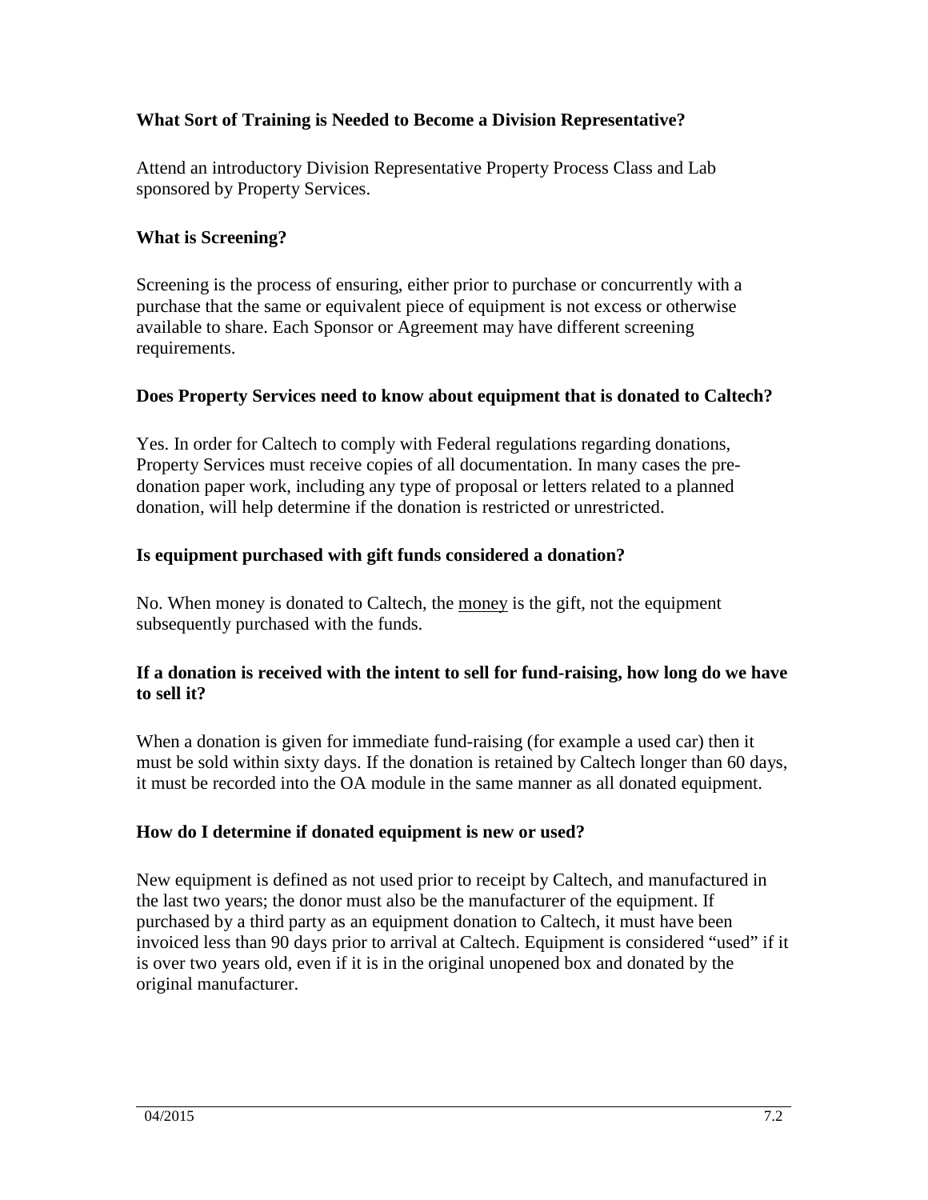### What Sort of Training is Needed to Become a Division Representative?

Attend an introductory Division Representative Property Process Class and Lab sponsored by Property Services.

### What is Screening?

Screening is the process of ensuring, either prior to purchase or concurrently with a purchase that the same or equivalent piece of equipment is not excess or otherwise available to share. Each Sponsor or Agreement may have different screening requirements.

### Does Property Services need to know about equipment that is donated to Caltech?

Yes. In order for Caltech to comply with Federal regulations regarding donations, Property Services must receive copies of all documentation. In many cases the pre-donation paper work, including any type of proposal or letters related to a planned donation, will help determine if the donation is restricted or unrestricted.

### Is equipment purchased with gift funds considered a donation?

No. When money is donated to Caltech, the money is the gift, not the equipment subsequently purchased with the funds.

### If a donation is received with the intent to sell for fund-raising, how long do we have to sell it?

When a donation is given for immediate fund-raising (for example a used car) then it must be sold within sixty days. If the donation is retained by Caltech longer than 60 days, it must be recorded into the OA module in the same manner as all donated equipment.

### How do I determine if donated equipment is new or used?

New equipment is defined as not used prior to receipt by Caltech, and manufactured in the last two years; the donor must also be the manufacturer of the equipment. If purchased by a third party as an equipment donation to Caltech, it must have been invoiced less than 90 days prior to arrival at Caltech. Equipment is considered "used" if it is over two years old, even if it is in the original unopened box and donated by the original manufacturer.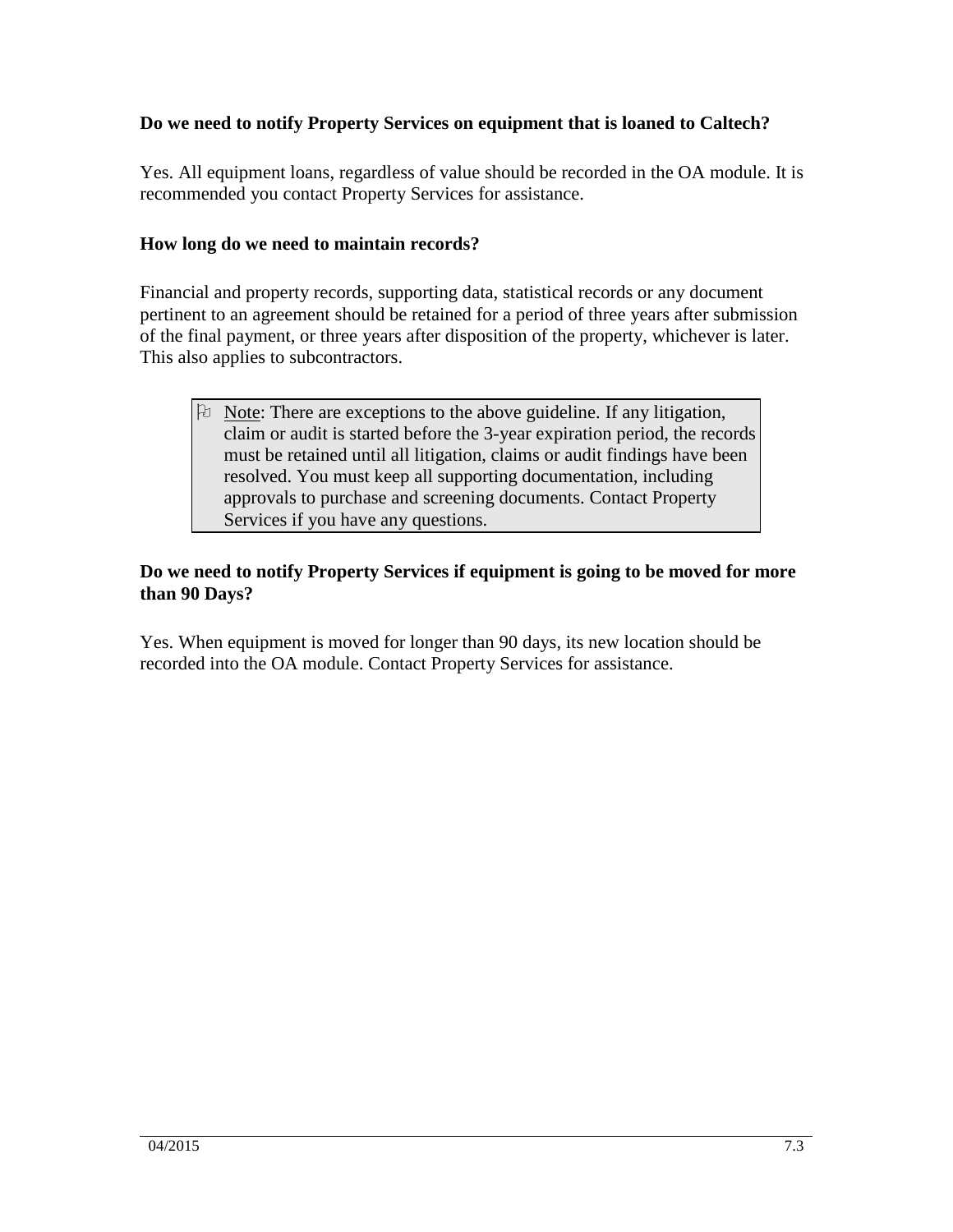**Do we need to notify Property Services on equipment that is loaned to Caltech?**

Yes. All equipment loans, regardless of value should be recorded in the OA module. It is recommended you contact Property Services for assistance.

**How long do we need to maintain records?**

Financial and property records, supporting data, statistical records or any document pertinent to an agreement should be retained for a period of three years after submission of the final payment, or three years after disposition of the property, whichever is later. This also applies to subcontractors.

> Note: There are exceptions to the above guideline. If any litigation, claim or audit is started before the 3-year expiration period, the records must be retained until all litigation, claims or audit findings have been resolved. You must keep all supporting documentation, including approvals to purchase and screening documents. Contact Property Services if you have any questions.

**Do we need to notify Property Services if equipment is going to be moved for more than 90 Days?**

Yes. When equipment is moved for longer than 90 days, its new location should be recorded into the OA module. Contact Property Services for assistance.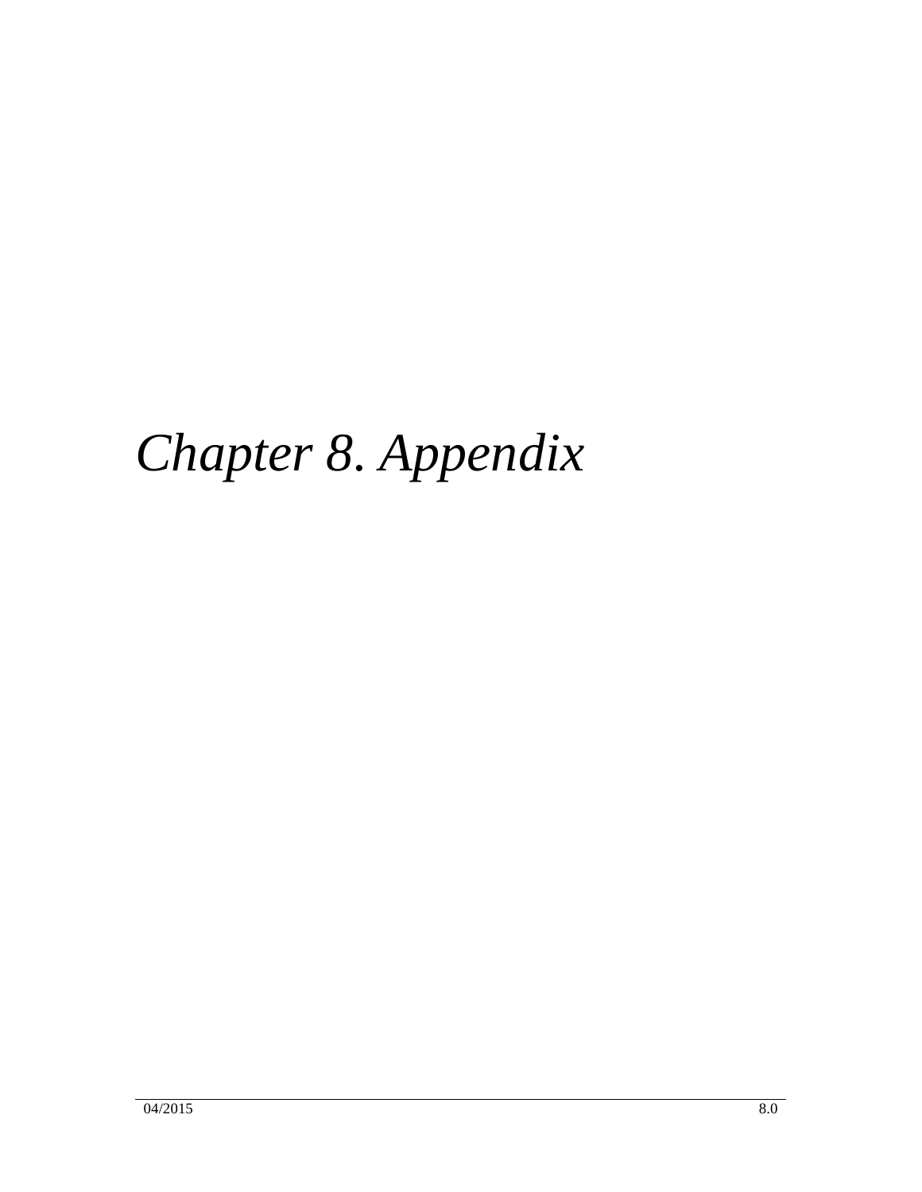# *Chapter 8. Appendix*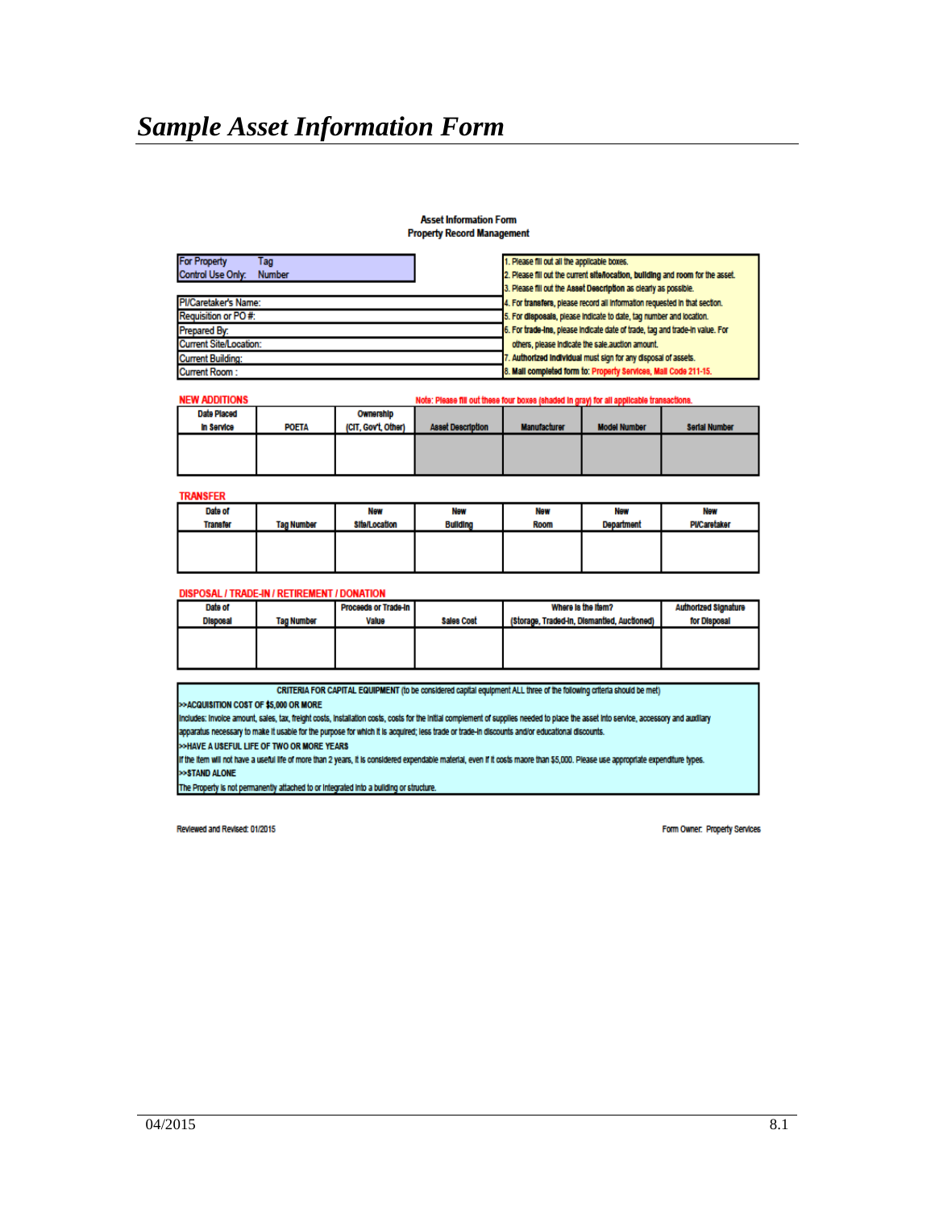# *Sample Asset Information Form*

**Asset Information Form**
**Property Record Management**

| For Property Control Use Only: | Tag Number |
|---|---|

| | |
|---|---|
| PI/Caretaker's Name: | |
| Requisition or PO #: | |
| Prepared By: | |
| Current Site/Location: | |
| Current Building: | |
| Current Room : | |

1. Please fill out all the applicable boxes.
2. Please fill out the current **site/location, building** and **room** for the asset.
3. Please fill out the **Asset Description** as clearly as possible.
4. For **transfers**, please record all information requested in that section.
5. For **disposals**, please indicate to date, tag number and location.
6. For **trade-ins**, please indicate date of trade, tag and trade-in value. For others, please indicate the sale.auction amount.
7. **Authorized individual** must sign for any disposal of assets.
8. **Mail completed form to: Property Services, Mail Code 211-15.**

**NEW ADDITIONS**

Note: Please fill out these four boxes (shaded in gray) for all applicable transactions.

| Date Placed In Service | POETA | Ownership (CIT, Gov't, Other) | Asset Description | Manufacturer | Model Number | Serial Number |
|---|---|---|---|---|---|---|
| | | | | | | |

**TRANSFER**

| Date of Transfer | Tag Number | New Site/Location | New Building | New Room | New Department | New PI/Caretaker |
|---|---|---|---|---|---|---|
| | | | | | | |

**DISPOSAL / TRADE-IN / RETIREMENT / DONATION**

| Date of Disposal | Tag Number | Proceeds or Trade-In Value | Sales Cost | Where is the Item? (Storage, Traded-In, Dismantled, Auctioned) | Authorized Signature for Disposal |
|---|---|---|---|---|---|
| | | | | | |

**CRITERIA FOR CAPITAL EQUIPMENT** (to be considered capital equipment ALL three of the following criteria should be met)

**>>ACQUISITION COST OF $5,000 OR MORE**

Includes: Invoice amount, sales, tax, freight costs, installation costs, costs for the initial complement of supplies needed to place the asset into service, accessory and auxiliary apparatus necessary to make it usable for the purpose for which it is acquired; less trade or trade-in discounts and/or educational discounts.

**>>HAVE A USEFUL LIFE OF TWO OR MORE YEARS**

If the item will not have a useful life of more than 2 years, it is considered expendable material, even if it costs maore than $5,000. Please use appropriate expenditure types.

**>>STAND ALONE**

The Property is not permanently attached to or integrated into a building or structure.

Reviewed and Revised: 01/2015

Form Owner: Property Services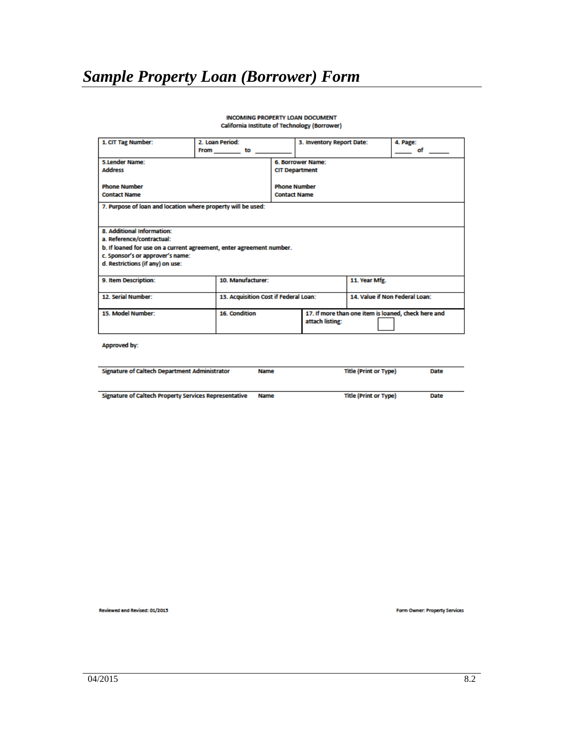# *Sample Property Loan (Borrower) Form*

**INCOMING PROPERTY LOAN DOCUMENT**
**California Institute of Technology (Borrower)**

| 1. CIT Tag Number: | 2. Loan Period: From ________ to ________ | 3. Inventory Report Date: | 4. Page: _____ of _____ |
|---|---|---|---|
| 5. Lender Name: Address<br><br>Phone Number<br>Contact Name | | 6. Borrower Name: CIT Department<br><br>Phone Number<br>Contact Name | |
| 7. Purpose of loan and location where property will be used: | | | |
| 8. Additional Information:<br>a. Reference/contractual:<br>b. If loaned for use on a current agreement, enter agreement number.<br>c. Sponsor's or approver's name:<br>d. Restrictions (if any) on use: | | | |
| 9. Item Description: | 10. Manufacturer: | 11. Year Mfg. | |
| 12. Serial Number: | 13. Acquisition Cost if Federal Loan: | 14. Value if Non Federal Loan: | |
| 15. Model Number: | 16. Condition | 17. If more than one item is loaned, check here and attach listing: ☐ | |

**Approved by:**

| Signature of Caltech Department Administrator | Name | Title (Print or Type) | Date |
|---|---|---|---|
| Signature of Caltech Property Services Representative | Name | Title (Print or Type) | Date |

Reviewed and Revised: 01/2015

Form Owner: Property Services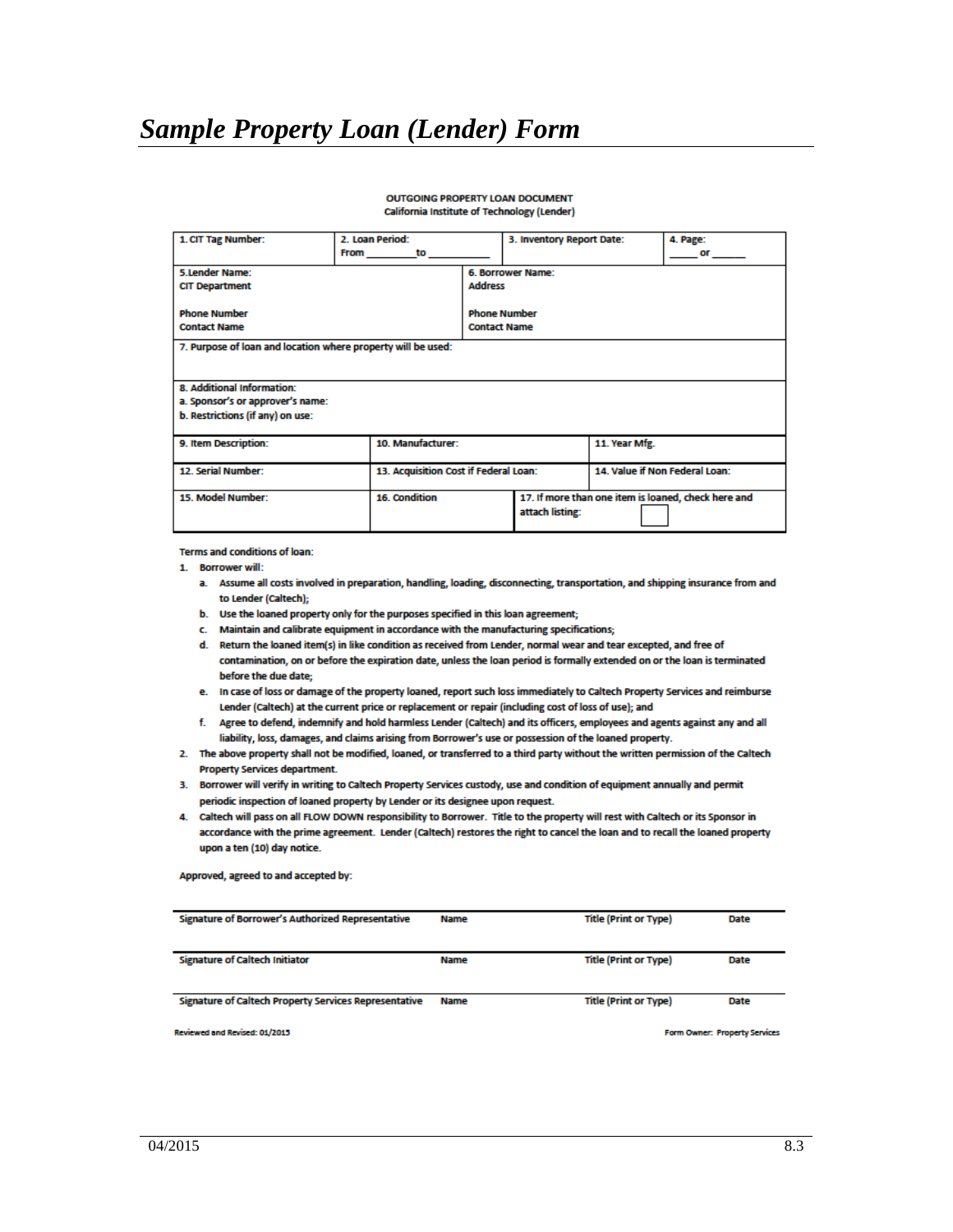# *Sample Property Loan (Lender) Form*

**OUTGOING PROPERTY LOAN DOCUMENT**
**California Institute of Technology (Lender)**

| | | | |
|---|---|---|---|
| 1. CIT Tag Number: | 2. Loan Period: From _________ to ___________ | 3. Inventory Report Date: | 4. Page: _____ or ______ |
| 5. Lender Name: CIT Department<br><br>Phone Number<br>Contact Name | | 6. Borrower Name: Address<br><br>Phone Number<br>Contact Name | |
| 7. Purpose of loan and location where property will be used: | | | |
| 8. Additional Information:<br>a. Sponsor's or approver's name:<br>b. Restrictions (if any) on use: | | | |
| 9. Item Description: | 10. Manufacturer: | 11. Year Mfg. | |
| 12. Serial Number: | 13. Acquisition Cost if Federal Loan: | 14. Value if Non Federal Loan: | |
| 15. Model Number: | 16. Condition | 17. If more than one item is loaned, check here and attach listing: ☐ | |

Terms and conditions of loan:

1. Borrower will:
   a. Assume all costs involved in preparation, handling, loading, disconnecting, transportation, and shipping insurance from and to Lender (Caltech);
   b. Use the loaned property only for the purposes specified in this loan agreement;
   c. Maintain and calibrate equipment in accordance with the manufacturing specifications;
   d. Return the loaned item(s) in like condition as received from Lender, normal wear and tear excepted, and free of contamination, on or before the expiration date, unless the loan period is formally extended on or the loan is terminated before the due date;
   e. In case of loss or damage of the property loaned, report such loss immediately to Caltech Property Services and reimburse Lender (Caltech) at the current price or replacement or repair (including cost of loss of use); and
   f. Agree to defend, indemnify and hold harmless Lender (Caltech) and its officers, employees and agents against any and all liability, loss, damages, and claims arising from Borrower's use or possession of the loaned property.
2. The above property shall not be modified, loaned, or transferred to a third party without the written permission of the Caltech Property Services department.
3. Borrower will verify in writing to Caltech Property Services custody, use and condition of equipment annually and permit periodic inspection of loaned property by Lender or its designee upon request.
4. Caltech will pass on all FLOW DOWN responsibility to Borrower. Title to the property will rest with Caltech or its Sponsor in accordance with the prime agreement. Lender (Caltech) restores the right to cancel the loan and to recall the loaned property upon a ten (10) day notice.

Approved, agreed to and accepted by:

| Signature of Borrower's Authorized Representative | Name | Title (Print or Type) | Date |
|---|---|---|---|
| Signature of Caltech Initiator | Name | Title (Print or Type) | Date |
| Signature of Caltech Property Services Representative | Name | Title (Print or Type) | Date |

Reviewed and Revised: 01/2015

Form Owner: Property Services